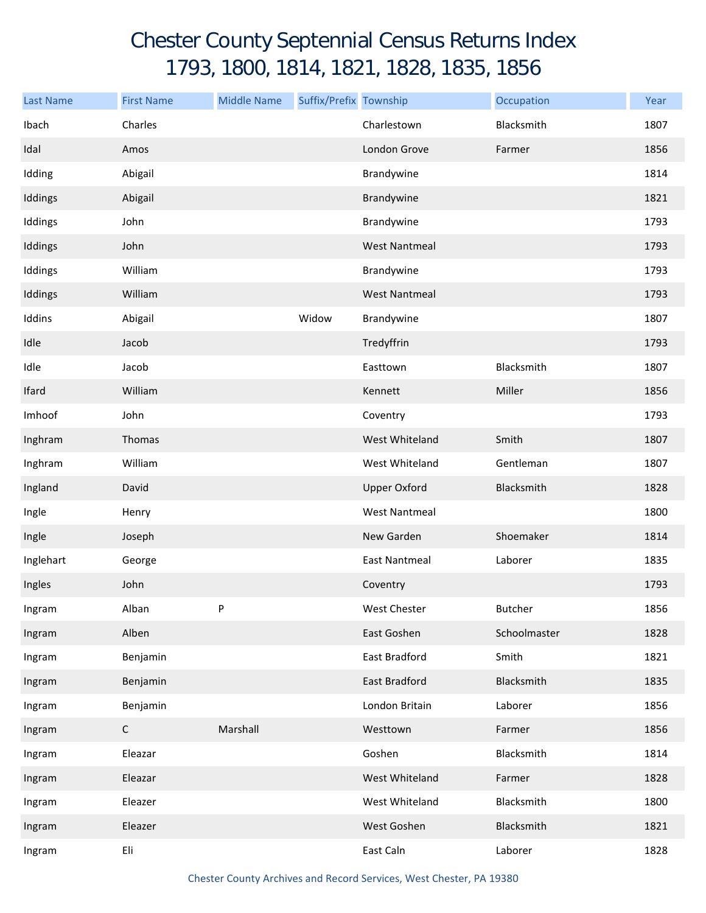# Chester County Septennial Census Returns Index
# 1793, 1800, 1814, 1821, 1828, 1835, 1856

| Last Name | First Name | Middle Name | Suffix/Prefix | Township | Occupation | Year |
|---|---|---|---|---|---|---|
| Ibach | Charles | | | Charlestown | Blacksmith | 1807 |
| Idal | Amos | | | London Grove | Farmer | 1856 |
| Idding | Abigail | | | Brandywine | | 1814 |
| Iddings | Abigail | | | Brandywine | | 1821 |
| Iddings | John | | | Brandywine | | 1793 |
| Iddings | John | | | West Nantmeal | | 1793 |
| Iddings | William | | | Brandywine | | 1793 |
| Iddings | William | | | West Nantmeal | | 1793 |
| Iddins | Abigail | | Widow | Brandywine | | 1807 |
| Idle | Jacob | | | Tredyffrin | | 1793 |
| Idle | Jacob | | | Easttown | Blacksmith | 1807 |
| Ifard | William | | | Kennett | Miller | 1856 |
| Imhoof | John | | | Coventry | | 1793 |
| Inghram | Thomas | | | West Whiteland | Smith | 1807 |
| Inghram | William | | | West Whiteland | Gentleman | 1807 |
| Ingland | David | | | Upper Oxford | Blacksmith | 1828 |
| Ingle | Henry | | | West Nantmeal | | 1800 |
| Ingle | Joseph | | | New Garden | Shoemaker | 1814 |
| Inglehart | George | | | East Nantmeal | Laborer | 1835 |
| Ingles | John | | | Coventry | | 1793 |
| Ingram | Alban | P | | West Chester | Butcher | 1856 |
| Ingram | Alben | | | East Goshen | Schoolmaster | 1828 |
| Ingram | Benjamin | | | East Bradford | Smith | 1821 |
| Ingram | Benjamin | | | East Bradford | Blacksmith | 1835 |
| Ingram | Benjamin | | | London Britain | Laborer | 1856 |
| Ingram | C | Marshall | | Westtown | Farmer | 1856 |
| Ingram | Eleazar | | | Goshen | Blacksmith | 1814 |
| Ingram | Eleazar | | | West Whiteland | Farmer | 1828 |
| Ingram | Eleazer | | | West Whiteland | Blacksmith | 1800 |
| Ingram | Eleazer | | | West Goshen | Blacksmith | 1821 |
| Ingram | Eli | | | East Caln | Laborer | 1828 |

Chester County Archives and Record Services, West Chester, PA 19380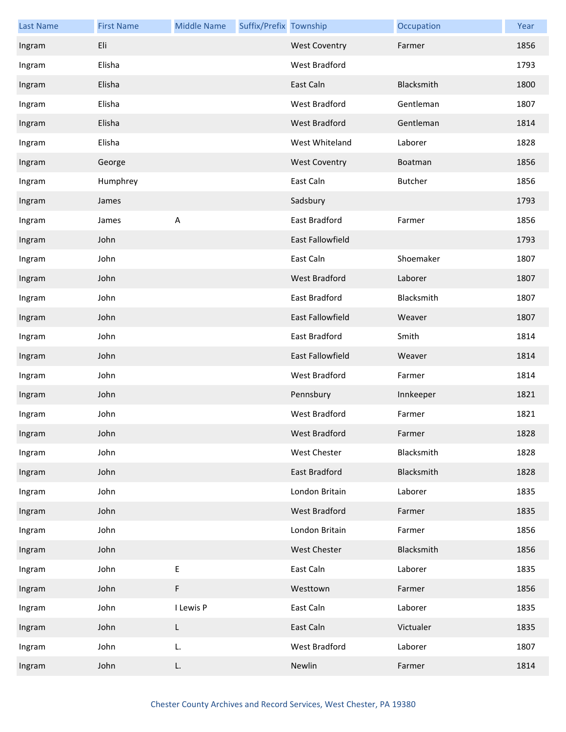| Last Name | First Name | Middle Name | Suffix/Prefix | Township | Occupation | Year |
|---|---|---|---|---|---|---|
| Ingram | Eli | | | West Coventry | Farmer | 1856 |
| Ingram | Elisha | | | West Bradford | | 1793 |
| Ingram | Elisha | | | East Caln | Blacksmith | 1800 |
| Ingram | Elisha | | | West Bradford | Gentleman | 1807 |
| Ingram | Elisha | | | West Bradford | Gentleman | 1814 |
| Ingram | Elisha | | | West Whiteland | Laborer | 1828 |
| Ingram | George | | | West Coventry | Boatman | 1856 |
| Ingram | Humphrey | | | East Caln | Butcher | 1856 |
| Ingram | James | | | Sadsbury | | 1793 |
| Ingram | James | A | | East Bradford | Farmer | 1856 |
| Ingram | John | | | East Fallowfield | | 1793 |
| Ingram | John | | | East Caln | Shoemaker | 1807 |
| Ingram | John | | | West Bradford | Laborer | 1807 |
| Ingram | John | | | East Bradford | Blacksmith | 1807 |
| Ingram | John | | | East Fallowfield | Weaver | 1807 |
| Ingram | John | | | East Bradford | Smith | 1814 |
| Ingram | John | | | East Fallowfield | Weaver | 1814 |
| Ingram | John | | | West Bradford | Farmer | 1814 |
| Ingram | John | | | Pennsbury | Innkeeper | 1821 |
| Ingram | John | | | West Bradford | Farmer | 1821 |
| Ingram | John | | | West Bradford | Farmer | 1828 |
| Ingram | John | | | West Chester | Blacksmith | 1828 |
| Ingram | John | | | East Bradford | Blacksmith | 1828 |
| Ingram | John | | | London Britain | Laborer | 1835 |
| Ingram | John | | | West Bradford | Farmer | 1835 |
| Ingram | John | | | London Britain | Farmer | 1856 |
| Ingram | John | | | West Chester | Blacksmith | 1856 |
| Ingram | John | E | | East Caln | Laborer | 1835 |
| Ingram | John | F | | Westtown | Farmer | 1856 |
| Ingram | John | I Lewis P | | East Caln | Laborer | 1835 |
| Ingram | John | L | | East Caln | Victualer | 1835 |
| Ingram | John | L. | | West Bradford | Laborer | 1807 |
| Ingram | John | L. | | Newlin | Farmer | 1814 |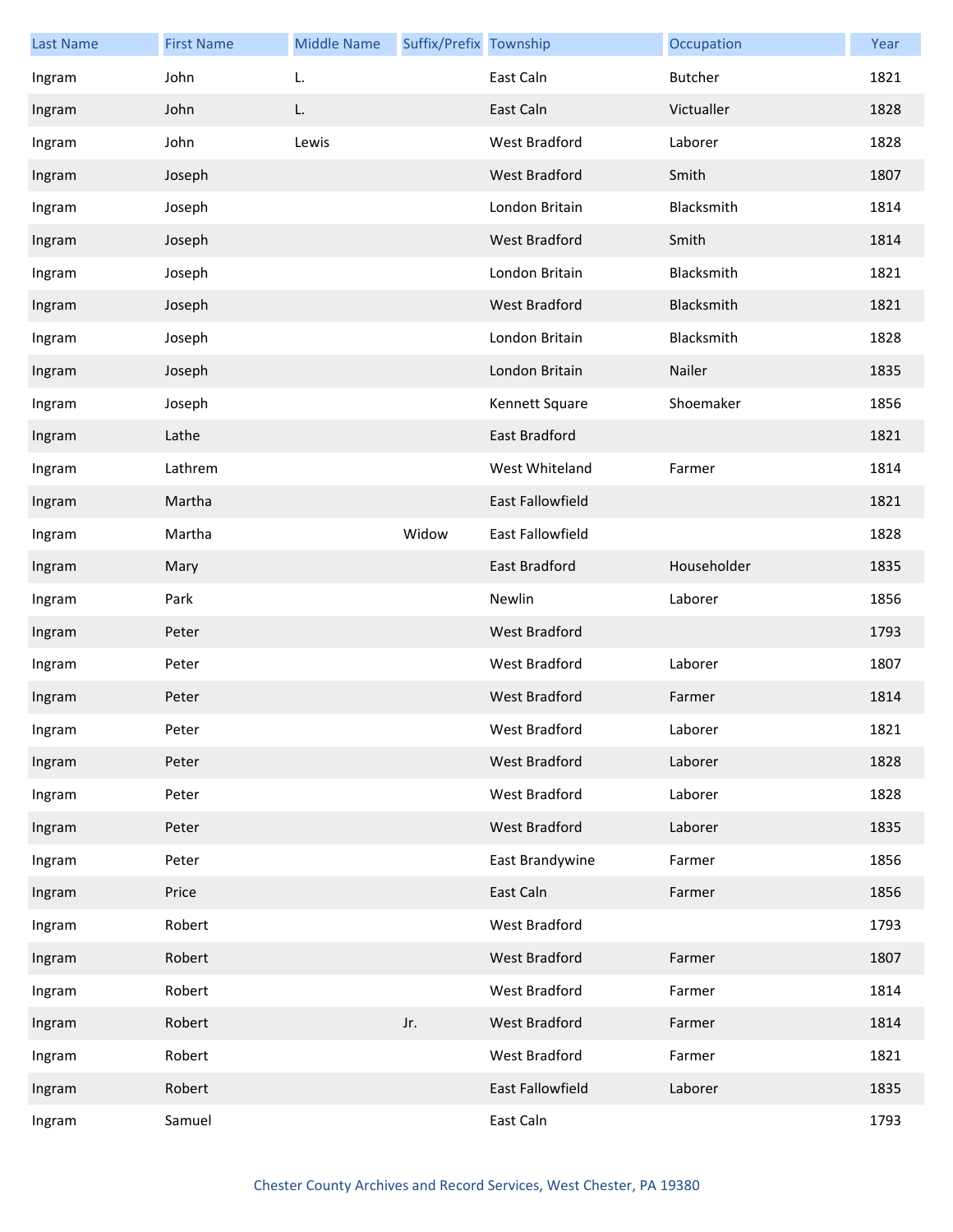| Last Name | First Name | Middle Name | Suffix/Prefix | Township | Occupation | Year |
|---|---|---|---|---|---|---|
| Ingram | John | L. | | East Caln | Butcher | 1821 |
| Ingram | John | L. | | East Caln | Victualler | 1828 |
| Ingram | John | Lewis | | West Bradford | Laborer | 1828 |
| Ingram | Joseph | | | West Bradford | Smith | 1807 |
| Ingram | Joseph | | | London Britain | Blacksmith | 1814 |
| Ingram | Joseph | | | West Bradford | Smith | 1814 |
| Ingram | Joseph | | | London Britain | Blacksmith | 1821 |
| Ingram | Joseph | | | West Bradford | Blacksmith | 1821 |
| Ingram | Joseph | | | London Britain | Blacksmith | 1828 |
| Ingram | Joseph | | | London Britain | Nailer | 1835 |
| Ingram | Joseph | | | Kennett Square | Shoemaker | 1856 |
| Ingram | Lathe | | | East Bradford | | 1821 |
| Ingram | Lathrem | | | West Whiteland | Farmer | 1814 |
| Ingram | Martha | | | East Fallowfield | | 1821 |
| Ingram | Martha | | Widow | East Fallowfield | | 1828 |
| Ingram | Mary | | | East Bradford | Householder | 1835 |
| Ingram | Park | | | Newlin | Laborer | 1856 |
| Ingram | Peter | | | West Bradford | | 1793 |
| Ingram | Peter | | | West Bradford | Laborer | 1807 |
| Ingram | Peter | | | West Bradford | Farmer | 1814 |
| Ingram | Peter | | | West Bradford | Laborer | 1821 |
| Ingram | Peter | | | West Bradford | Laborer | 1828 |
| Ingram | Peter | | | West Bradford | Laborer | 1828 |
| Ingram | Peter | | | West Bradford | Laborer | 1835 |
| Ingram | Peter | | | East Brandywine | Farmer | 1856 |
| Ingram | Price | | | East Caln | Farmer | 1856 |
| Ingram | Robert | | | West Bradford | | 1793 |
| Ingram | Robert | | | West Bradford | Farmer | 1807 |
| Ingram | Robert | | | West Bradford | Farmer | 1814 |
| Ingram | Robert | | Jr. | West Bradford | Farmer | 1814 |
| Ingram | Robert | | | West Bradford | Farmer | 1821 |
| Ingram | Robert | | | East Fallowfield | Laborer | 1835 |
| Ingram | Samuel | | | East Caln | | 1793 |

Chester County Archives and Record Services, West Chester, PA 19380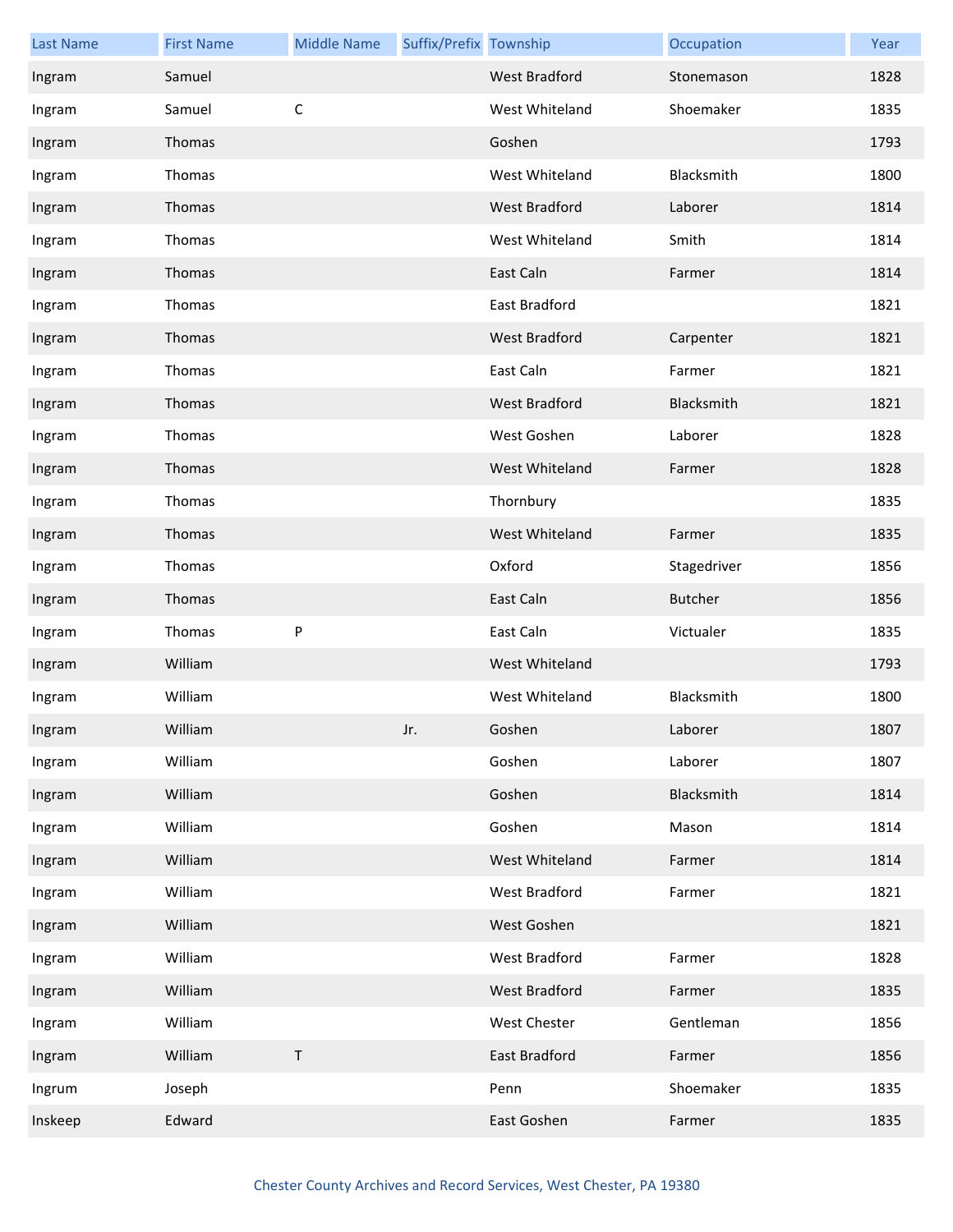| Last Name | First Name | Middle Name | Suffix/Prefix | Township | Occupation | Year |
|---|---|---|---|---|---|---|
| Ingram | Samuel | | | West Bradford | Stonemason | 1828 |
| Ingram | Samuel | C | | West Whiteland | Shoemaker | 1835 |
| Ingram | Thomas | | | Goshen | | 1793 |
| Ingram | Thomas | | | West Whiteland | Blacksmith | 1800 |
| Ingram | Thomas | | | West Bradford | Laborer | 1814 |
| Ingram | Thomas | | | West Whiteland | Smith | 1814 |
| Ingram | Thomas | | | East Caln | Farmer | 1814 |
| Ingram | Thomas | | | East Bradford | | 1821 |
| Ingram | Thomas | | | West Bradford | Carpenter | 1821 |
| Ingram | Thomas | | | East Caln | Farmer | 1821 |
| Ingram | Thomas | | | West Bradford | Blacksmith | 1821 |
| Ingram | Thomas | | | West Goshen | Laborer | 1828 |
| Ingram | Thomas | | | West Whiteland | Farmer | 1828 |
| Ingram | Thomas | | | Thornbury | | 1835 |
| Ingram | Thomas | | | West Whiteland | Farmer | 1835 |
| Ingram | Thomas | | | Oxford | Stagedriver | 1856 |
| Ingram | Thomas | | | East Caln | Butcher | 1856 |
| Ingram | Thomas | P | | East Caln | Victualer | 1835 |
| Ingram | William | | | West Whiteland | | 1793 |
| Ingram | William | | | West Whiteland | Blacksmith | 1800 |
| Ingram | William | | Jr. | Goshen | Laborer | 1807 |
| Ingram | William | | | Goshen | Laborer | 1807 |
| Ingram | William | | | Goshen | Blacksmith | 1814 |
| Ingram | William | | | Goshen | Mason | 1814 |
| Ingram | William | | | West Whiteland | Farmer | 1814 |
| Ingram | William | | | West Bradford | Farmer | 1821 |
| Ingram | William | | | West Goshen | | 1821 |
| Ingram | William | | | West Bradford | Farmer | 1828 |
| Ingram | William | | | West Bradford | Farmer | 1835 |
| Ingram | William | | | West Chester | Gentleman | 1856 |
| Ingram | William | T | | East Bradford | Farmer | 1856 |
| Ingrum | Joseph | | | Penn | Shoemaker | 1835 |
| Inskeep | Edward | | | East Goshen | Farmer | 1835 |

Chester County Archives and Record Services, West Chester, PA 19380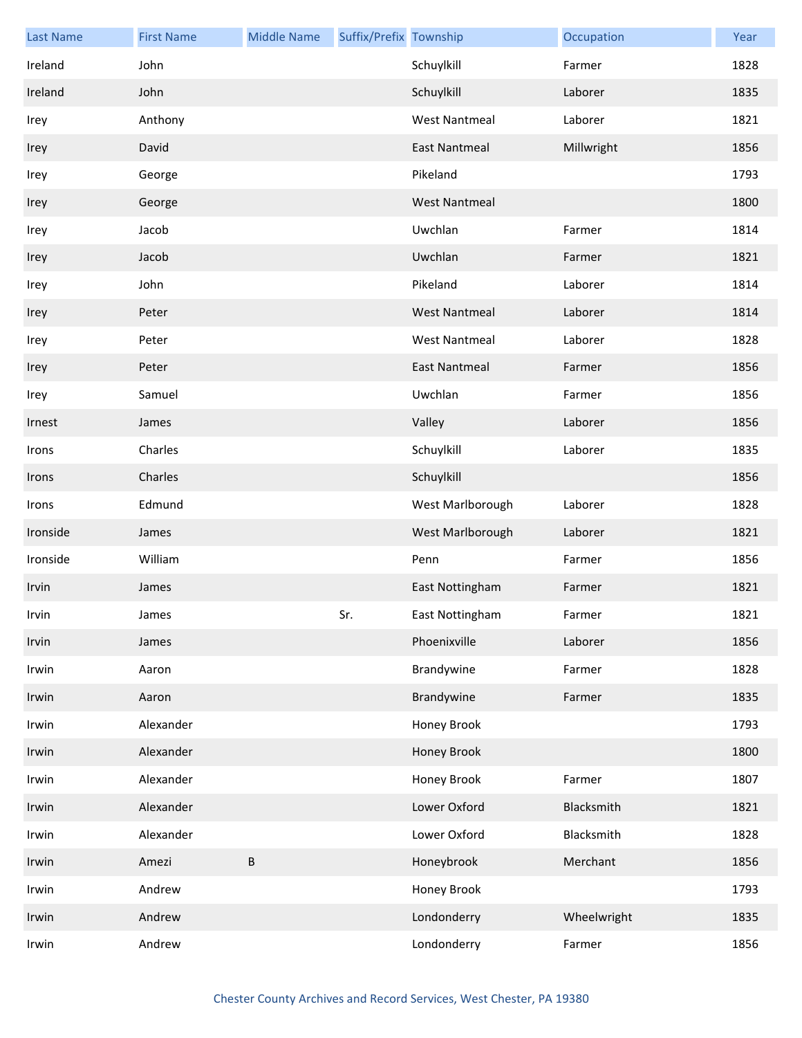| Last Name | First Name | Middle Name | Suffix/Prefix | Township | Occupation | Year |
|---|---|---|---|---|---|---|
| Ireland | John | | | Schuylkill | Farmer | 1828 |
| Ireland | John | | | Schuylkill | Laborer | 1835 |
| Irey | Anthony | | | West Nantmeal | Laborer | 1821 |
| Irey | David | | | East Nantmeal | Millwright | 1856 |
| Irey | George | | | Pikeland | | 1793 |
| Irey | George | | | West Nantmeal | | 1800 |
| Irey | Jacob | | | Uwchlan | Farmer | 1814 |
| Irey | Jacob | | | Uwchlan | Farmer | 1821 |
| Irey | John | | | Pikeland | Laborer | 1814 |
| Irey | Peter | | | West Nantmeal | Laborer | 1814 |
| Irey | Peter | | | West Nantmeal | Laborer | 1828 |
| Irey | Peter | | | East Nantmeal | Farmer | 1856 |
| Irey | Samuel | | | Uwchlan | Farmer | 1856 |
| Irnest | James | | | Valley | Laborer | 1856 |
| Irons | Charles | | | Schuylkill | Laborer | 1835 |
| Irons | Charles | | | Schuylkill | | 1856 |
| Irons | Edmund | | | West Marlborough | Laborer | 1828 |
| Ironside | James | | | West Marlborough | Laborer | 1821 |
| Ironside | William | | | Penn | Farmer | 1856 |
| Irvin | James | | | East Nottingham | Farmer | 1821 |
| Irvin | James | | Sr. | East Nottingham | Farmer | 1821 |
| Irvin | James | | | Phoenixville | Laborer | 1856 |
| Irwin | Aaron | | | Brandywine | Farmer | 1828 |
| Irwin | Aaron | | | Brandywine | Farmer | 1835 |
| Irwin | Alexander | | | Honey Brook | | 1793 |
| Irwin | Alexander | | | Honey Brook | | 1800 |
| Irwin | Alexander | | | Honey Brook | Farmer | 1807 |
| Irwin | Alexander | | | Lower Oxford | Blacksmith | 1821 |
| Irwin | Alexander | | | Lower Oxford | Blacksmith | 1828 |
| Irwin | Amezi | B | | Honeybrook | Merchant | 1856 |
| Irwin | Andrew | | | Honey Brook | | 1793 |
| Irwin | Andrew | | | Londonderry | Wheelwright | 1835 |
| Irwin | Andrew | | | Londonderry | Farmer | 1856 |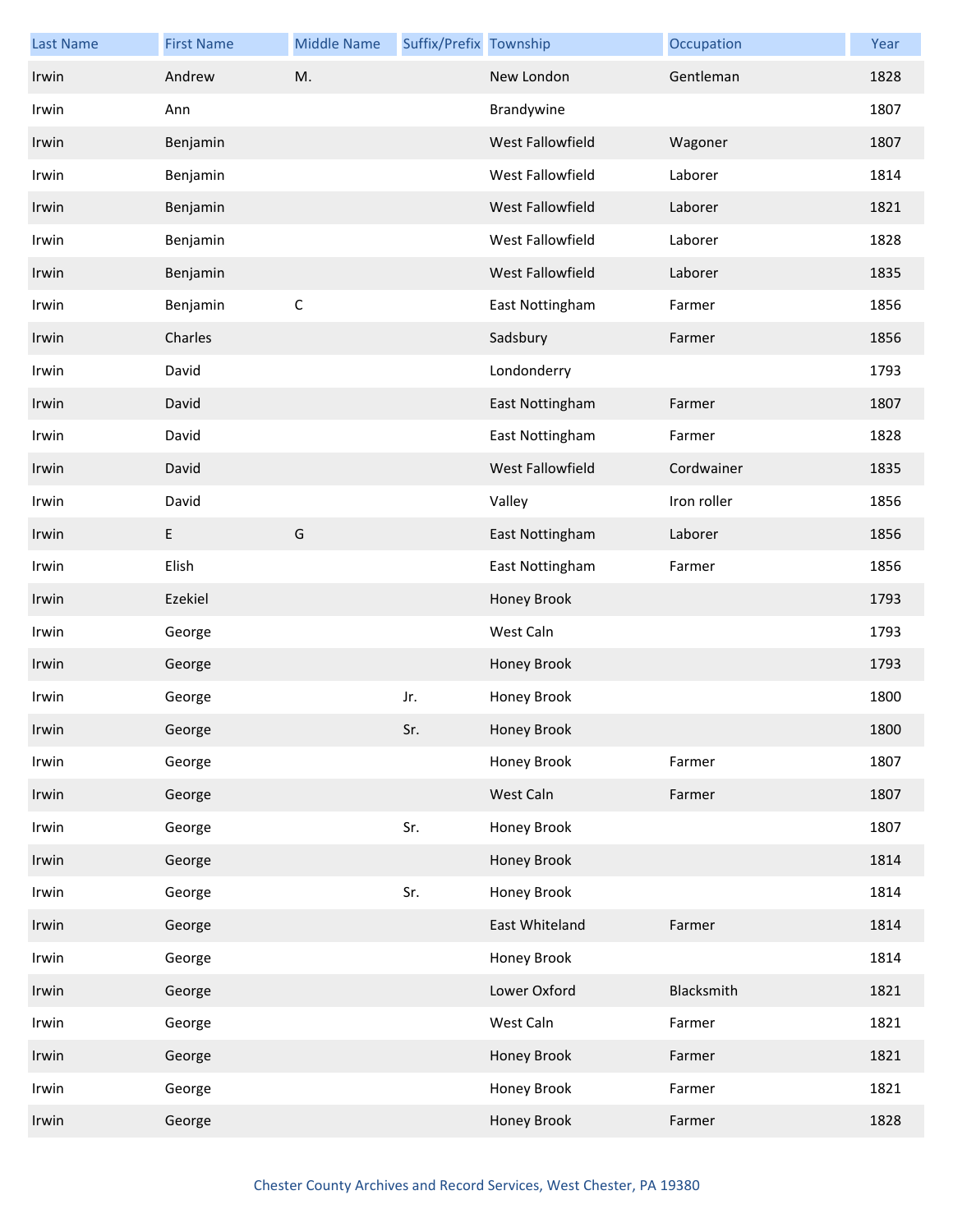| Last Name | First Name | Middle Name | Suffix/Prefix | Township | Occupation | Year |
|---|---|---|---|---|---|---|
| Irwin | Andrew | M. | | New London | Gentleman | 1828 |
| Irwin | Ann | | | Brandywine | | 1807 |
| Irwin | Benjamin | | | West Fallowfield | Wagoner | 1807 |
| Irwin | Benjamin | | | West Fallowfield | Laborer | 1814 |
| Irwin | Benjamin | | | West Fallowfield | Laborer | 1821 |
| Irwin | Benjamin | | | West Fallowfield | Laborer | 1828 |
| Irwin | Benjamin | | | West Fallowfield | Laborer | 1835 |
| Irwin | Benjamin | C | | East Nottingham | Farmer | 1856 |
| Irwin | Charles | | | Sadsbury | Farmer | 1856 |
| Irwin | David | | | Londonderry | | 1793 |
| Irwin | David | | | East Nottingham | Farmer | 1807 |
| Irwin | David | | | East Nottingham | Farmer | 1828 |
| Irwin | David | | | West Fallowfield | Cordwainer | 1835 |
| Irwin | David | | | Valley | Iron roller | 1856 |
| Irwin | E | G | | East Nottingham | Laborer | 1856 |
| Irwin | Elish | | | East Nottingham | Farmer | 1856 |
| Irwin | Ezekiel | | | Honey Brook | | 1793 |
| Irwin | George | | | West Caln | | 1793 |
| Irwin | George | | | Honey Brook | | 1793 |
| Irwin | George | | Jr. | Honey Brook | | 1800 |
| Irwin | George | | Sr. | Honey Brook | | 1800 |
| Irwin | George | | | Honey Brook | Farmer | 1807 |
| Irwin | George | | | West Caln | Farmer | 1807 |
| Irwin | George | | Sr. | Honey Brook | | 1807 |
| Irwin | George | | | Honey Brook | | 1814 |
| Irwin | George | | Sr. | Honey Brook | | 1814 |
| Irwin | George | | | East Whiteland | Farmer | 1814 |
| Irwin | George | | | Honey Brook | | 1814 |
| Irwin | George | | | Lower Oxford | Blacksmith | 1821 |
| Irwin | George | | | West Caln | Farmer | 1821 |
| Irwin | George | | | Honey Brook | Farmer | 1821 |
| Irwin | George | | | Honey Brook | Farmer | 1821 |
| Irwin | George | | | Honey Brook | Farmer | 1828 |

Chester County Archives and Record Services, West Chester, PA 19380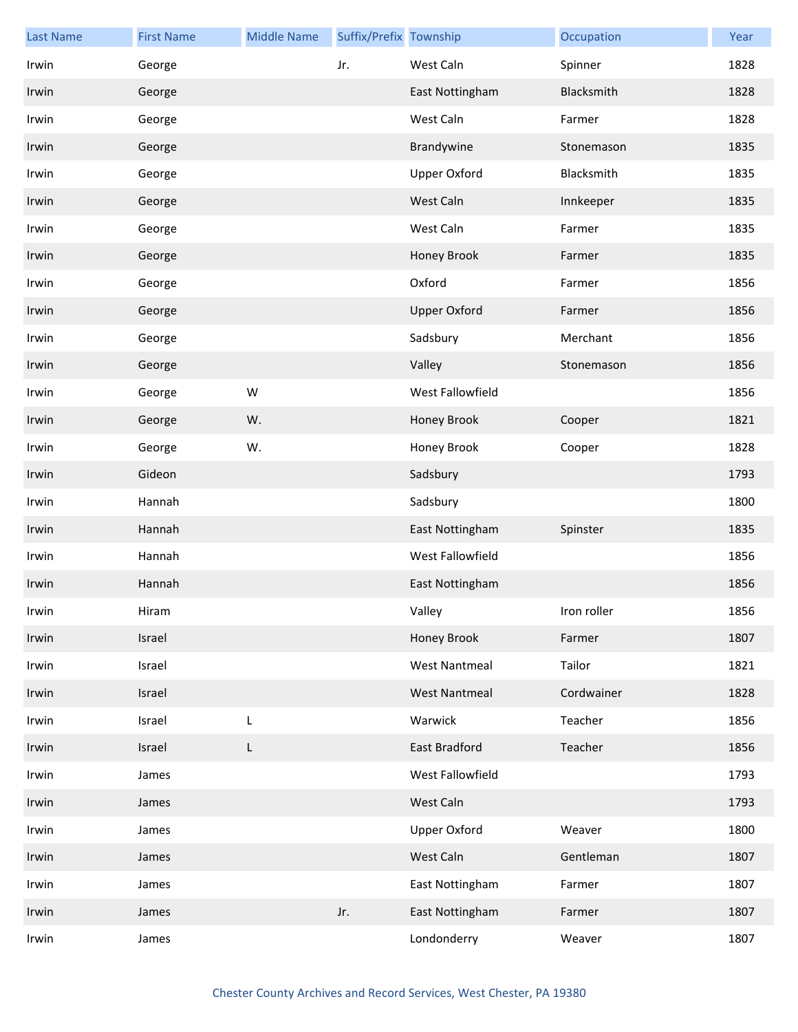| Last Name | First Name | Middle Name | Suffix/Prefix | Township | Occupation | Year |
| --- | --- | --- | --- | --- | --- | --- |
| Irwin | George | | Jr. | West Caln | Spinner | 1828 |
| Irwin | George | | | East Nottingham | Blacksmith | 1828 |
| Irwin | George | | | West Caln | Farmer | 1828 |
| Irwin | George | | | Brandywine | Stonemason | 1835 |
| Irwin | George | | | Upper Oxford | Blacksmith | 1835 |
| Irwin | George | | | West Caln | Innkeeper | 1835 |
| Irwin | George | | | West Caln | Farmer | 1835 |
| Irwin | George | | | Honey Brook | Farmer | 1835 |
| Irwin | George | | | Oxford | Farmer | 1856 |
| Irwin | George | | | Upper Oxford | Farmer | 1856 |
| Irwin | George | | | Sadsbury | Merchant | 1856 |
| Irwin | George | | | Valley | Stonemason | 1856 |
| Irwin | George | W | | West Fallowfield | | 1856 |
| Irwin | George | W. | | Honey Brook | Cooper | 1821 |
| Irwin | George | W. | | Honey Brook | Cooper | 1828 |
| Irwin | Gideon | | | Sadsbury | | 1793 |
| Irwin | Hannah | | | Sadsbury | | 1800 |
| Irwin | Hannah | | | East Nottingham | Spinster | 1835 |
| Irwin | Hannah | | | West Fallowfield | | 1856 |
| Irwin | Hannah | | | East Nottingham | | 1856 |
| Irwin | Hiram | | | Valley | Iron roller | 1856 |
| Irwin | Israel | | | Honey Brook | Farmer | 1807 |
| Irwin | Israel | | | West Nantmeal | Tailor | 1821 |
| Irwin | Israel | | | West Nantmeal | Cordwainer | 1828 |
| Irwin | Israel | L | | Warwick | Teacher | 1856 |
| Irwin | Israel | L | | East Bradford | Teacher | 1856 |
| Irwin | James | | | West Fallowfield | | 1793 |
| Irwin | James | | | West Caln | | 1793 |
| Irwin | James | | | Upper Oxford | Weaver | 1800 |
| Irwin | James | | | West Caln | Gentleman | 1807 |
| Irwin | James | | | East Nottingham | Farmer | 1807 |
| Irwin | James | | Jr. | East Nottingham | Farmer | 1807 |
| Irwin | James | | | Londonderry | Weaver | 1807 |

Chester County Archives and Record Services, West Chester, PA 19380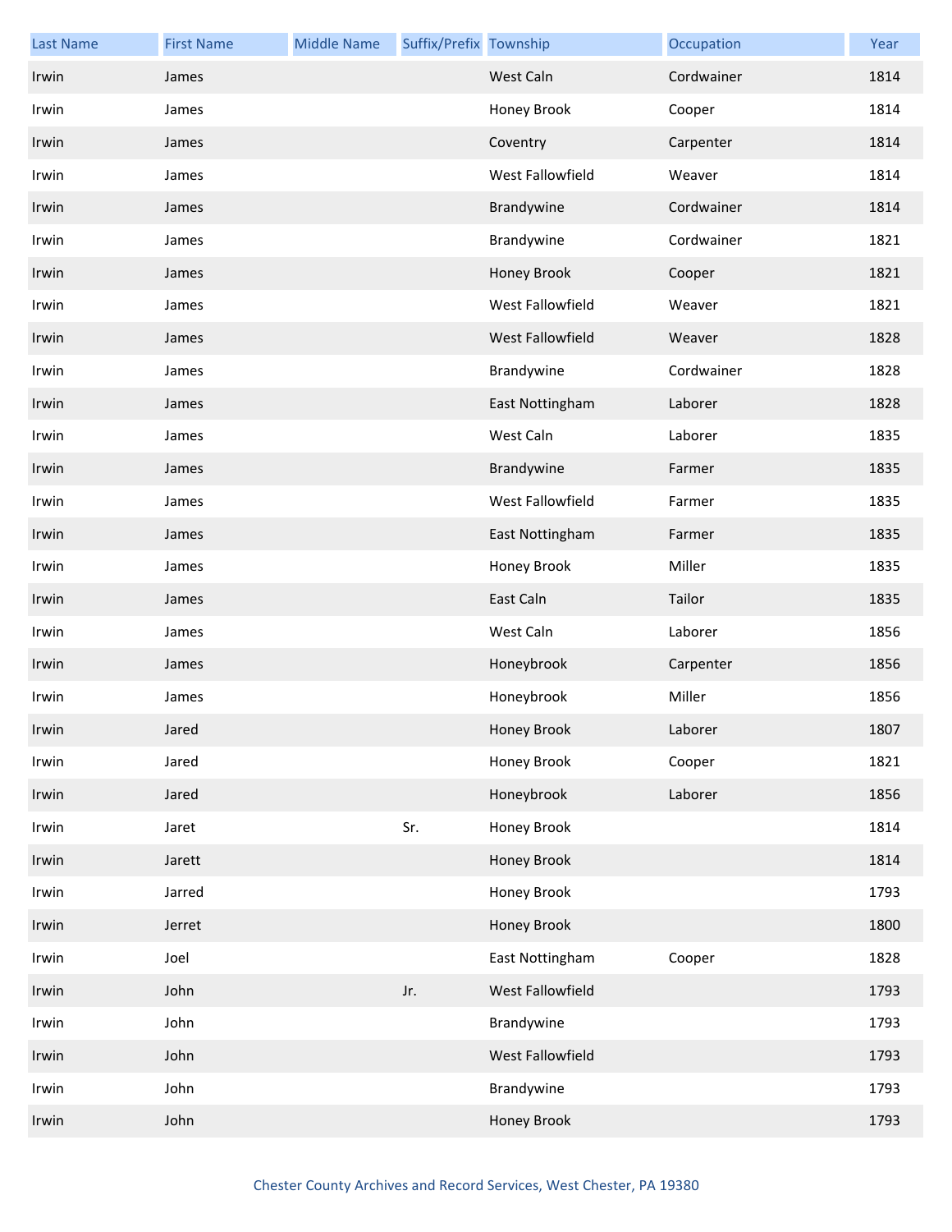| Last Name | First Name | Middle Name | Suffix/Prefix | Township | Occupation | Year |
|---|---|---|---|---|---|---|
| Irwin | James | | | West Caln | Cordwainer | 1814 |
| Irwin | James | | | Honey Brook | Cooper | 1814 |
| Irwin | James | | | Coventry | Carpenter | 1814 |
| Irwin | James | | | West Fallowfield | Weaver | 1814 |
| Irwin | James | | | Brandywine | Cordwainer | 1814 |
| Irwin | James | | | Brandywine | Cordwainer | 1821 |
| Irwin | James | | | Honey Brook | Cooper | 1821 |
| Irwin | James | | | West Fallowfield | Weaver | 1821 |
| Irwin | James | | | West Fallowfield | Weaver | 1828 |
| Irwin | James | | | Brandywine | Cordwainer | 1828 |
| Irwin | James | | | East Nottingham | Laborer | 1828 |
| Irwin | James | | | West Caln | Laborer | 1835 |
| Irwin | James | | | Brandywine | Farmer | 1835 |
| Irwin | James | | | West Fallowfield | Farmer | 1835 |
| Irwin | James | | | East Nottingham | Farmer | 1835 |
| Irwin | James | | | Honey Brook | Miller | 1835 |
| Irwin | James | | | East Caln | Tailor | 1835 |
| Irwin | James | | | West Caln | Laborer | 1856 |
| Irwin | James | | | Honeybrook | Carpenter | 1856 |
| Irwin | James | | | Honeybrook | Miller | 1856 |
| Irwin | Jared | | | Honey Brook | Laborer | 1807 |
| Irwin | Jared | | | Honey Brook | Cooper | 1821 |
| Irwin | Jared | | | Honeybrook | Laborer | 1856 |
| Irwin | Jaret | | Sr. | Honey Brook | | 1814 |
| Irwin | Jarett | | | Honey Brook | | 1814 |
| Irwin | Jarred | | | Honey Brook | | 1793 |
| Irwin | Jerret | | | Honey Brook | | 1800 |
| Irwin | Joel | | | East Nottingham | Cooper | 1828 |
| Irwin | John | | Jr. | West Fallowfield | | 1793 |
| Irwin | John | | | Brandywine | | 1793 |
| Irwin | John | | | West Fallowfield | | 1793 |
| Irwin | John | | | Brandywine | | 1793 |
| Irwin | John | | | Honey Brook | | 1793 |

Chester County Archives and Record Services, West Chester, PA 19380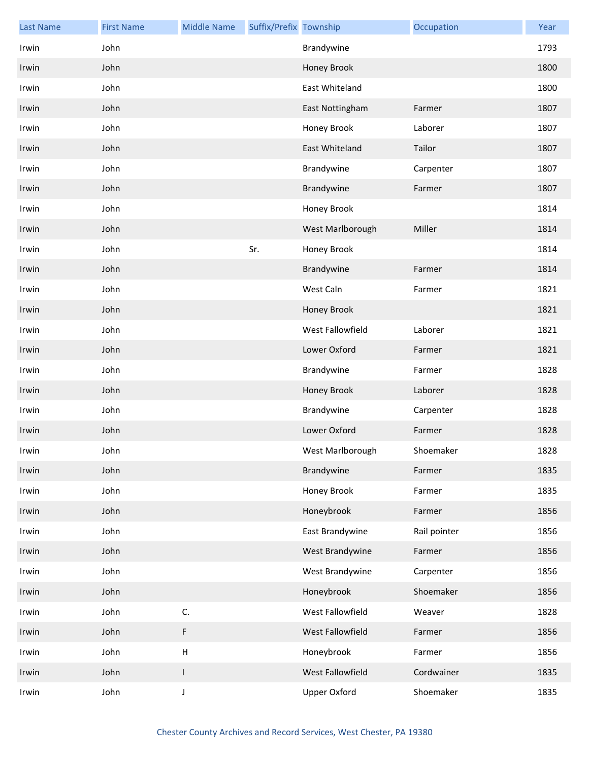| Last Name | First Name | Middle Name | Suffix/Prefix | Township | Occupation | Year |
|---|---|---|---|---|---|---|
| Irwin | John | | | Brandywine | | 1793 |
| Irwin | John | | | Honey Brook | | 1800 |
| Irwin | John | | | East Whiteland | | 1800 |
| Irwin | John | | | East Nottingham | Farmer | 1807 |
| Irwin | John | | | Honey Brook | Laborer | 1807 |
| Irwin | John | | | East Whiteland | Tailor | 1807 |
| Irwin | John | | | Brandywine | Carpenter | 1807 |
| Irwin | John | | | Brandywine | Farmer | 1807 |
| Irwin | John | | | Honey Brook | | 1814 |
| Irwin | John | | | West Marlborough | Miller | 1814 |
| Irwin | John | | Sr. | Honey Brook | | 1814 |
| Irwin | John | | | Brandywine | Farmer | 1814 |
| Irwin | John | | | West Caln | Farmer | 1821 |
| Irwin | John | | | Honey Brook | | 1821 |
| Irwin | John | | | West Fallowfield | Laborer | 1821 |
| Irwin | John | | | Lower Oxford | Farmer | 1821 |
| Irwin | John | | | Brandywine | Farmer | 1828 |
| Irwin | John | | | Honey Brook | Laborer | 1828 |
| Irwin | John | | | Brandywine | Carpenter | 1828 |
| Irwin | John | | | Lower Oxford | Farmer | 1828 |
| Irwin | John | | | West Marlborough | Shoemaker | 1828 |
| Irwin | John | | | Brandywine | Farmer | 1835 |
| Irwin | John | | | Honey Brook | Farmer | 1835 |
| Irwin | John | | | Honeybrook | Farmer | 1856 |
| Irwin | John | | | East Brandywine | Rail pointer | 1856 |
| Irwin | John | | | West Brandywine | Farmer | 1856 |
| Irwin | John | | | West Brandywine | Carpenter | 1856 |
| Irwin | John | | | Honeybrook | Shoemaker | 1856 |
| Irwin | John | C. | | West Fallowfield | Weaver | 1828 |
| Irwin | John | F | | West Fallowfield | Farmer | 1856 |
| Irwin | John | H | | Honeybrook | Farmer | 1856 |
| Irwin | John | I | | West Fallowfield | Cordwainer | 1835 |
| Irwin | John | J | | Upper Oxford | Shoemaker | 1835 |

Chester County Archives and Record Services, West Chester, PA 19380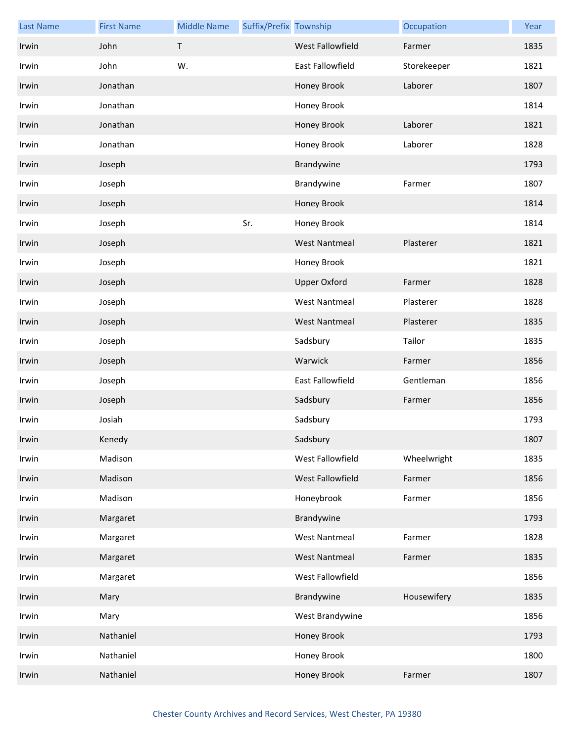| Last Name | First Name | Middle Name | Suffix/Prefix | Township | Occupation | Year |
|---|---|---|---|---|---|---|
| Irwin | John | T | | West Fallowfield | Farmer | 1835 |
| Irwin | John | W. | | East Fallowfield | Storekeeper | 1821 |
| Irwin | Jonathan | | | Honey Brook | Laborer | 1807 |
| Irwin | Jonathan | | | Honey Brook | | 1814 |
| Irwin | Jonathan | | | Honey Brook | Laborer | 1821 |
| Irwin | Jonathan | | | Honey Brook | Laborer | 1828 |
| Irwin | Joseph | | | Brandywine | | 1793 |
| Irwin | Joseph | | | Brandywine | Farmer | 1807 |
| Irwin | Joseph | | | Honey Brook | | 1814 |
| Irwin | Joseph | | Sr. | Honey Brook | | 1814 |
| Irwin | Joseph | | | West Nantmeal | Plasterer | 1821 |
| Irwin | Joseph | | | Honey Brook | | 1821 |
| Irwin | Joseph | | | Upper Oxford | Farmer | 1828 |
| Irwin | Joseph | | | West Nantmeal | Plasterer | 1828 |
| Irwin | Joseph | | | West Nantmeal | Plasterer | 1835 |
| Irwin | Joseph | | | Sadsbury | Tailor | 1835 |
| Irwin | Joseph | | | Warwick | Farmer | 1856 |
| Irwin | Joseph | | | East Fallowfield | Gentleman | 1856 |
| Irwin | Joseph | | | Sadsbury | Farmer | 1856 |
| Irwin | Josiah | | | Sadsbury | | 1793 |
| Irwin | Kenedy | | | Sadsbury | | 1807 |
| Irwin | Madison | | | West Fallowfield | Wheelwright | 1835 |
| Irwin | Madison | | | West Fallowfield | Farmer | 1856 |
| Irwin | Madison | | | Honeybrook | Farmer | 1856 |
| Irwin | Margaret | | | Brandywine | | 1793 |
| Irwin | Margaret | | | West Nantmeal | Farmer | 1828 |
| Irwin | Margaret | | | West Nantmeal | Farmer | 1835 |
| Irwin | Margaret | | | West Fallowfield | | 1856 |
| Irwin | Mary | | | Brandywine | Housewifery | 1835 |
| Irwin | Mary | | | West Brandywine | | 1856 |
| Irwin | Nathaniel | | | Honey Brook | | 1793 |
| Irwin | Nathaniel | | | Honey Brook | | 1800 |
| Irwin | Nathaniel | | | Honey Brook | Farmer | 1807 |

Chester County Archives and Record Services, West Chester, PA 19380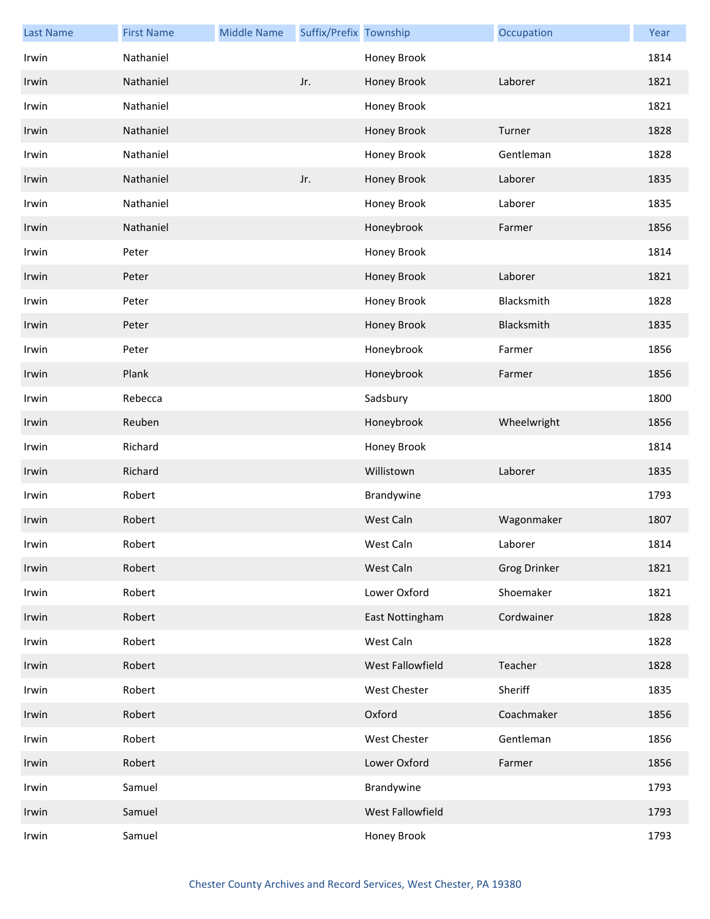| Last Name | First Name | Middle Name | Suffix/Prefix | Township | Occupation | Year |
|---|---|---|---|---|---|---|
| Irwin | Nathaniel | | | Honey Brook | | 1814 |
| Irwin | Nathaniel | | Jr. | Honey Brook | Laborer | 1821 |
| Irwin | Nathaniel | | | Honey Brook | | 1821 |
| Irwin | Nathaniel | | | Honey Brook | Turner | 1828 |
| Irwin | Nathaniel | | | Honey Brook | Gentleman | 1828 |
| Irwin | Nathaniel | | Jr. | Honey Brook | Laborer | 1835 |
| Irwin | Nathaniel | | | Honey Brook | Laborer | 1835 |
| Irwin | Nathaniel | | | Honeybrook | Farmer | 1856 |
| Irwin | Peter | | | Honey Brook | | 1814 |
| Irwin | Peter | | | Honey Brook | Laborer | 1821 |
| Irwin | Peter | | | Honey Brook | Blacksmith | 1828 |
| Irwin | Peter | | | Honey Brook | Blacksmith | 1835 |
| Irwin | Peter | | | Honeybrook | Farmer | 1856 |
| Irwin | Plank | | | Honeybrook | Farmer | 1856 |
| Irwin | Rebecca | | | Sadsbury | | 1800 |
| Irwin | Reuben | | | Honeybrook | Wheelwright | 1856 |
| Irwin | Richard | | | Honey Brook | | 1814 |
| Irwin | Richard | | | Willistown | Laborer | 1835 |
| Irwin | Robert | | | Brandywine | | 1793 |
| Irwin | Robert | | | West Caln | Wagonmaker | 1807 |
| Irwin | Robert | | | West Caln | Laborer | 1814 |
| Irwin | Robert | | | West Caln | Grog Drinker | 1821 |
| Irwin | Robert | | | Lower Oxford | Shoemaker | 1821 |
| Irwin | Robert | | | East Nottingham | Cordwainer | 1828 |
| Irwin | Robert | | | West Caln | | 1828 |
| Irwin | Robert | | | West Fallowfield | Teacher | 1828 |
| Irwin | Robert | | | West Chester | Sheriff | 1835 |
| Irwin | Robert | | | Oxford | Coachmaker | 1856 |
| Irwin | Robert | | | West Chester | Gentleman | 1856 |
| Irwin | Robert | | | Lower Oxford | Farmer | 1856 |
| Irwin | Samuel | | | Brandywine | | 1793 |
| Irwin | Samuel | | | West Fallowfield | | 1793 |
| Irwin | Samuel | | | Honey Brook | | 1793 |

Chester County Archives and Record Services, West Chester, PA 19380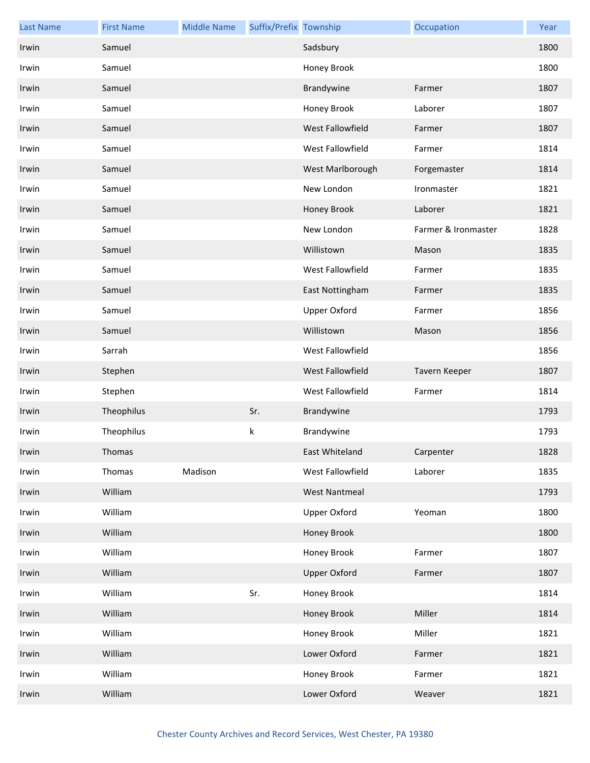| Last Name | First Name | Middle Name | Suffix/Prefix | Township | Occupation | Year |
|---|---|---|---|---|---|---|
| Irwin | Samuel | | | Sadsbury | | 1800 |
| Irwin | Samuel | | | Honey Brook | | 1800 |
| Irwin | Samuel | | | Brandywine | Farmer | 1807 |
| Irwin | Samuel | | | Honey Brook | Laborer | 1807 |
| Irwin | Samuel | | | West Fallowfield | Farmer | 1807 |
| Irwin | Samuel | | | West Fallowfield | Farmer | 1814 |
| Irwin | Samuel | | | West Marlborough | Forgemaster | 1814 |
| Irwin | Samuel | | | New London | Ironmaster | 1821 |
| Irwin | Samuel | | | Honey Brook | Laborer | 1821 |
| Irwin | Samuel | | | New London | Farmer & Ironmaster | 1828 |
| Irwin | Samuel | | | Willistown | Mason | 1835 |
| Irwin | Samuel | | | West Fallowfield | Farmer | 1835 |
| Irwin | Samuel | | | East Nottingham | Farmer | 1835 |
| Irwin | Samuel | | | Upper Oxford | Farmer | 1856 |
| Irwin | Samuel | | | Willistown | Mason | 1856 |
| Irwin | Sarrah | | | West Fallowfield | | 1856 |
| Irwin | Stephen | | | West Fallowfield | Tavern Keeper | 1807 |
| Irwin | Stephen | | | West Fallowfield | Farmer | 1814 |
| Irwin | Theophilus | | Sr. | Brandywine | | 1793 |
| Irwin | Theophilus | | k | Brandywine | | 1793 |
| Irwin | Thomas | | | East Whiteland | Carpenter | 1828 |
| Irwin | Thomas | Madison | | West Fallowfield | Laborer | 1835 |
| Irwin | William | | | West Nantmeal | | 1793 |
| Irwin | William | | | Upper Oxford | Yeoman | 1800 |
| Irwin | William | | | Honey Brook | | 1800 |
| Irwin | William | | | Honey Brook | Farmer | 1807 |
| Irwin | William | | | Upper Oxford | Farmer | 1807 |
| Irwin | William | | Sr. | Honey Brook | | 1814 |
| Irwin | William | | | Honey Brook | Miller | 1814 |
| Irwin | William | | | Honey Brook | Miller | 1821 |
| Irwin | William | | | Lower Oxford | Farmer | 1821 |
| Irwin | William | | | Honey Brook | Farmer | 1821 |
| Irwin | William | | | Lower Oxford | Weaver | 1821 |

Chester County Archives and Record Services, West Chester, PA 19380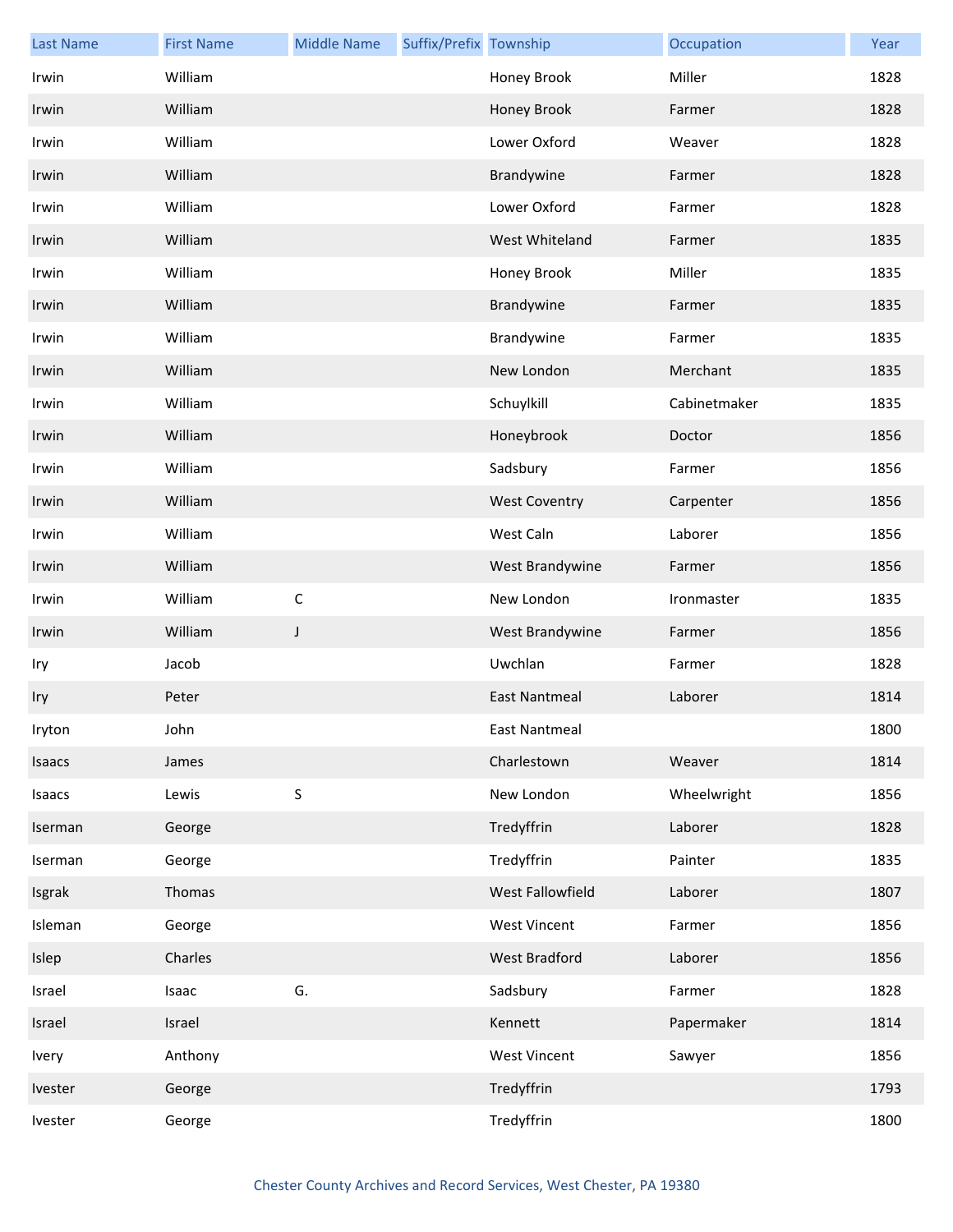| Last Name | First Name | Middle Name | Suffix/Prefix | Township | Occupation | Year |
| --- | --- | --- | --- | --- | --- | --- |
| Irwin | William | | | Honey Brook | Miller | 1828 |
| Irwin | William | | | Honey Brook | Farmer | 1828 |
| Irwin | William | | | Lower Oxford | Weaver | 1828 |
| Irwin | William | | | Brandywine | Farmer | 1828 |
| Irwin | William | | | Lower Oxford | Farmer | 1828 |
| Irwin | William | | | West Whiteland | Farmer | 1835 |
| Irwin | William | | | Honey Brook | Miller | 1835 |
| Irwin | William | | | Brandywine | Farmer | 1835 |
| Irwin | William | | | Brandywine | Farmer | 1835 |
| Irwin | William | | | New London | Merchant | 1835 |
| Irwin | William | | | Schuylkill | Cabinetmaker | 1835 |
| Irwin | William | | | Honeybrook | Doctor | 1856 |
| Irwin | William | | | Sadsbury | Farmer | 1856 |
| Irwin | William | | | West Coventry | Carpenter | 1856 |
| Irwin | William | | | West Caln | Laborer | 1856 |
| Irwin | William | | | West Brandywine | Farmer | 1856 |
| Irwin | William | C | | New London | Ironmaster | 1835 |
| Irwin | William | J | | West Brandywine | Farmer | 1856 |
| Iry | Jacob | | | Uwchlan | Farmer | 1828 |
| Iry | Peter | | | East Nantmeal | Laborer | 1814 |
| Iryton | John | | | East Nantmeal | | 1800 |
| Isaacs | James | | | Charlestown | Weaver | 1814 |
| Isaacs | Lewis | S | | New London | Wheelwright | 1856 |
| Iserman | George | | | Tredyffrin | Laborer | 1828 |
| Iserman | George | | | Tredyffrin | Painter | 1835 |
| Isgrak | Thomas | | | West Fallowfield | Laborer | 1807 |
| Isleman | George | | | West Vincent | Farmer | 1856 |
| Islep | Charles | | | West Bradford | Laborer | 1856 |
| Israel | Isaac | G. | | Sadsbury | Farmer | 1828 |
| Israel | Israel | | | Kennett | Papermaker | 1814 |
| Ivery | Anthony | | | West Vincent | Sawyer | 1856 |
| Ivester | George | | | Tredyffrin | | 1793 |
| Ivester | George | | | Tredyffrin | | 1800 |

Chester County Archives and Record Services, West Chester, PA 19380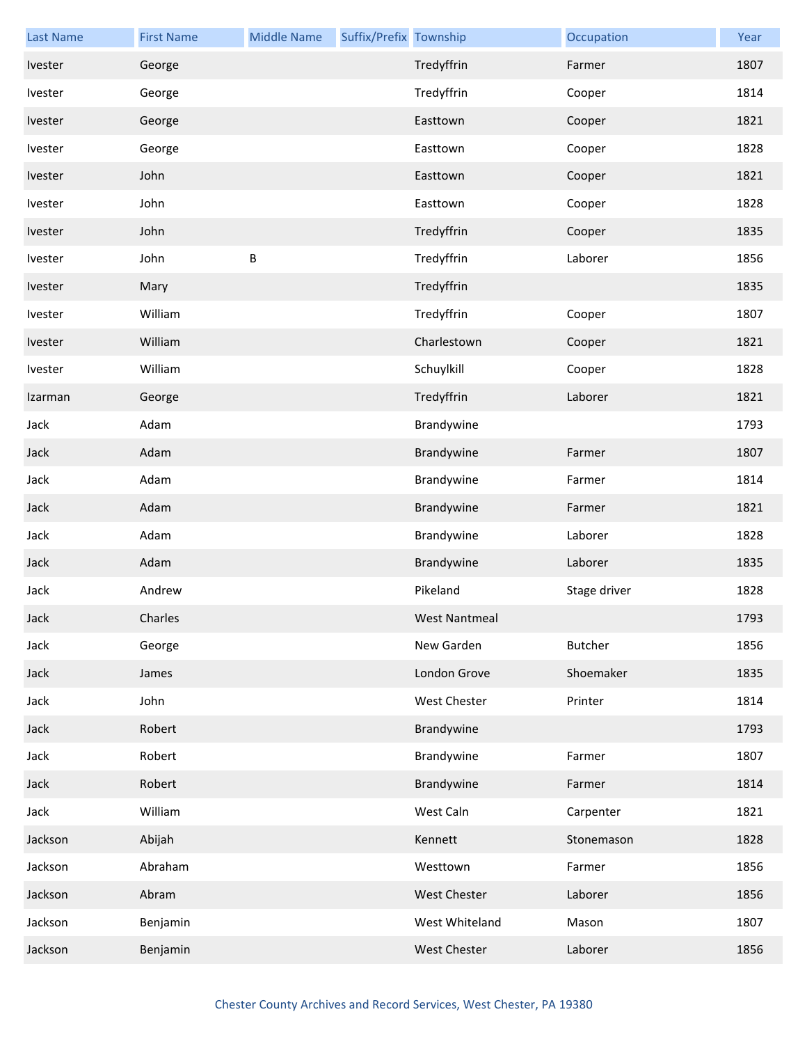| Last Name | First Name | Middle Name | Suffix/Prefix | Township | Occupation | Year |
| --- | --- | --- | --- | --- | --- | --- |
| Ivester | George | | | Tredyffrin | Farmer | 1807 |
| Ivester | George | | | Tredyffrin | Cooper | 1814 |
| Ivester | George | | | Easttown | Cooper | 1821 |
| Ivester | George | | | Easttown | Cooper | 1828 |
| Ivester | John | | | Easttown | Cooper | 1821 |
| Ivester | John | | | Easttown | Cooper | 1828 |
| Ivester | John | | | Tredyffrin | Cooper | 1835 |
| Ivester | John | B | | Tredyffrin | Laborer | 1856 |
| Ivester | Mary | | | Tredyffrin | | 1835 |
| Ivester | William | | | Tredyffrin | Cooper | 1807 |
| Ivester | William | | | Charlestown | Cooper | 1821 |
| Ivester | William | | | Schuylkill | Cooper | 1828 |
| Izarman | George | | | Tredyffrin | Laborer | 1821 |
| Jack | Adam | | | Brandywine | | 1793 |
| Jack | Adam | | | Brandywine | Farmer | 1807 |
| Jack | Adam | | | Brandywine | Farmer | 1814 |
| Jack | Adam | | | Brandywine | Farmer | 1821 |
| Jack | Adam | | | Brandywine | Laborer | 1828 |
| Jack | Adam | | | Brandywine | Laborer | 1835 |
| Jack | Andrew | | | Pikeland | Stage driver | 1828 |
| Jack | Charles | | | West Nantmeal | | 1793 |
| Jack | George | | | New Garden | Butcher | 1856 |
| Jack | James | | | London Grove | Shoemaker | 1835 |
| Jack | John | | | West Chester | Printer | 1814 |
| Jack | Robert | | | Brandywine | | 1793 |
| Jack | Robert | | | Brandywine | Farmer | 1807 |
| Jack | Robert | | | Brandywine | Farmer | 1814 |
| Jack | William | | | West Caln | Carpenter | 1821 |
| Jackson | Abijah | | | Kennett | Stonemason | 1828 |
| Jackson | Abraham | | | Westtown | Farmer | 1856 |
| Jackson | Abram | | | West Chester | Laborer | 1856 |
| Jackson | Benjamin | | | West Whiteland | Mason | 1807 |
| Jackson | Benjamin | | | West Chester | Laborer | 1856 |

Chester County Archives and Record Services, West Chester, PA 19380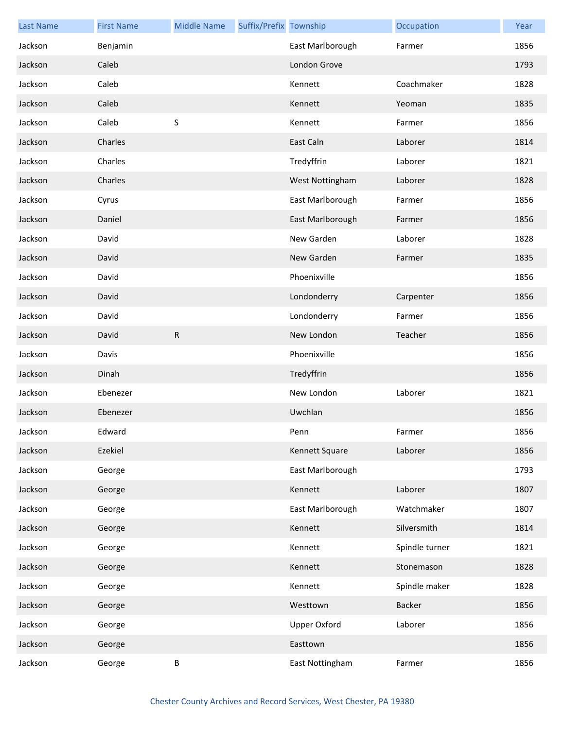| Last Name | First Name | Middle Name | Suffix/Prefix | Township | Occupation | Year |
|---|---|---|---|---|---|---|
| Jackson | Benjamin | | | East Marlborough | Farmer | 1856 |
| Jackson | Caleb | | | London Grove | | 1793 |
| Jackson | Caleb | | | Kennett | Coachmaker | 1828 |
| Jackson | Caleb | | | Kennett | Yeoman | 1835 |
| Jackson | Caleb | S | | Kennett | Farmer | 1856 |
| Jackson | Charles | | | East Caln | Laborer | 1814 |
| Jackson | Charles | | | Tredyffrin | Laborer | 1821 |
| Jackson | Charles | | | West Nottingham | Laborer | 1828 |
| Jackson | Cyrus | | | East Marlborough | Farmer | 1856 |
| Jackson | Daniel | | | East Marlborough | Farmer | 1856 |
| Jackson | David | | | New Garden | Laborer | 1828 |
| Jackson | David | | | New Garden | Farmer | 1835 |
| Jackson | David | | | Phoenixville | | 1856 |
| Jackson | David | | | Londonderry | Carpenter | 1856 |
| Jackson | David | | | Londonderry | Farmer | 1856 |
| Jackson | David | R | | New London | Teacher | 1856 |
| Jackson | Davis | | | Phoenixville | | 1856 |
| Jackson | Dinah | | | Tredyffrin | | 1856 |
| Jackson | Ebenezer | | | New London | Laborer | 1821 |
| Jackson | Ebenezer | | | Uwchlan | | 1856 |
| Jackson | Edward | | | Penn | Farmer | 1856 |
| Jackson | Ezekiel | | | Kennett Square | Laborer | 1856 |
| Jackson | George | | | East Marlborough | | 1793 |
| Jackson | George | | | Kennett | Laborer | 1807 |
| Jackson | George | | | East Marlborough | Watchmaker | 1807 |
| Jackson | George | | | Kennett | Silversmith | 1814 |
| Jackson | George | | | Kennett | Spindle turner | 1821 |
| Jackson | George | | | Kennett | Stonemason | 1828 |
| Jackson | George | | | Kennett | Spindle maker | 1828 |
| Jackson | George | | | Westtown | Backer | 1856 |
| Jackson | George | | | Upper Oxford | Laborer | 1856 |
| Jackson | George | | | Easttown | | 1856 |
| Jackson | George | B | | East Nottingham | Farmer | 1856 |

Chester County Archives and Record Services, West Chester, PA 19380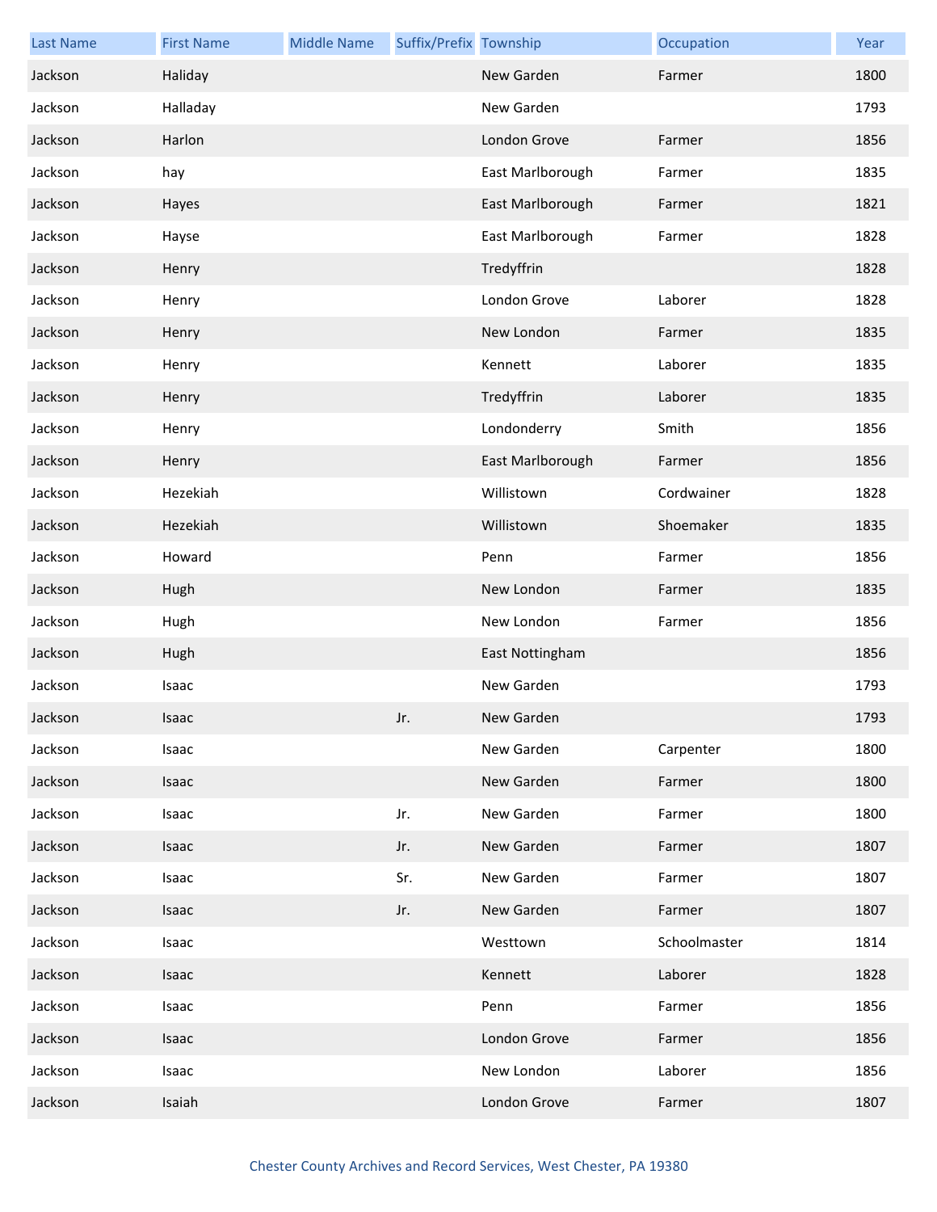| Last Name | First Name | Middle Name | Suffix/Prefix | Township | Occupation | Year |
|---|---|---|---|---|---|---|
| Jackson | Haliday | | | New Garden | Farmer | 1800 |
| Jackson | Halladay | | | New Garden | | 1793 |
| Jackson | Harlon | | | London Grove | Farmer | 1856 |
| Jackson | hay | | | East Marlborough | Farmer | 1835 |
| Jackson | Hayes | | | East Marlborough | Farmer | 1821 |
| Jackson | Hayse | | | East Marlborough | Farmer | 1828 |
| Jackson | Henry | | | Tredyffrin | | 1828 |
| Jackson | Henry | | | London Grove | Laborer | 1828 |
| Jackson | Henry | | | New London | Farmer | 1835 |
| Jackson | Henry | | | Kennett | Laborer | 1835 |
| Jackson | Henry | | | Tredyffrin | Laborer | 1835 |
| Jackson | Henry | | | Londonderry | Smith | 1856 |
| Jackson | Henry | | | East Marlborough | Farmer | 1856 |
| Jackson | Hezekiah | | | Willistown | Cordwainer | 1828 |
| Jackson | Hezekiah | | | Willistown | Shoemaker | 1835 |
| Jackson | Howard | | | Penn | Farmer | 1856 |
| Jackson | Hugh | | | New London | Farmer | 1835 |
| Jackson | Hugh | | | New London | Farmer | 1856 |
| Jackson | Hugh | | | East Nottingham | | 1856 |
| Jackson | Isaac | | | New Garden | | 1793 |
| Jackson | Isaac | | Jr. | New Garden | | 1793 |
| Jackson | Isaac | | | New Garden | Carpenter | 1800 |
| Jackson | Isaac | | | New Garden | Farmer | 1800 |
| Jackson | Isaac | | Jr. | New Garden | Farmer | 1800 |
| Jackson | Isaac | | Jr. | New Garden | Farmer | 1807 |
| Jackson | Isaac | | Sr. | New Garden | Farmer | 1807 |
| Jackson | Isaac | | Jr. | New Garden | Farmer | 1807 |
| Jackson | Isaac | | | Westtown | Schoolmaster | 1814 |
| Jackson | Isaac | | | Kennett | Laborer | 1828 |
| Jackson | Isaac | | | Penn | Farmer | 1856 |
| Jackson | Isaac | | | London Grove | Farmer | 1856 |
| Jackson | Isaac | | | New London | Laborer | 1856 |
| Jackson | Isaiah | | | London Grove | Farmer | 1807 |

Chester County Archives and Record Services, West Chester, PA 19380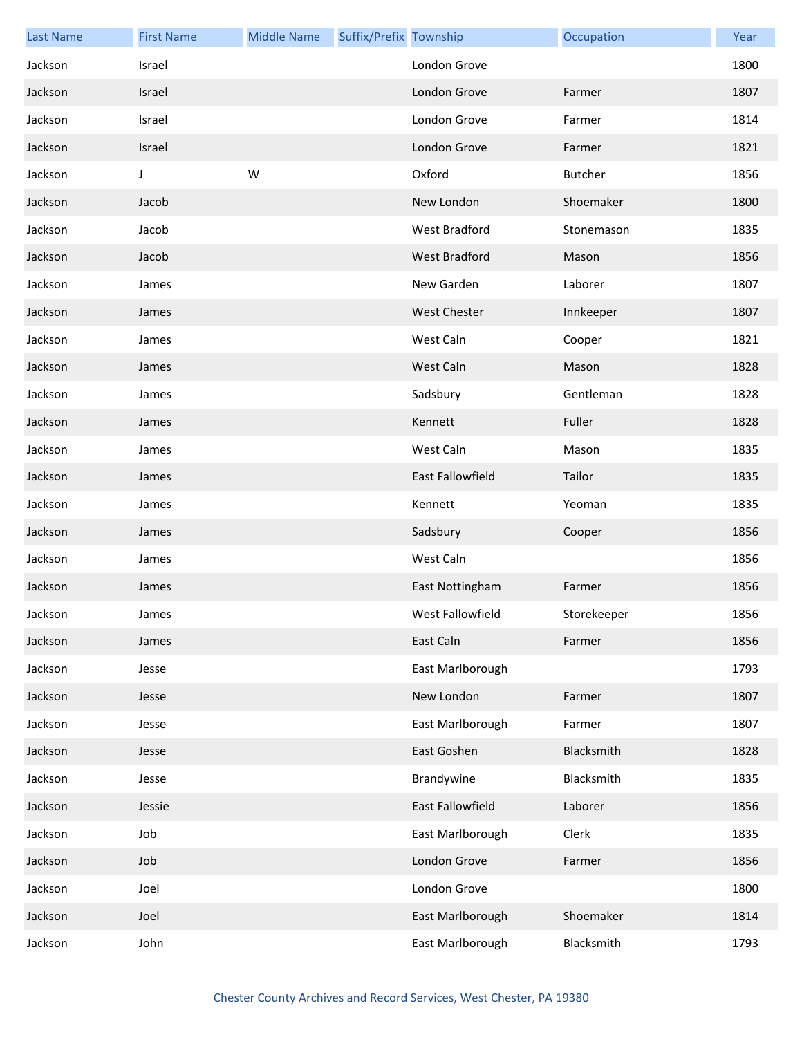| Last Name | First Name | Middle Name | Suffix/Prefix | Township | Occupation | Year |
|---|---|---|---|---|---|---|
| Jackson | Israel | | | London Grove | | 1800 |
| Jackson | Israel | | | London Grove | Farmer | 1807 |
| Jackson | Israel | | | London Grove | Farmer | 1814 |
| Jackson | Israel | | | London Grove | Farmer | 1821 |
| Jackson | J | W | | Oxford | Butcher | 1856 |
| Jackson | Jacob | | | New London | Shoemaker | 1800 |
| Jackson | Jacob | | | West Bradford | Stonemason | 1835 |
| Jackson | Jacob | | | West Bradford | Mason | 1856 |
| Jackson | James | | | New Garden | Laborer | 1807 |
| Jackson | James | | | West Chester | Innkeeper | 1807 |
| Jackson | James | | | West Caln | Cooper | 1821 |
| Jackson | James | | | West Caln | Mason | 1828 |
| Jackson | James | | | Sadsbury | Gentleman | 1828 |
| Jackson | James | | | Kennett | Fuller | 1828 |
| Jackson | James | | | West Caln | Mason | 1835 |
| Jackson | James | | | East Fallowfield | Tailor | 1835 |
| Jackson | James | | | Kennett | Yeoman | 1835 |
| Jackson | James | | | Sadsbury | Cooper | 1856 |
| Jackson | James | | | West Caln | | 1856 |
| Jackson | James | | | East Nottingham | Farmer | 1856 |
| Jackson | James | | | West Fallowfield | Storekeeper | 1856 |
| Jackson | James | | | East Caln | Farmer | 1856 |
| Jackson | Jesse | | | East Marlborough | | 1793 |
| Jackson | Jesse | | | New London | Farmer | 1807 |
| Jackson | Jesse | | | East Marlborough | Farmer | 1807 |
| Jackson | Jesse | | | East Goshen | Blacksmith | 1828 |
| Jackson | Jesse | | | Brandywine | Blacksmith | 1835 |
| Jackson | Jessie | | | East Fallowfield | Laborer | 1856 |
| Jackson | Job | | | East Marlborough | Clerk | 1835 |
| Jackson | Job | | | London Grove | Farmer | 1856 |
| Jackson | Joel | | | London Grove | | 1800 |
| Jackson | Joel | | | East Marlborough | Shoemaker | 1814 |
| Jackson | John | | | East Marlborough | Blacksmith | 1793 |

Chester County Archives and Record Services, West Chester, PA 19380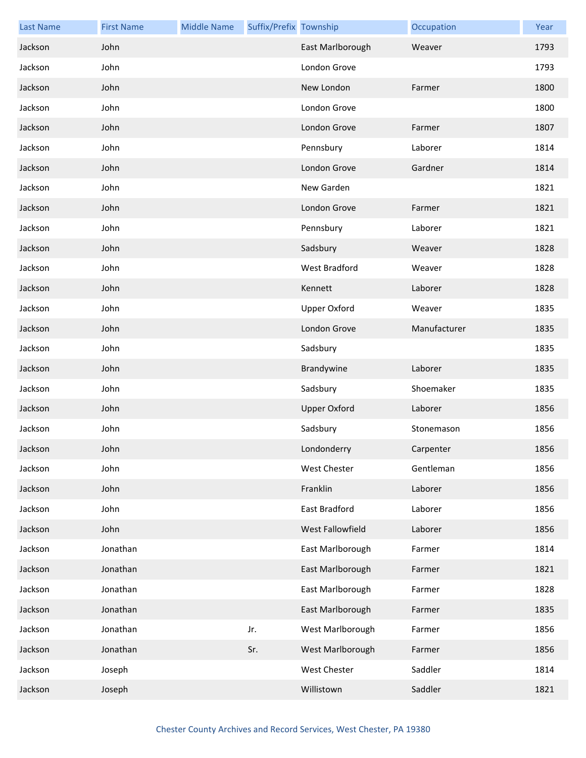| Last Name | First Name | Middle Name | Suffix/Prefix | Township | Occupation | Year |
|---|---|---|---|---|---|---|
| Jackson | John | | | East Marlborough | Weaver | 1793 |
| Jackson | John | | | London Grove | | 1793 |
| Jackson | John | | | New London | Farmer | 1800 |
| Jackson | John | | | London Grove | | 1800 |
| Jackson | John | | | London Grove | Farmer | 1807 |
| Jackson | John | | | Pennsbury | Laborer | 1814 |
| Jackson | John | | | London Grove | Gardner | 1814 |
| Jackson | John | | | New Garden | | 1821 |
| Jackson | John | | | London Grove | Farmer | 1821 |
| Jackson | John | | | Pennsbury | Laborer | 1821 |
| Jackson | John | | | Sadsbury | Weaver | 1828 |
| Jackson | John | | | West Bradford | Weaver | 1828 |
| Jackson | John | | | Kennett | Laborer | 1828 |
| Jackson | John | | | Upper Oxford | Weaver | 1835 |
| Jackson | John | | | London Grove | Manufacturer | 1835 |
| Jackson | John | | | Sadsbury | | 1835 |
| Jackson | John | | | Brandywine | Laborer | 1835 |
| Jackson | John | | | Sadsbury | Shoemaker | 1835 |
| Jackson | John | | | Upper Oxford | Laborer | 1856 |
| Jackson | John | | | Sadsbury | Stonemason | 1856 |
| Jackson | John | | | Londonderry | Carpenter | 1856 |
| Jackson | John | | | West Chester | Gentleman | 1856 |
| Jackson | John | | | Franklin | Laborer | 1856 |
| Jackson | John | | | East Bradford | Laborer | 1856 |
| Jackson | John | | | West Fallowfield | Laborer | 1856 |
| Jackson | Jonathan | | | East Marlborough | Farmer | 1814 |
| Jackson | Jonathan | | | East Marlborough | Farmer | 1821 |
| Jackson | Jonathan | | | East Marlborough | Farmer | 1828 |
| Jackson | Jonathan | | | East Marlborough | Farmer | 1835 |
| Jackson | Jonathan | | Jr. | West Marlborough | Farmer | 1856 |
| Jackson | Jonathan | | Sr. | West Marlborough | Farmer | 1856 |
| Jackson | Joseph | | | West Chester | Saddler | 1814 |
| Jackson | Joseph | | | Willistown | Saddler | 1821 |

Chester County Archives and Record Services, West Chester, PA 19380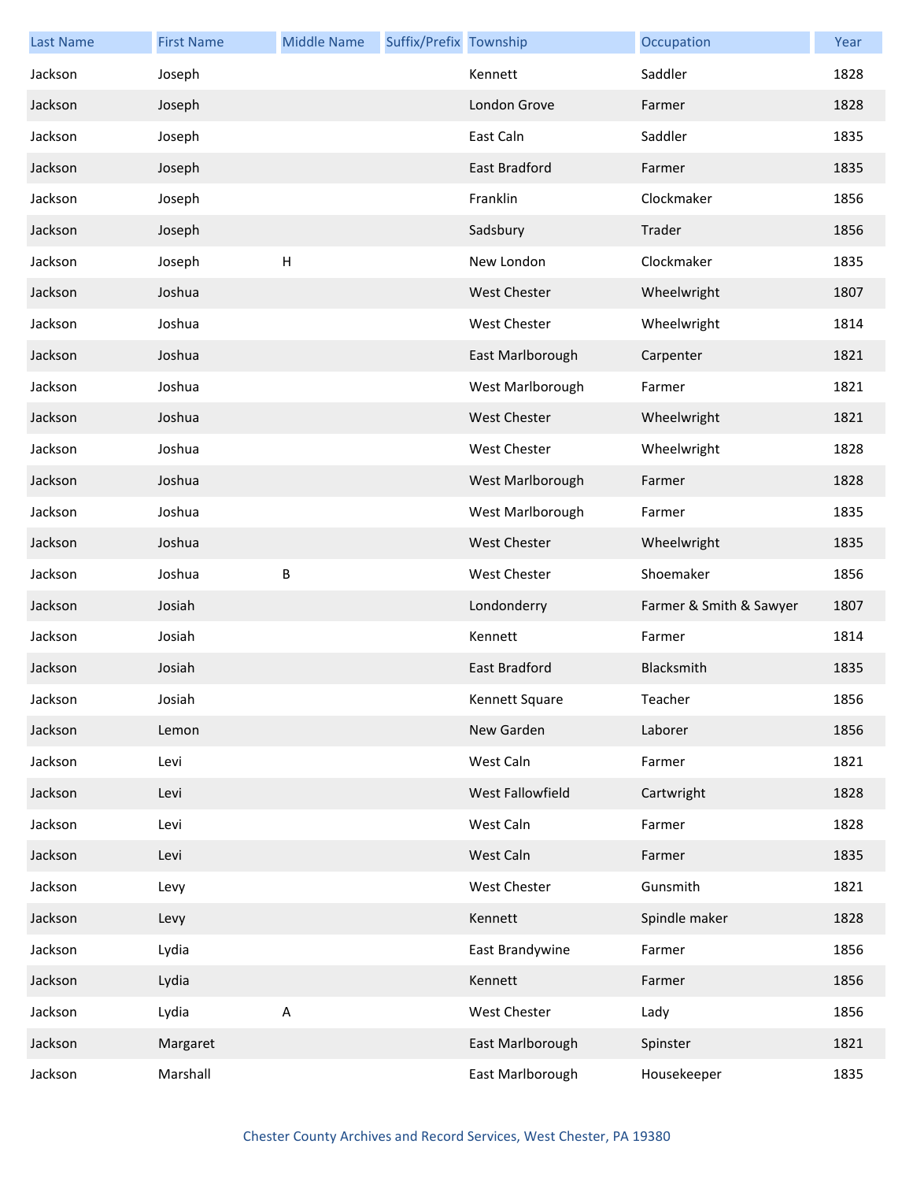| Last Name | First Name | Middle Name | Suffix/Prefix | Township | Occupation | Year |
|---|---|---|---|---|---|---|
| Jackson | Joseph | | | Kennett | Saddler | 1828 |
| Jackson | Joseph | | | London Grove | Farmer | 1828 |
| Jackson | Joseph | | | East Caln | Saddler | 1835 |
| Jackson | Joseph | | | East Bradford | Farmer | 1835 |
| Jackson | Joseph | | | Franklin | Clockmaker | 1856 |
| Jackson | Joseph | | | Sadsbury | Trader | 1856 |
| Jackson | Joseph | H | | New London | Clockmaker | 1835 |
| Jackson | Joshua | | | West Chester | Wheelwright | 1807 |
| Jackson | Joshua | | | West Chester | Wheelwright | 1814 |
| Jackson | Joshua | | | East Marlborough | Carpenter | 1821 |
| Jackson | Joshua | | | West Marlborough | Farmer | 1821 |
| Jackson | Joshua | | | West Chester | Wheelwright | 1821 |
| Jackson | Joshua | | | West Chester | Wheelwright | 1828 |
| Jackson | Joshua | | | West Marlborough | Farmer | 1828 |
| Jackson | Joshua | | | West Marlborough | Farmer | 1835 |
| Jackson | Joshua | | | West Chester | Wheelwright | 1835 |
| Jackson | Joshua | B | | West Chester | Shoemaker | 1856 |
| Jackson | Josiah | | | Londonderry | Farmer & Smith & Sawyer | 1807 |
| Jackson | Josiah | | | Kennett | Farmer | 1814 |
| Jackson | Josiah | | | East Bradford | Blacksmith | 1835 |
| Jackson | Josiah | | | Kennett Square | Teacher | 1856 |
| Jackson | Lemon | | | New Garden | Laborer | 1856 |
| Jackson | Levi | | | West Caln | Farmer | 1821 |
| Jackson | Levi | | | West Fallowfield | Cartwright | 1828 |
| Jackson | Levi | | | West Caln | Farmer | 1828 |
| Jackson | Levi | | | West Caln | Farmer | 1835 |
| Jackson | Levy | | | West Chester | Gunsmith | 1821 |
| Jackson | Levy | | | Kennett | Spindle maker | 1828 |
| Jackson | Lydia | | | East Brandywine | Farmer | 1856 |
| Jackson | Lydia | | | Kennett | Farmer | 1856 |
| Jackson | Lydia | A | | West Chester | Lady | 1856 |
| Jackson | Margaret | | | East Marlborough | Spinster | 1821 |
| Jackson | Marshall | | | East Marlborough | Housekeeper | 1835 |

Chester County Archives and Record Services, West Chester, PA 19380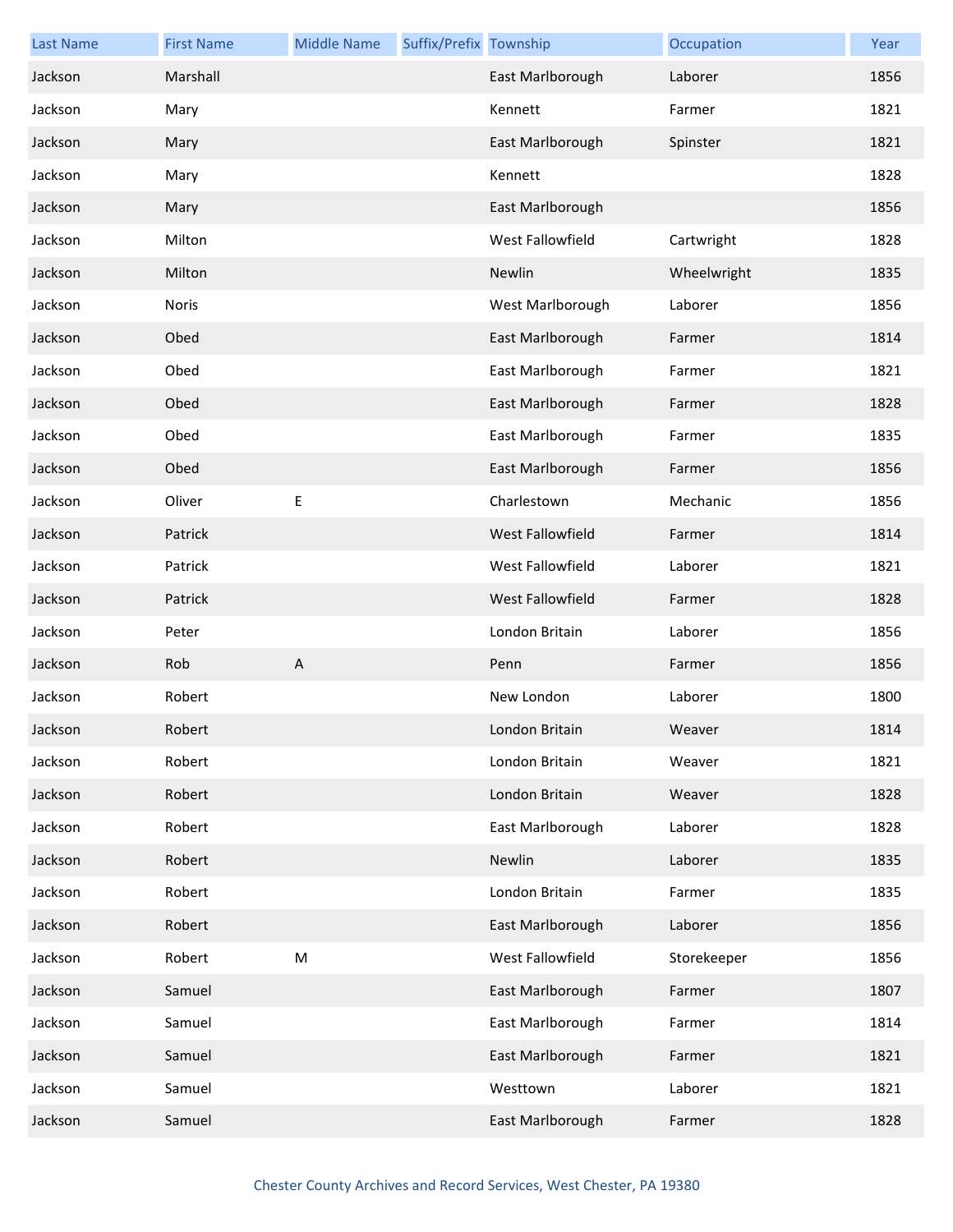| Last Name | First Name | Middle Name | Suffix/Prefix | Township | Occupation | Year |
| --- | --- | --- | --- | --- | --- | --- |
| Jackson | Marshall | | | East Marlborough | Laborer | 1856 |
| Jackson | Mary | | | Kennett | Farmer | 1821 |
| Jackson | Mary | | | East Marlborough | Spinster | 1821 |
| Jackson | Mary | | | Kennett | | 1828 |
| Jackson | Mary | | | East Marlborough | | 1856 |
| Jackson | Milton | | | West Fallowfield | Cartwright | 1828 |
| Jackson | Milton | | | Newlin | Wheelwright | 1835 |
| Jackson | Noris | | | West Marlborough | Laborer | 1856 |
| Jackson | Obed | | | East Marlborough | Farmer | 1814 |
| Jackson | Obed | | | East Marlborough | Farmer | 1821 |
| Jackson | Obed | | | East Marlborough | Farmer | 1828 |
| Jackson | Obed | | | East Marlborough | Farmer | 1835 |
| Jackson | Obed | | | East Marlborough | Farmer | 1856 |
| Jackson | Oliver | E | | Charlestown | Mechanic | 1856 |
| Jackson | Patrick | | | West Fallowfield | Farmer | 1814 |
| Jackson | Patrick | | | West Fallowfield | Laborer | 1821 |
| Jackson | Patrick | | | West Fallowfield | Farmer | 1828 |
| Jackson | Peter | | | London Britain | Laborer | 1856 |
| Jackson | Rob | A | | Penn | Farmer | 1856 |
| Jackson | Robert | | | New London | Laborer | 1800 |
| Jackson | Robert | | | London Britain | Weaver | 1814 |
| Jackson | Robert | | | London Britain | Weaver | 1821 |
| Jackson | Robert | | | London Britain | Weaver | 1828 |
| Jackson | Robert | | | East Marlborough | Laborer | 1828 |
| Jackson | Robert | | | Newlin | Laborer | 1835 |
| Jackson | Robert | | | London Britain | Farmer | 1835 |
| Jackson | Robert | | | East Marlborough | Laborer | 1856 |
| Jackson | Robert | M | | West Fallowfield | Storekeeper | 1856 |
| Jackson | Samuel | | | East Marlborough | Farmer | 1807 |
| Jackson | Samuel | | | East Marlborough | Farmer | 1814 |
| Jackson | Samuel | | | East Marlborough | Farmer | 1821 |
| Jackson | Samuel | | | Westtown | Laborer | 1821 |
| Jackson | Samuel | | | East Marlborough | Farmer | 1828 |

Chester County Archives and Record Services, West Chester, PA 19380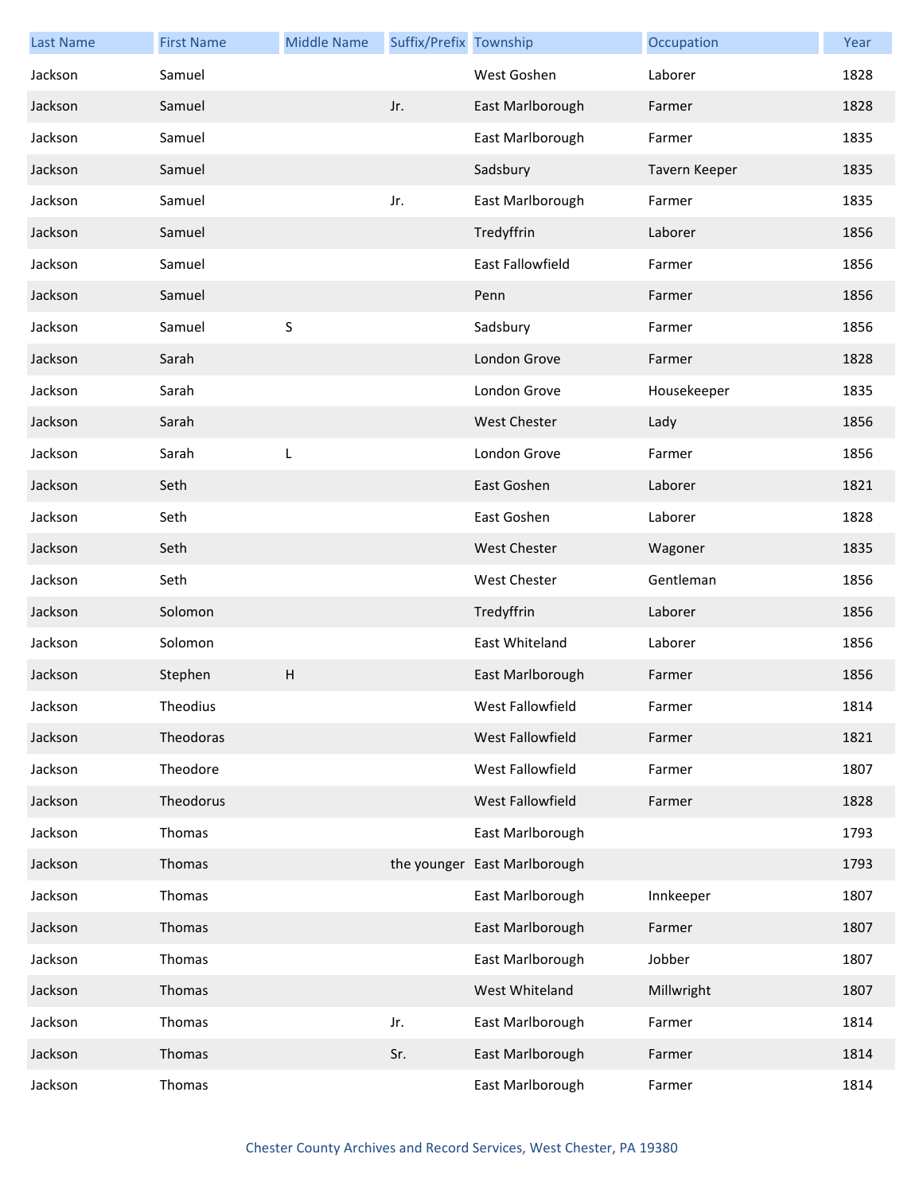| Last Name | First Name | Middle Name | Suffix/Prefix | Township | Occupation | Year |
|---|---|---|---|---|---|---|
| Jackson | Samuel | | | West Goshen | Laborer | 1828 |
| Jackson | Samuel | | Jr. | East Marlborough | Farmer | 1828 |
| Jackson | Samuel | | | East Marlborough | Farmer | 1835 |
| Jackson | Samuel | | | Sadsbury | Tavern Keeper | 1835 |
| Jackson | Samuel | | Jr. | East Marlborough | Farmer | 1835 |
| Jackson | Samuel | | | Tredyffrin | Laborer | 1856 |
| Jackson | Samuel | | | East Fallowfield | Farmer | 1856 |
| Jackson | Samuel | | | Penn | Farmer | 1856 |
| Jackson | Samuel | S | | Sadsbury | Farmer | 1856 |
| Jackson | Sarah | | | London Grove | Farmer | 1828 |
| Jackson | Sarah | | | London Grove | Housekeeper | 1835 |
| Jackson | Sarah | | | West Chester | Lady | 1856 |
| Jackson | Sarah | L | | London Grove | Farmer | 1856 |
| Jackson | Seth | | | East Goshen | Laborer | 1821 |
| Jackson | Seth | | | East Goshen | Laborer | 1828 |
| Jackson | Seth | | | West Chester | Wagoner | 1835 |
| Jackson | Seth | | | West Chester | Gentleman | 1856 |
| Jackson | Solomon | | | Tredyffrin | Laborer | 1856 |
| Jackson | Solomon | | | East Whiteland | Laborer | 1856 |
| Jackson | Stephen | H | | East Marlborough | Farmer | 1856 |
| Jackson | Theodius | | | West Fallowfield | Farmer | 1814 |
| Jackson | Theodoras | | | West Fallowfield | Farmer | 1821 |
| Jackson | Theodore | | | West Fallowfield | Farmer | 1807 |
| Jackson | Theodorus | | | West Fallowfield | Farmer | 1828 |
| Jackson | Thomas | | | East Marlborough | | 1793 |
| Jackson | Thomas | | the younger | East Marlborough | | 1793 |
| Jackson | Thomas | | | East Marlborough | Innkeeper | 1807 |
| Jackson | Thomas | | | East Marlborough | Farmer | 1807 |
| Jackson | Thomas | | | East Marlborough | Jobber | 1807 |
| Jackson | Thomas | | | West Whiteland | Millwright | 1807 |
| Jackson | Thomas | | Jr. | East Marlborough | Farmer | 1814 |
| Jackson | Thomas | | Sr. | East Marlborough | Farmer | 1814 |
| Jackson | Thomas | | | East Marlborough | Farmer | 1814 |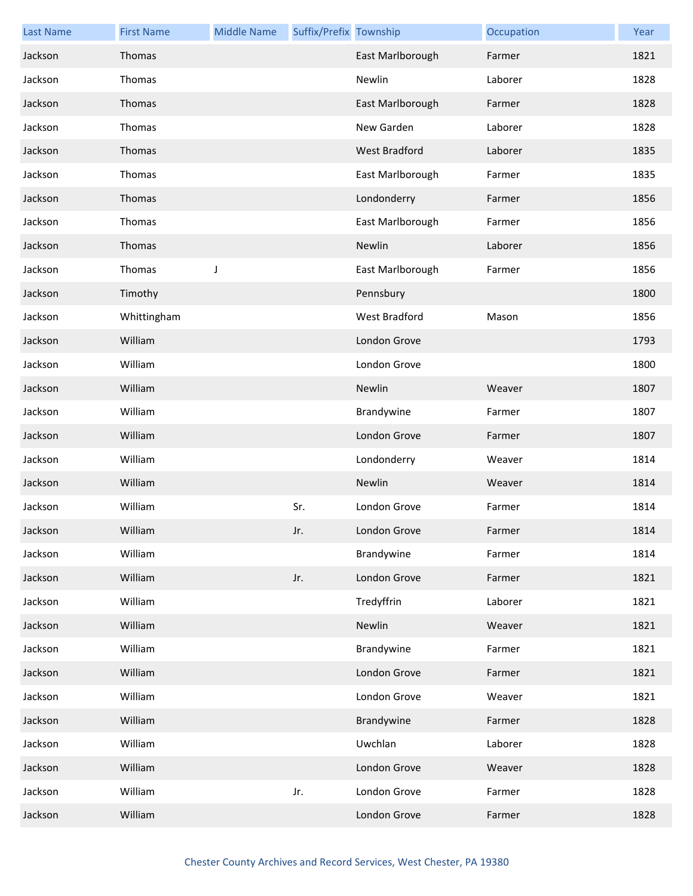| Last Name | First Name | Middle Name | Suffix/Prefix | Township | Occupation | Year |
|---|---|---|---|---|---|---|
| Jackson | Thomas | | | East Marlborough | Farmer | 1821 |
| Jackson | Thomas | | | Newlin | Laborer | 1828 |
| Jackson | Thomas | | | East Marlborough | Farmer | 1828 |
| Jackson | Thomas | | | New Garden | Laborer | 1828 |
| Jackson | Thomas | | | West Bradford | Laborer | 1835 |
| Jackson | Thomas | | | East Marlborough | Farmer | 1835 |
| Jackson | Thomas | | | Londonderry | Farmer | 1856 |
| Jackson | Thomas | | | East Marlborough | Farmer | 1856 |
| Jackson | Thomas | | | Newlin | Laborer | 1856 |
| Jackson | Thomas | J | | East Marlborough | Farmer | 1856 |
| Jackson | Timothy | | | Pennsbury | | 1800 |
| Jackson | Whittingham | | | West Bradford | Mason | 1856 |
| Jackson | William | | | London Grove | | 1793 |
| Jackson | William | | | London Grove | | 1800 |
| Jackson | William | | | Newlin | Weaver | 1807 |
| Jackson | William | | | Brandywine | Farmer | 1807 |
| Jackson | William | | | London Grove | Farmer | 1807 |
| Jackson | William | | | Londonderry | Weaver | 1814 |
| Jackson | William | | | Newlin | Weaver | 1814 |
| Jackson | William | | Sr. | London Grove | Farmer | 1814 |
| Jackson | William | | Jr. | London Grove | Farmer | 1814 |
| Jackson | William | | | Brandywine | Farmer | 1814 |
| Jackson | William | | Jr. | London Grove | Farmer | 1821 |
| Jackson | William | | | Tredyffrin | Laborer | 1821 |
| Jackson | William | | | Newlin | Weaver | 1821 |
| Jackson | William | | | Brandywine | Farmer | 1821 |
| Jackson | William | | | London Grove | Farmer | 1821 |
| Jackson | William | | | London Grove | Weaver | 1821 |
| Jackson | William | | | Brandywine | Farmer | 1828 |
| Jackson | William | | | Uwchlan | Laborer | 1828 |
| Jackson | William | | | London Grove | Weaver | 1828 |
| Jackson | William | | Jr. | London Grove | Farmer | 1828 |
| Jackson | William | | | London Grove | Farmer | 1828 |

Chester County Archives and Record Services, West Chester, PA 19380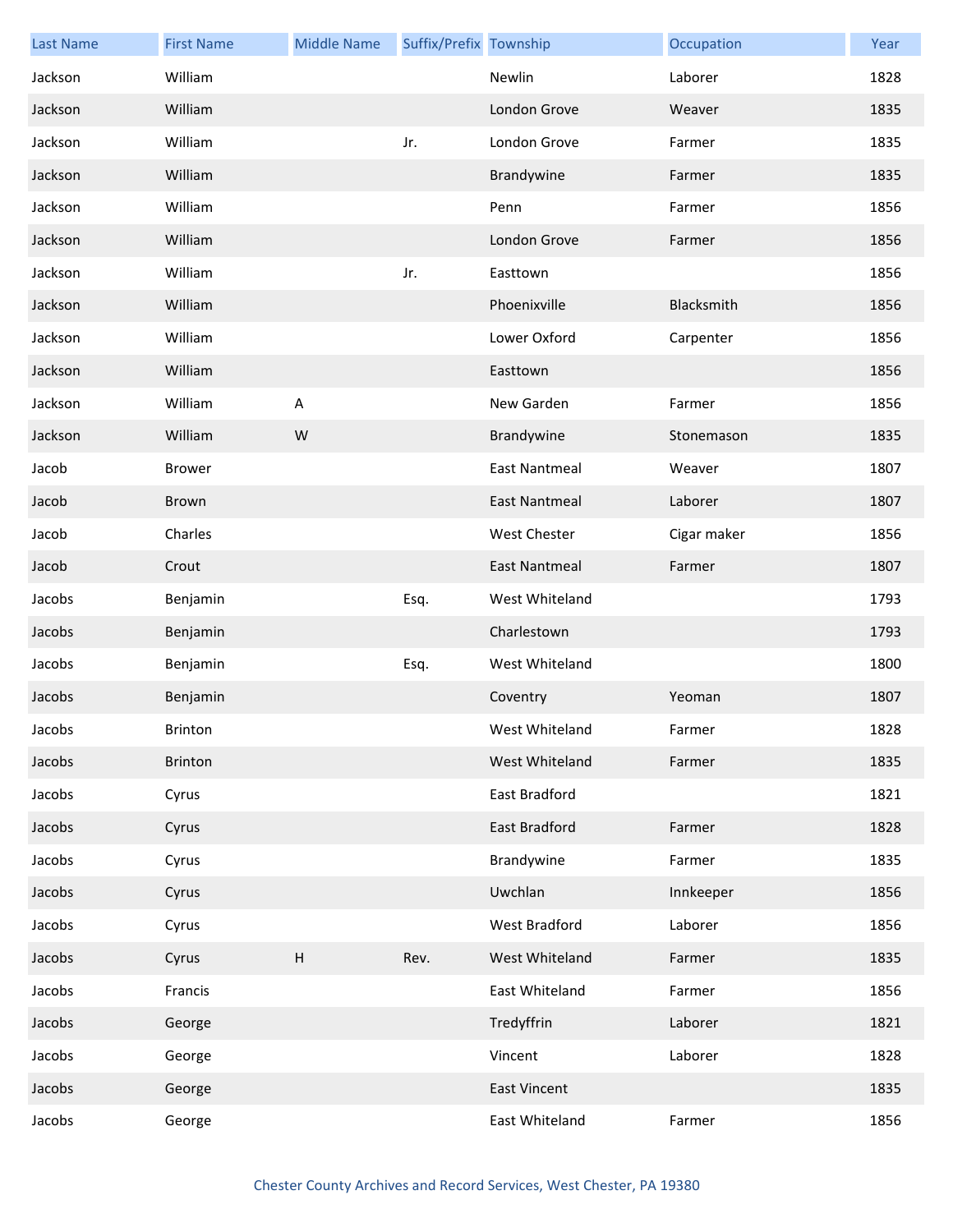| Last Name | First Name | Middle Name | Suffix/Prefix | Township | Occupation | Year |
|---|---|---|---|---|---|---|
| Jackson | William | | | Newlin | Laborer | 1828 |
| Jackson | William | | | London Grove | Weaver | 1835 |
| Jackson | William | | Jr. | London Grove | Farmer | 1835 |
| Jackson | William | | | Brandywine | Farmer | 1835 |
| Jackson | William | | | Penn | Farmer | 1856 |
| Jackson | William | | | London Grove | Farmer | 1856 |
| Jackson | William | | Jr. | Easttown | | 1856 |
| Jackson | William | | | Phoenixville | Blacksmith | 1856 |
| Jackson | William | | | Lower Oxford | Carpenter | 1856 |
| Jackson | William | | | Easttown | | 1856 |
| Jackson | William | A | | New Garden | Farmer | 1856 |
| Jackson | William | W | | Brandywine | Stonemason | 1835 |
| Jacob | Brower | | | East Nantmeal | Weaver | 1807 |
| Jacob | Brown | | | East Nantmeal | Laborer | 1807 |
| Jacob | Charles | | | West Chester | Cigar maker | 1856 |
| Jacob | Crout | | | East Nantmeal | Farmer | 1807 |
| Jacobs | Benjamin | | Esq. | West Whiteland | | 1793 |
| Jacobs | Benjamin | | | Charlestown | | 1793 |
| Jacobs | Benjamin | | Esq. | West Whiteland | | 1800 |
| Jacobs | Benjamin | | | Coventry | Yeoman | 1807 |
| Jacobs | Brinton | | | West Whiteland | Farmer | 1828 |
| Jacobs | Brinton | | | West Whiteland | Farmer | 1835 |
| Jacobs | Cyrus | | | East Bradford | | 1821 |
| Jacobs | Cyrus | | | East Bradford | Farmer | 1828 |
| Jacobs | Cyrus | | | Brandywine | Farmer | 1835 |
| Jacobs | Cyrus | | | Uwchlan | Innkeeper | 1856 |
| Jacobs | Cyrus | | | West Bradford | Laborer | 1856 |
| Jacobs | Cyrus | H | Rev. | West Whiteland | Farmer | 1835 |
| Jacobs | Francis | | | East Whiteland | Farmer | 1856 |
| Jacobs | George | | | Tredyffrin | Laborer | 1821 |
| Jacobs | George | | | Vincent | Laborer | 1828 |
| Jacobs | George | | | East Vincent | | 1835 |
| Jacobs | George | | | East Whiteland | Farmer | 1856 |

Chester County Archives and Record Services, West Chester, PA 19380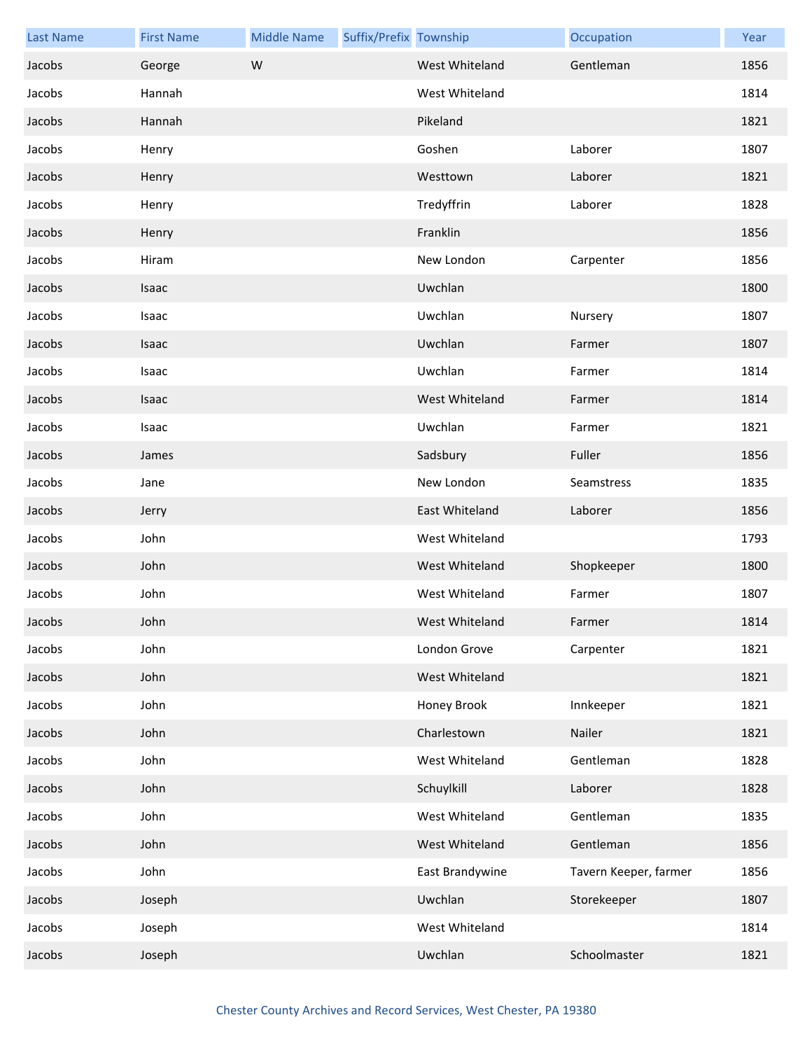| Last Name | First Name | Middle Name | Suffix/Prefix | Township | Occupation | Year |
|---|---|---|---|---|---|---|
| Jacobs | George | W | | West Whiteland | Gentleman | 1856 |
| Jacobs | Hannah | | | West Whiteland | | 1814 |
| Jacobs | Hannah | | | Pikeland | | 1821 |
| Jacobs | Henry | | | Goshen | Laborer | 1807 |
| Jacobs | Henry | | | Westtown | Laborer | 1821 |
| Jacobs | Henry | | | Tredyffrin | Laborer | 1828 |
| Jacobs | Henry | | | Franklin | | 1856 |
| Jacobs | Hiram | | | New London | Carpenter | 1856 |
| Jacobs | Isaac | | | Uwchlan | | 1800 |
| Jacobs | Isaac | | | Uwchlan | Nursery | 1807 |
| Jacobs | Isaac | | | Uwchlan | Farmer | 1807 |
| Jacobs | Isaac | | | Uwchlan | Farmer | 1814 |
| Jacobs | Isaac | | | West Whiteland | Farmer | 1814 |
| Jacobs | Isaac | | | Uwchlan | Farmer | 1821 |
| Jacobs | James | | | Sadsbury | Fuller | 1856 |
| Jacobs | Jane | | | New London | Seamstress | 1835 |
| Jacobs | Jerry | | | East Whiteland | Laborer | 1856 |
| Jacobs | John | | | West Whiteland | | 1793 |
| Jacobs | John | | | West Whiteland | Shopkeeper | 1800 |
| Jacobs | John | | | West Whiteland | Farmer | 1807 |
| Jacobs | John | | | West Whiteland | Farmer | 1814 |
| Jacobs | John | | | London Grove | Carpenter | 1821 |
| Jacobs | John | | | West Whiteland | | 1821 |
| Jacobs | John | | | Honey Brook | Innkeeper | 1821 |
| Jacobs | John | | | Charlestown | Nailer | 1821 |
| Jacobs | John | | | West Whiteland | Gentleman | 1828 |
| Jacobs | John | | | Schuylkill | Laborer | 1828 |
| Jacobs | John | | | West Whiteland | Gentleman | 1835 |
| Jacobs | John | | | West Whiteland | Gentleman | 1856 |
| Jacobs | John | | | East Brandywine | Tavern Keeper, farmer | 1856 |
| Jacobs | Joseph | | | Uwchlan | Storekeeper | 1807 |
| Jacobs | Joseph | | | West Whiteland | | 1814 |
| Jacobs | Joseph | | | Uwchlan | Schoolmaster | 1821 |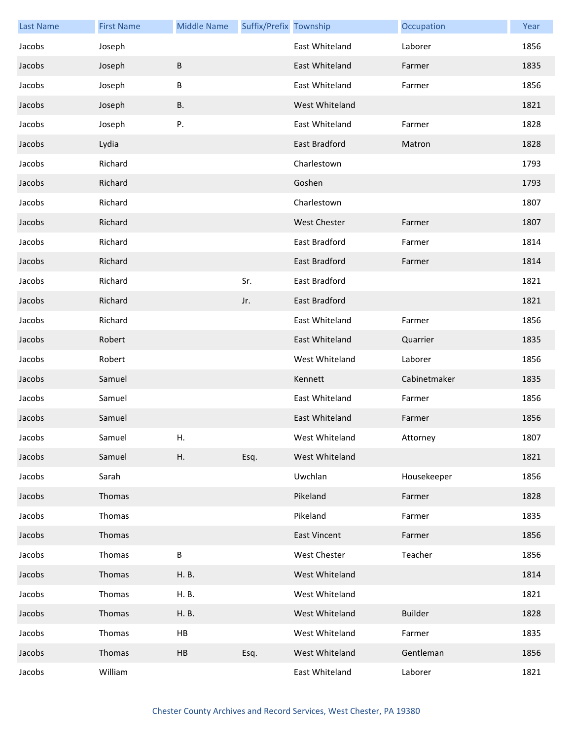| Last Name | First Name | Middle Name | Suffix/Prefix | Township | Occupation | Year |
|---|---|---|---|---|---|---|
| Jacobs | Joseph | | | East Whiteland | Laborer | 1856 |
| Jacobs | Joseph | B | | East Whiteland | Farmer | 1835 |
| Jacobs | Joseph | B | | East Whiteland | Farmer | 1856 |
| Jacobs | Joseph | B. | | West Whiteland | | 1821 |
| Jacobs | Joseph | P. | | East Whiteland | Farmer | 1828 |
| Jacobs | Lydia | | | East Bradford | Matron | 1828 |
| Jacobs | Richard | | | Charlestown | | 1793 |
| Jacobs | Richard | | | Goshen | | 1793 |
| Jacobs | Richard | | | Charlestown | | 1807 |
| Jacobs | Richard | | | West Chester | Farmer | 1807 |
| Jacobs | Richard | | | East Bradford | Farmer | 1814 |
| Jacobs | Richard | | | East Bradford | Farmer | 1814 |
| Jacobs | Richard | | Sr. | East Bradford | | 1821 |
| Jacobs | Richard | | Jr. | East Bradford | | 1821 |
| Jacobs | Richard | | | East Whiteland | Farmer | 1856 |
| Jacobs | Robert | | | East Whiteland | Quarrier | 1835 |
| Jacobs | Robert | | | West Whiteland | Laborer | 1856 |
| Jacobs | Samuel | | | Kennett | Cabinetmaker | 1835 |
| Jacobs | Samuel | | | East Whiteland | Farmer | 1856 |
| Jacobs | Samuel | | | East Whiteland | Farmer | 1856 |
| Jacobs | Samuel | H. | | West Whiteland | Attorney | 1807 |
| Jacobs | Samuel | H. | Esq. | West Whiteland | | 1821 |
| Jacobs | Sarah | | | Uwchlan | Housekeeper | 1856 |
| Jacobs | Thomas | | | Pikeland | Farmer | 1828 |
| Jacobs | Thomas | | | Pikeland | Farmer | 1835 |
| Jacobs | Thomas | | | East Vincent | Farmer | 1856 |
| Jacobs | Thomas | B | | West Chester | Teacher | 1856 |
| Jacobs | Thomas | H. B. | | West Whiteland | | 1814 |
| Jacobs | Thomas | H. B. | | West Whiteland | | 1821 |
| Jacobs | Thomas | H. B. | | West Whiteland | Builder | 1828 |
| Jacobs | Thomas | HB | | West Whiteland | Farmer | 1835 |
| Jacobs | Thomas | HB | Esq. | West Whiteland | Gentleman | 1856 |
| Jacobs | William | | | East Whiteland | Laborer | 1821 |

Chester County Archives and Record Services, West Chester, PA 19380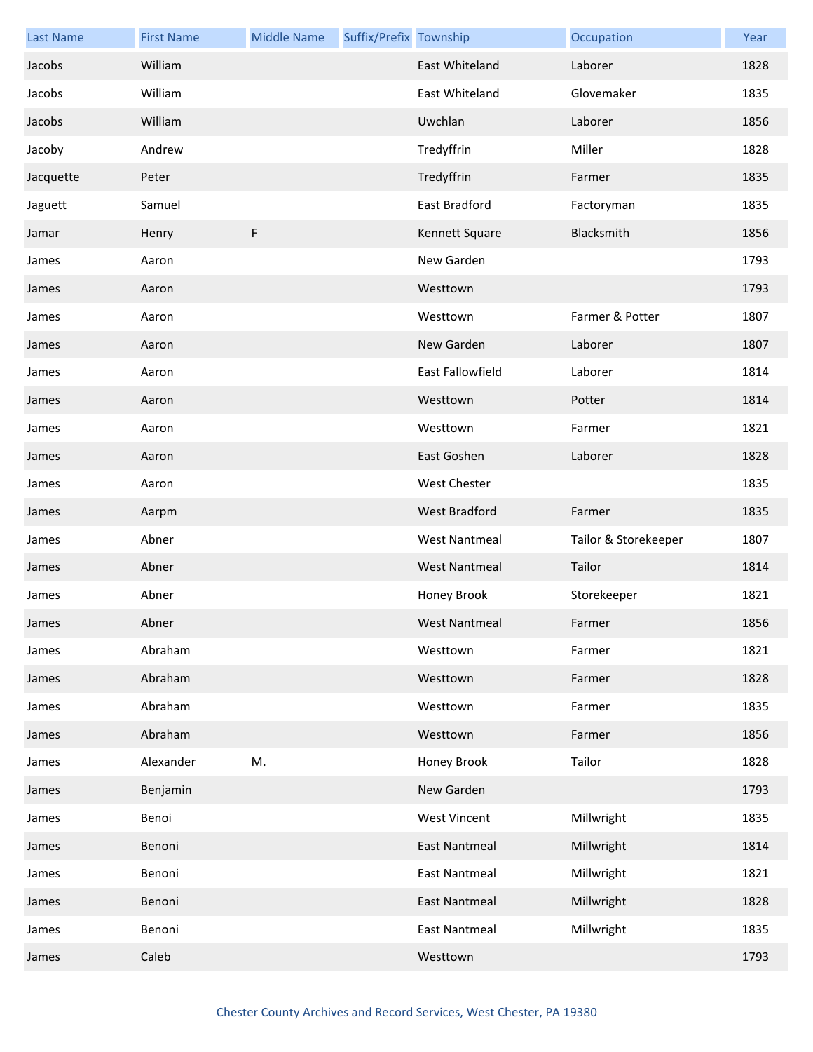| Last Name | First Name | Middle Name | Suffix/Prefix | Township | Occupation | Year |
|---|---|---|---|---|---|---|
| Jacobs | William | | | East Whiteland | Laborer | 1828 |
| Jacobs | William | | | East Whiteland | Glovemaker | 1835 |
| Jacobs | William | | | Uwchlan | Laborer | 1856 |
| Jacoby | Andrew | | | Tredyffrin | Miller | 1828 |
| Jacquette | Peter | | | Tredyffrin | Farmer | 1835 |
| Jaguett | Samuel | | | East Bradford | Factoryman | 1835 |
| Jamar | Henry | F | | Kennett Square | Blacksmith | 1856 |
| James | Aaron | | | New Garden | | 1793 |
| James | Aaron | | | Westtown | | 1793 |
| James | Aaron | | | Westtown | Farmer & Potter | 1807 |
| James | Aaron | | | New Garden | Laborer | 1807 |
| James | Aaron | | | East Fallowfield | Laborer | 1814 |
| James | Aaron | | | Westtown | Potter | 1814 |
| James | Aaron | | | Westtown | Farmer | 1821 |
| James | Aaron | | | East Goshen | Laborer | 1828 |
| James | Aaron | | | West Chester | | 1835 |
| James | Aarpm | | | West Bradford | Farmer | 1835 |
| James | Abner | | | West Nantmeal | Tailor & Storekeeper | 1807 |
| James | Abner | | | West Nantmeal | Tailor | 1814 |
| James | Abner | | | Honey Brook | Storekeeper | 1821 |
| James | Abner | | | West Nantmeal | Farmer | 1856 |
| James | Abraham | | | Westtown | Farmer | 1821 |
| James | Abraham | | | Westtown | Farmer | 1828 |
| James | Abraham | | | Westtown | Farmer | 1835 |
| James | Abraham | | | Westtown | Farmer | 1856 |
| James | Alexander | M. | | Honey Brook | Tailor | 1828 |
| James | Benjamin | | | New Garden | | 1793 |
| James | Benoi | | | West Vincent | Millwright | 1835 |
| James | Benoni | | | East Nantmeal | Millwright | 1814 |
| James | Benoni | | | East Nantmeal | Millwright | 1821 |
| James | Benoni | | | East Nantmeal | Millwright | 1828 |
| James | Benoni | | | East Nantmeal | Millwright | 1835 |
| James | Caleb | | | Westtown | | 1793 |

Chester County Archives and Record Services, West Chester, PA 19380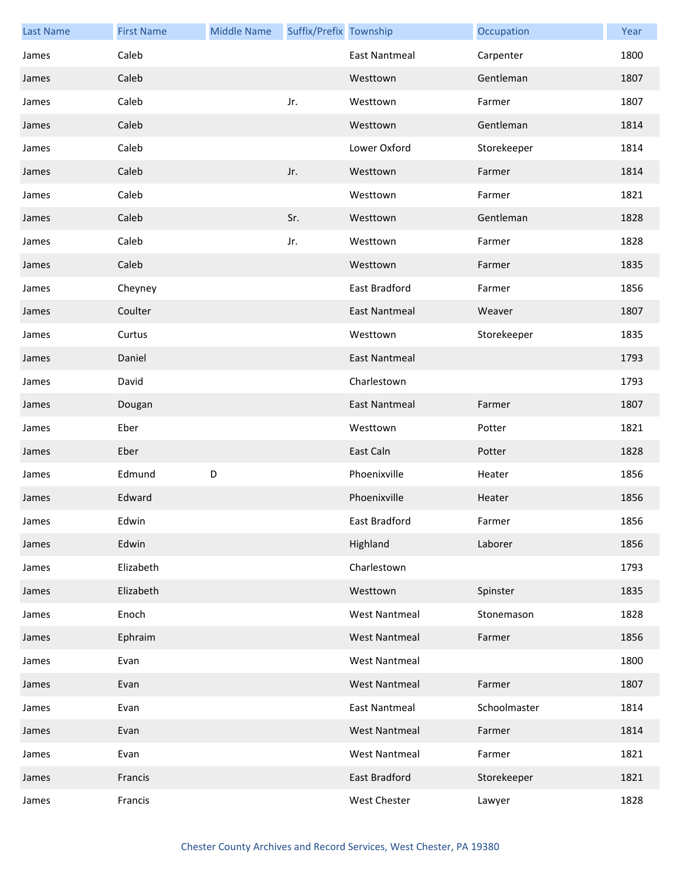| Last Name | First Name | Middle Name | Suffix/Prefix | Township | Occupation | Year |
|---|---|---|---|---|---|---|
| James | Caleb | | | East Nantmeal | Carpenter | 1800 |
| James | Caleb | | | Westtown | Gentleman | 1807 |
| James | Caleb | | Jr. | Westtown | Farmer | 1807 |
| James | Caleb | | | Westtown | Gentleman | 1814 |
| James | Caleb | | | Lower Oxford | Storekeeper | 1814 |
| James | Caleb | | Jr. | Westtown | Farmer | 1814 |
| James | Caleb | | | Westtown | Farmer | 1821 |
| James | Caleb | | Sr. | Westtown | Gentleman | 1828 |
| James | Caleb | | Jr. | Westtown | Farmer | 1828 |
| James | Caleb | | | Westtown | Farmer | 1835 |
| James | Cheyney | | | East Bradford | Farmer | 1856 |
| James | Coulter | | | East Nantmeal | Weaver | 1807 |
| James | Curtus | | | Westtown | Storekeeper | 1835 |
| James | Daniel | | | East Nantmeal | | 1793 |
| James | David | | | Charlestown | | 1793 |
| James | Dougan | | | East Nantmeal | Farmer | 1807 |
| James | Eber | | | Westtown | Potter | 1821 |
| James | Eber | | | East Caln | Potter | 1828 |
| James | Edmund | D | | Phoenixville | Heater | 1856 |
| James | Edward | | | Phoenixville | Heater | 1856 |
| James | Edwin | | | East Bradford | Farmer | 1856 |
| James | Edwin | | | Highland | Laborer | 1856 |
| James | Elizabeth | | | Charlestown | | 1793 |
| James | Elizabeth | | | Westtown | Spinster | 1835 |
| James | Enoch | | | West Nantmeal | Stonemason | 1828 |
| James | Ephraim | | | West Nantmeal | Farmer | 1856 |
| James | Evan | | | West Nantmeal | | 1800 |
| James | Evan | | | West Nantmeal | Farmer | 1807 |
| James | Evan | | | East Nantmeal | Schoolmaster | 1814 |
| James | Evan | | | West Nantmeal | Farmer | 1814 |
| James | Evan | | | West Nantmeal | Farmer | 1821 |
| James | Francis | | | East Bradford | Storekeeper | 1821 |
| James | Francis | | | West Chester | Lawyer | 1828 |

Chester County Archives and Record Services, West Chester, PA 19380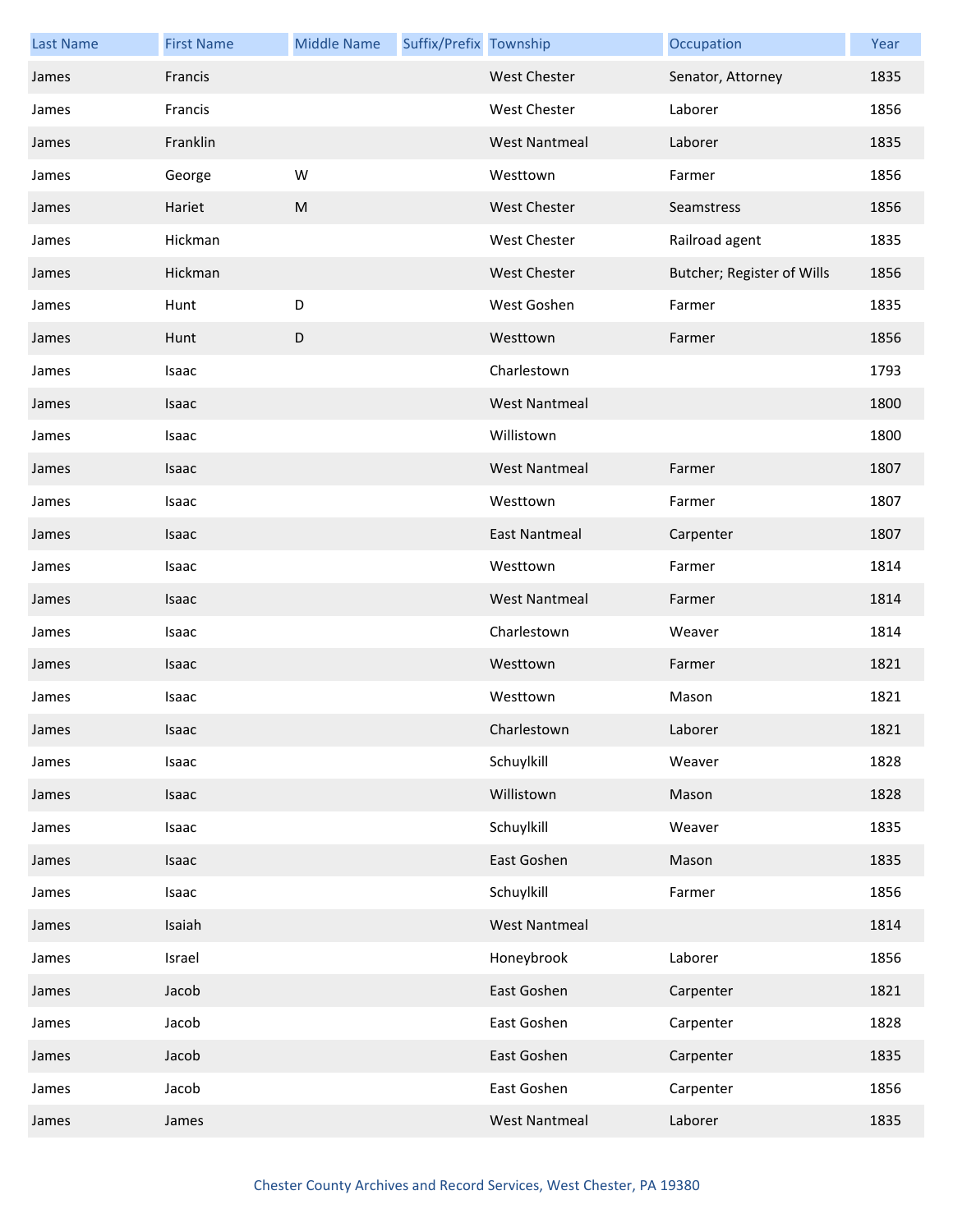| Last Name | First Name | Middle Name | Suffix/Prefix | Township | Occupation | Year |
|---|---|---|---|---|---|---|
| James | Francis | | | West Chester | Senator, Attorney | 1835 |
| James | Francis | | | West Chester | Laborer | 1856 |
| James | Franklin | | | West Nantmeal | Laborer | 1835 |
| James | George | W | | Westtown | Farmer | 1856 |
| James | Hariet | M | | West Chester | Seamstress | 1856 |
| James | Hickman | | | West Chester | Railroad agent | 1835 |
| James | Hickman | | | West Chester | Butcher; Register of Wills | 1856 |
| James | Hunt | D | | West Goshen | Farmer | 1835 |
| James | Hunt | D | | Westtown | Farmer | 1856 |
| James | Isaac | | | Charlestown | | 1793 |
| James | Isaac | | | West Nantmeal | | 1800 |
| James | Isaac | | | Willistown | | 1800 |
| James | Isaac | | | West Nantmeal | Farmer | 1807 |
| James | Isaac | | | Westtown | Farmer | 1807 |
| James | Isaac | | | East Nantmeal | Carpenter | 1807 |
| James | Isaac | | | Westtown | Farmer | 1814 |
| James | Isaac | | | West Nantmeal | Farmer | 1814 |
| James | Isaac | | | Charlestown | Weaver | 1814 |
| James | Isaac | | | Westtown | Farmer | 1821 |
| James | Isaac | | | Westtown | Mason | 1821 |
| James | Isaac | | | Charlestown | Laborer | 1821 |
| James | Isaac | | | Schuylkill | Weaver | 1828 |
| James | Isaac | | | Willistown | Mason | 1828 |
| James | Isaac | | | Schuylkill | Weaver | 1835 |
| James | Isaac | | | East Goshen | Mason | 1835 |
| James | Isaac | | | Schuylkill | Farmer | 1856 |
| James | Isaiah | | | West Nantmeal | | 1814 |
| James | Israel | | | Honeybrook | Laborer | 1856 |
| James | Jacob | | | East Goshen | Carpenter | 1821 |
| James | Jacob | | | East Goshen | Carpenter | 1828 |
| James | Jacob | | | East Goshen | Carpenter | 1835 |
| James | Jacob | | | East Goshen | Carpenter | 1856 |
| James | James | | | West Nantmeal | Laborer | 1835 |

Chester County Archives and Record Services, West Chester, PA 19380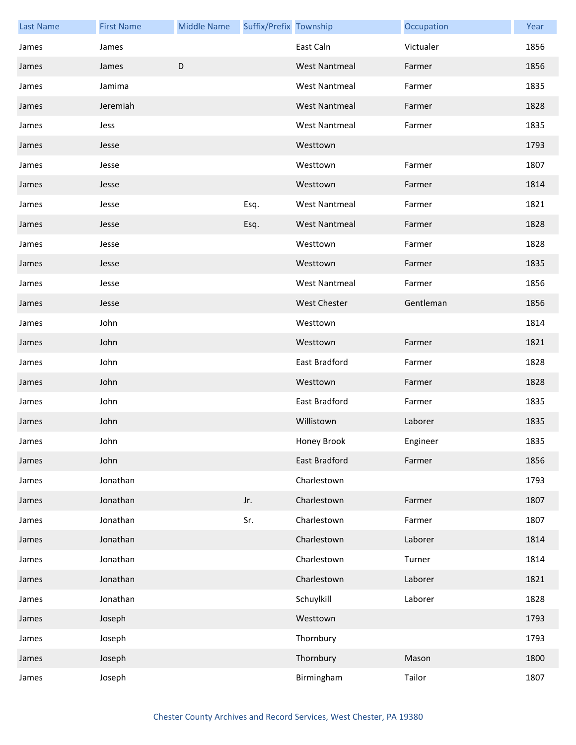| Last Name | First Name | Middle Name | Suffix/Prefix | Township | Occupation | Year |
| --- | --- | --- | --- | --- | --- | --- |
| James | James | | | East Caln | Victualer | 1856 |
| James | James | D | | West Nantmeal | Farmer | 1856 |
| James | Jamima | | | West Nantmeal | Farmer | 1835 |
| James | Jeremiah | | | West Nantmeal | Farmer | 1828 |
| James | Jess | | | West Nantmeal | Farmer | 1835 |
| James | Jesse | | | Westtown | | 1793 |
| James | Jesse | | | Westtown | Farmer | 1807 |
| James | Jesse | | | Westtown | Farmer | 1814 |
| James | Jesse | | Esq. | West Nantmeal | Farmer | 1821 |
| James | Jesse | | Esq. | West Nantmeal | Farmer | 1828 |
| James | Jesse | | | Westtown | Farmer | 1828 |
| James | Jesse | | | Westtown | Farmer | 1835 |
| James | Jesse | | | West Nantmeal | Farmer | 1856 |
| James | Jesse | | | West Chester | Gentleman | 1856 |
| James | John | | | Westtown | | 1814 |
| James | John | | | Westtown | Farmer | 1821 |
| James | John | | | East Bradford | Farmer | 1828 |
| James | John | | | Westtown | Farmer | 1828 |
| James | John | | | East Bradford | Farmer | 1835 |
| James | John | | | Willistown | Laborer | 1835 |
| James | John | | | Honey Brook | Engineer | 1835 |
| James | John | | | East Bradford | Farmer | 1856 |
| James | Jonathan | | | Charlestown | | 1793 |
| James | Jonathan | | Jr. | Charlestown | Farmer | 1807 |
| James | Jonathan | | Sr. | Charlestown | Farmer | 1807 |
| James | Jonathan | | | Charlestown | Laborer | 1814 |
| James | Jonathan | | | Charlestown | Turner | 1814 |
| James | Jonathan | | | Charlestown | Laborer | 1821 |
| James | Jonathan | | | Schuylkill | Laborer | 1828 |
| James | Joseph | | | Westtown | | 1793 |
| James | Joseph | | | Thornbury | | 1793 |
| James | Joseph | | | Thornbury | Mason | 1800 |
| James | Joseph | | | Birmingham | Tailor | 1807 |

Chester County Archives and Record Services, West Chester, PA 19380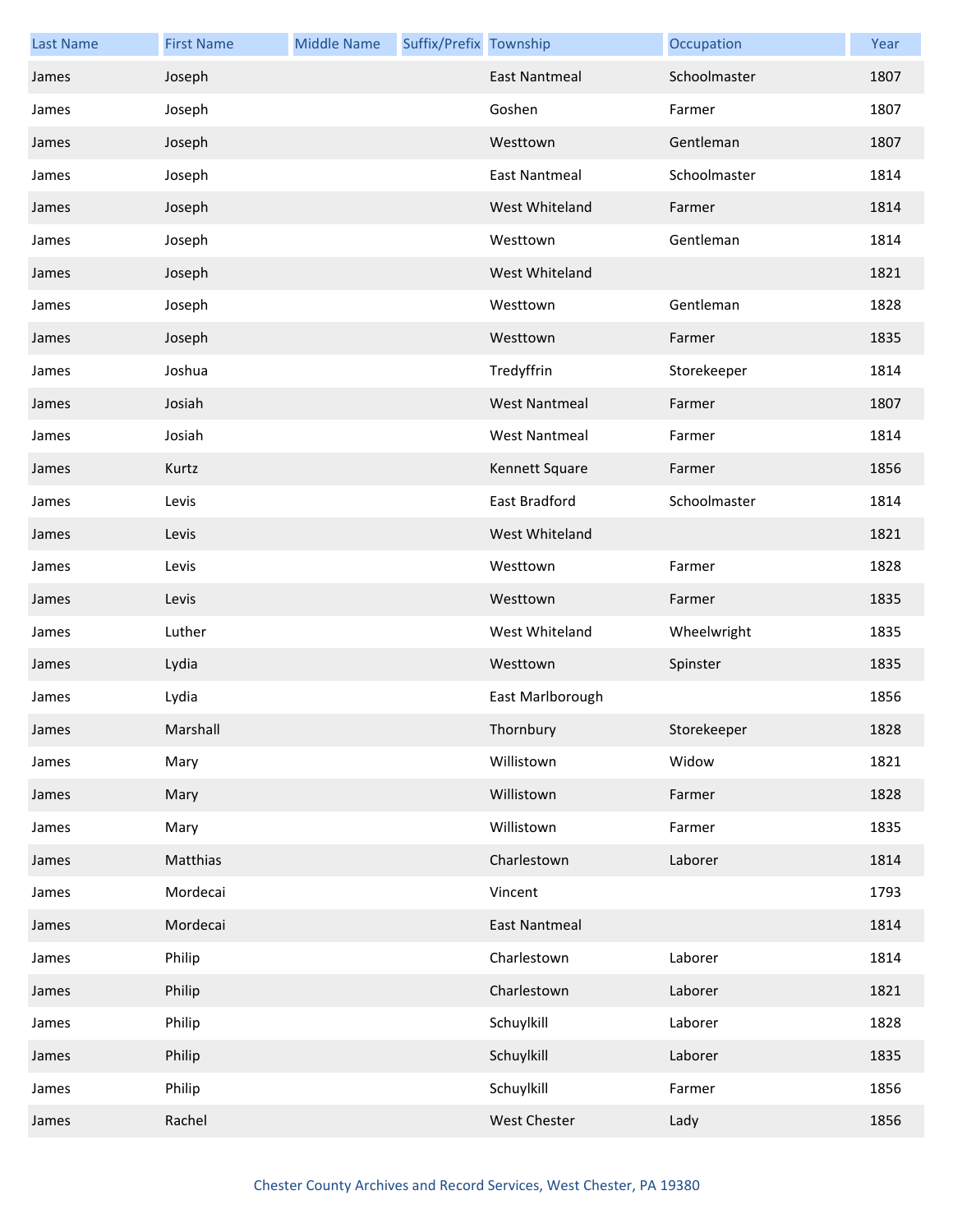| Last Name | First Name | Middle Name | Suffix/Prefix | Township | Occupation | Year |
| --- | --- | --- | --- | --- | --- | --- |
| James | Joseph | | | East Nantmeal | Schoolmaster | 1807 |
| James | Joseph | | | Goshen | Farmer | 1807 |
| James | Joseph | | | Westtown | Gentleman | 1807 |
| James | Joseph | | | East Nantmeal | Schoolmaster | 1814 |
| James | Joseph | | | West Whiteland | Farmer | 1814 |
| James | Joseph | | | Westtown | Gentleman | 1814 |
| James | Joseph | | | West Whiteland | | 1821 |
| James | Joseph | | | Westtown | Gentleman | 1828 |
| James | Joseph | | | Westtown | Farmer | 1835 |
| James | Joshua | | | Tredyffrin | Storekeeper | 1814 |
| James | Josiah | | | West Nantmeal | Farmer | 1807 |
| James | Josiah | | | West Nantmeal | Farmer | 1814 |
| James | Kurtz | | | Kennett Square | Farmer | 1856 |
| James | Levis | | | East Bradford | Schoolmaster | 1814 |
| James | Levis | | | West Whiteland | | 1821 |
| James | Levis | | | Westtown | Farmer | 1828 |
| James | Levis | | | Westtown | Farmer | 1835 |
| James | Luther | | | West Whiteland | Wheelwright | 1835 |
| James | Lydia | | | Westtown | Spinster | 1835 |
| James | Lydia | | | East Marlborough | | 1856 |
| James | Marshall | | | Thornbury | Storekeeper | 1828 |
| James | Mary | | | Willistown | Widow | 1821 |
| James | Mary | | | Willistown | Farmer | 1828 |
| James | Mary | | | Willistown | Farmer | 1835 |
| James | Matthias | | | Charlestown | Laborer | 1814 |
| James | Mordecai | | | Vincent | | 1793 |
| James | Mordecai | | | East Nantmeal | | 1814 |
| James | Philip | | | Charlestown | Laborer | 1814 |
| James | Philip | | | Charlestown | Laborer | 1821 |
| James | Philip | | | Schuylkill | Laborer | 1828 |
| James | Philip | | | Schuylkill | Laborer | 1835 |
| James | Philip | | | Schuylkill | Farmer | 1856 |
| James | Rachel | | | West Chester | Lady | 1856 |

Chester County Archives and Record Services, West Chester, PA 19380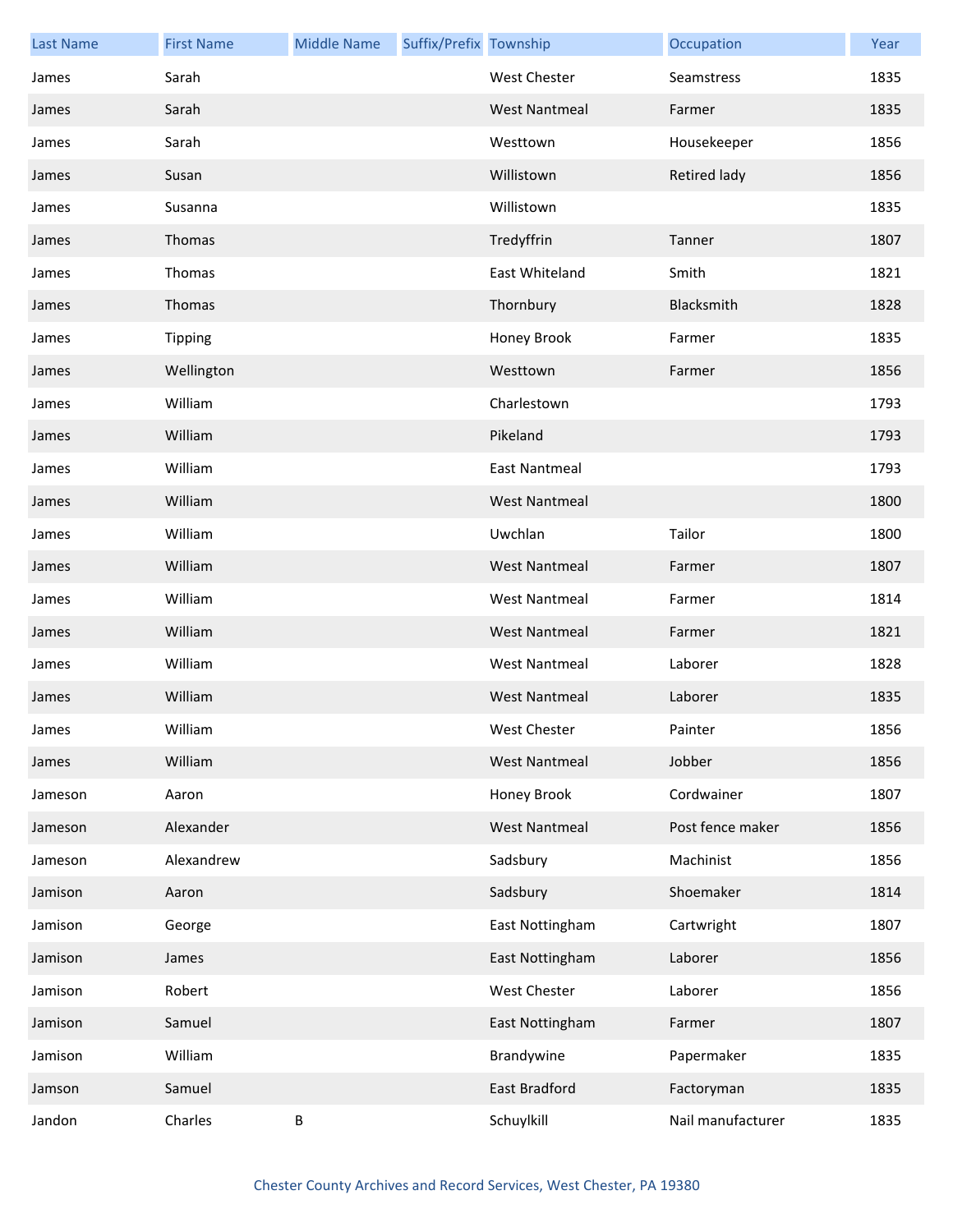| Last Name | First Name | Middle Name | Suffix/Prefix | Township | Occupation | Year |
|---|---|---|---|---|---|---|
| James | Sarah | | | West Chester | Seamstress | 1835 |
| James | Sarah | | | West Nantmeal | Farmer | 1835 |
| James | Sarah | | | Westtown | Housekeeper | 1856 |
| James | Susan | | | Willistown | Retired lady | 1856 |
| James | Susanna | | | Willistown | | 1835 |
| James | Thomas | | | Tredyffrin | Tanner | 1807 |
| James | Thomas | | | East Whiteland | Smith | 1821 |
| James | Thomas | | | Thornbury | Blacksmith | 1828 |
| James | Tipping | | | Honey Brook | Farmer | 1835 |
| James | Wellington | | | Westtown | Farmer | 1856 |
| James | William | | | Charlestown | | 1793 |
| James | William | | | Pikeland | | 1793 |
| James | William | | | East Nantmeal | | 1793 |
| James | William | | | West Nantmeal | | 1800 |
| James | William | | | Uwchlan | Tailor | 1800 |
| James | William | | | West Nantmeal | Farmer | 1807 |
| James | William | | | West Nantmeal | Farmer | 1814 |
| James | William | | | West Nantmeal | Farmer | 1821 |
| James | William | | | West Nantmeal | Laborer | 1828 |
| James | William | | | West Nantmeal | Laborer | 1835 |
| James | William | | | West Chester | Painter | 1856 |
| James | William | | | West Nantmeal | Jobber | 1856 |
| Jameson | Aaron | | | Honey Brook | Cordwainer | 1807 |
| Jameson | Alexander | | | West Nantmeal | Post fence maker | 1856 |
| Jameson | Alexandrew | | | Sadsbury | Machinist | 1856 |
| Jamison | Aaron | | | Sadsbury | Shoemaker | 1814 |
| Jamison | George | | | East Nottingham | Cartwright | 1807 |
| Jamison | James | | | East Nottingham | Laborer | 1856 |
| Jamison | Robert | | | West Chester | Laborer | 1856 |
| Jamison | Samuel | | | East Nottingham | Farmer | 1807 |
| Jamison | William | | | Brandywine | Papermaker | 1835 |
| Jamson | Samuel | | | East Bradford | Factoryman | 1835 |
| Jandon | Charles | B | | Schuylkill | Nail manufacturer | 1835 |

Chester County Archives and Record Services, West Chester, PA 19380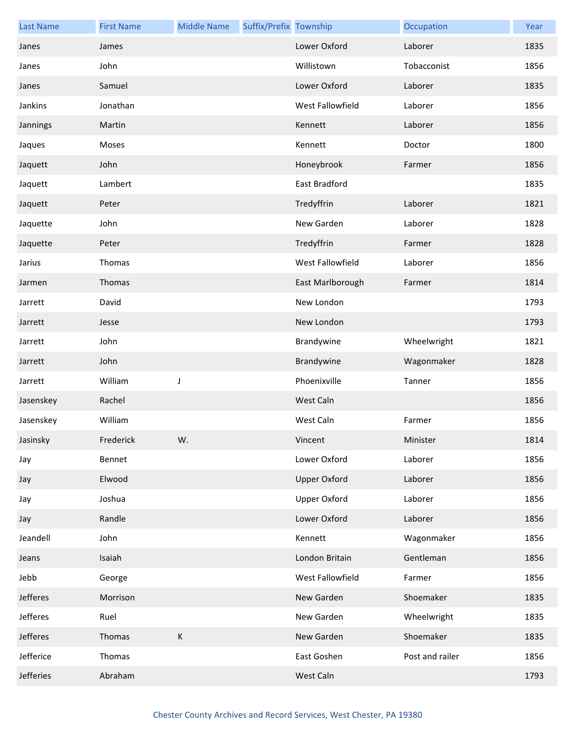| Last Name | First Name | Middle Name | Suffix/Prefix | Township | Occupation | Year |
|---|---|---|---|---|---|---|
| Janes | James | | | Lower Oxford | Laborer | 1835 |
| Janes | John | | | Willistown | Tobacconist | 1856 |
| Janes | Samuel | | | Lower Oxford | Laborer | 1835 |
| Jankins | Jonathan | | | West Fallowfield | Laborer | 1856 |
| Jannings | Martin | | | Kennett | Laborer | 1856 |
| Jaques | Moses | | | Kennett | Doctor | 1800 |
| Jaquett | John | | | Honeybrook | Farmer | 1856 |
| Jaquett | Lambert | | | East Bradford | | 1835 |
| Jaquett | Peter | | | Tredyffrin | Laborer | 1821 |
| Jaquette | John | | | New Garden | Laborer | 1828 |
| Jaquette | Peter | | | Tredyffrin | Farmer | 1828 |
| Jarius | Thomas | | | West Fallowfield | Laborer | 1856 |
| Jarmen | Thomas | | | East Marlborough | Farmer | 1814 |
| Jarrett | David | | | New London | | 1793 |
| Jarrett | Jesse | | | New London | | 1793 |
| Jarrett | John | | | Brandywine | Wheelwright | 1821 |
| Jarrett | John | | | Brandywine | Wagonmaker | 1828 |
| Jarrett | William | J | | Phoenixville | Tanner | 1856 |
| Jasenskey | Rachel | | | West Caln | | 1856 |
| Jasenskey | William | | | West Caln | Farmer | 1856 |
| Jasinsky | Frederick | W. | | Vincent | Minister | 1814 |
| Jay | Bennet | | | Lower Oxford | Laborer | 1856 |
| Jay | Elwood | | | Upper Oxford | Laborer | 1856 |
| Jay | Joshua | | | Upper Oxford | Laborer | 1856 |
| Jay | Randle | | | Lower Oxford | Laborer | 1856 |
| Jeandell | John | | | Kennett | Wagonmaker | 1856 |
| Jeans | Isaiah | | | London Britain | Gentleman | 1856 |
| Jebb | George | | | West Fallowfield | Farmer | 1856 |
| Jefferes | Morrison | | | New Garden | Shoemaker | 1835 |
| Jefferes | Ruel | | | New Garden | Wheelwright | 1835 |
| Jefferes | Thomas | K | | New Garden | Shoemaker | 1835 |
| Jefferice | Thomas | | | East Goshen | Post and railer | 1856 |
| Jefferies | Abraham | | | West Caln | | 1793 |

Chester County Archives and Record Services, West Chester, PA 19380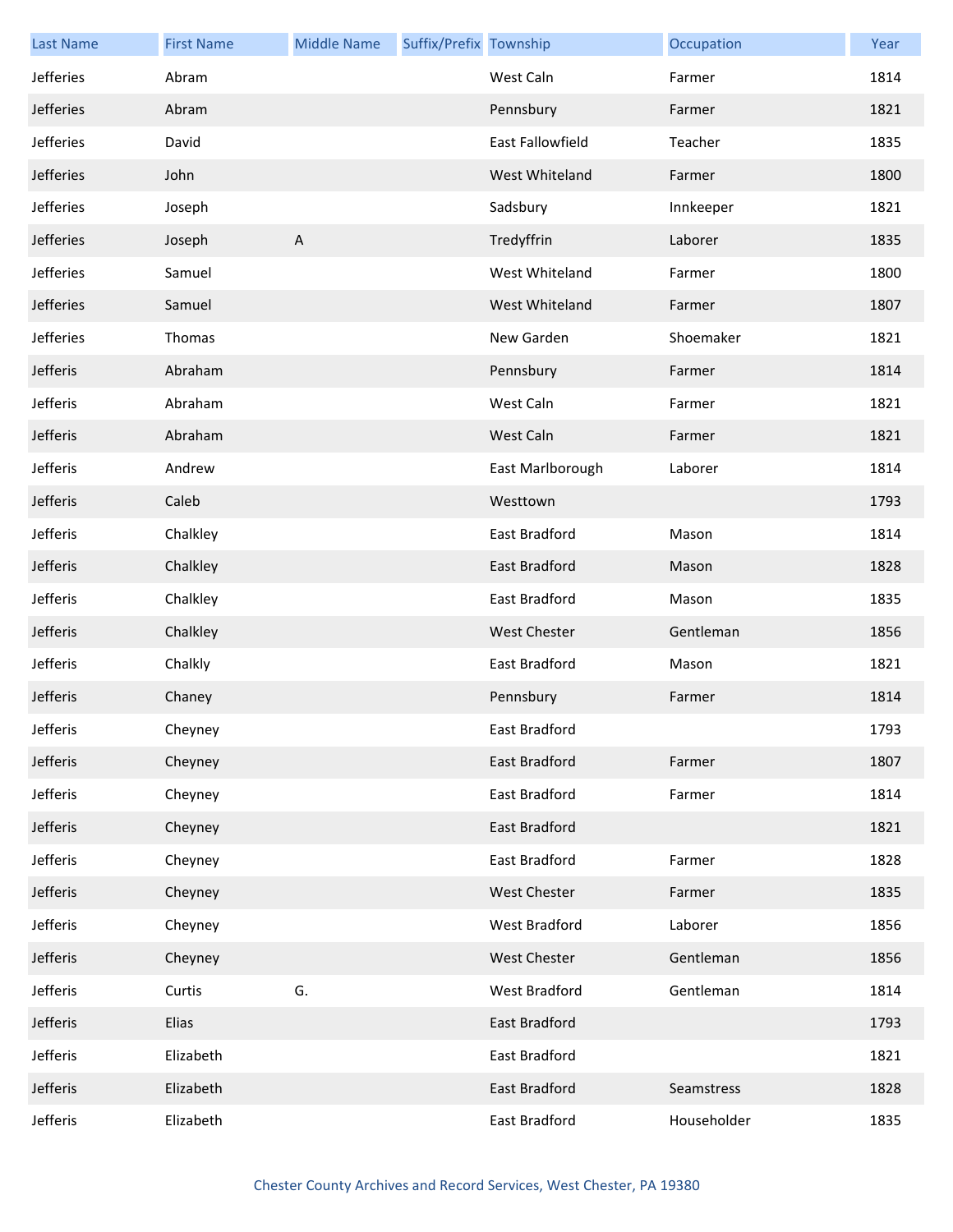| Last Name | First Name | Middle Name | Suffix/Prefix | Township | Occupation | Year |
|---|---|---|---|---|---|---|
| Jefferies | Abram | | | West Caln | Farmer | 1814 |
| Jefferies | Abram | | | Pennsbury | Farmer | 1821 |
| Jefferies | David | | | East Fallowfield | Teacher | 1835 |
| Jefferies | John | | | West Whiteland | Farmer | 1800 |
| Jefferies | Joseph | | | Sadsbury | Innkeeper | 1821 |
| Jefferies | Joseph | A | | Tredyffrin | Laborer | 1835 |
| Jefferies | Samuel | | | West Whiteland | Farmer | 1800 |
| Jefferies | Samuel | | | West Whiteland | Farmer | 1807 |
| Jefferies | Thomas | | | New Garden | Shoemaker | 1821 |
| Jefferis | Abraham | | | Pennsbury | Farmer | 1814 |
| Jefferis | Abraham | | | West Caln | Farmer | 1821 |
| Jefferis | Abraham | | | West Caln | Farmer | 1821 |
| Jefferis | Andrew | | | East Marlborough | Laborer | 1814 |
| Jefferis | Caleb | | | Westtown | | 1793 |
| Jefferis | Chalkley | | | East Bradford | Mason | 1814 |
| Jefferis | Chalkley | | | East Bradford | Mason | 1828 |
| Jefferis | Chalkley | | | East Bradford | Mason | 1835 |
| Jefferis | Chalkley | | | West Chester | Gentleman | 1856 |
| Jefferis | Chalkly | | | East Bradford | Mason | 1821 |
| Jefferis | Chaney | | | Pennsbury | Farmer | 1814 |
| Jefferis | Cheyney | | | East Bradford | | 1793 |
| Jefferis | Cheyney | | | East Bradford | Farmer | 1807 |
| Jefferis | Cheyney | | | East Bradford | Farmer | 1814 |
| Jefferis | Cheyney | | | East Bradford | | 1821 |
| Jefferis | Cheyney | | | East Bradford | Farmer | 1828 |
| Jefferis | Cheyney | | | West Chester | Farmer | 1835 |
| Jefferis | Cheyney | | | West Bradford | Laborer | 1856 |
| Jefferis | Cheyney | | | West Chester | Gentleman | 1856 |
| Jefferis | Curtis | G. | | West Bradford | Gentleman | 1814 |
| Jefferis | Elias | | | East Bradford | | 1793 |
| Jefferis | Elizabeth | | | East Bradford | | 1821 |
| Jefferis | Elizabeth | | | East Bradford | Seamstress | 1828 |
| Jefferis | Elizabeth | | | East Bradford | Householder | 1835 |

Chester County Archives and Record Services, West Chester, PA 19380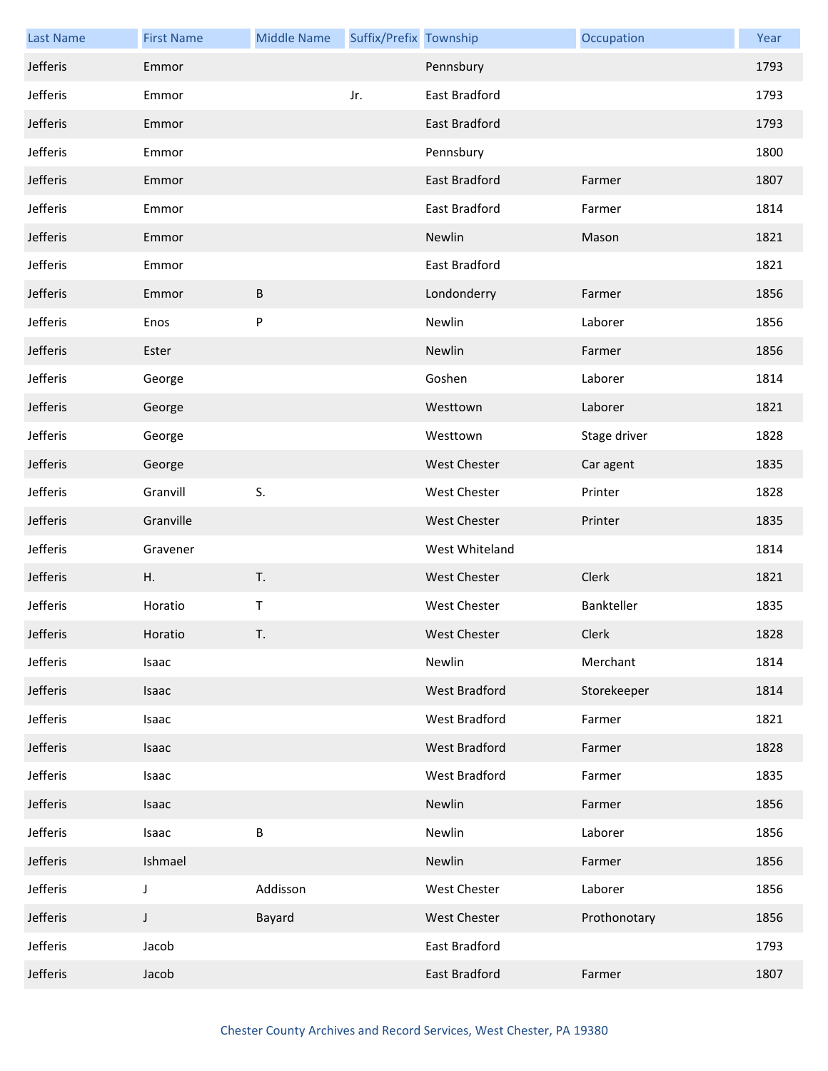| Last Name | First Name | Middle Name | Suffix/Prefix | Township | Occupation | Year |
|---|---|---|---|---|---|---|
| Jefferis | Emmor | | | Pennsbury | | 1793 |
| Jefferis | Emmor | | Jr. | East Bradford | | 1793 |
| Jefferis | Emmor | | | East Bradford | | 1793 |
| Jefferis | Emmor | | | Pennsbury | | 1800 |
| Jefferis | Emmor | | | East Bradford | Farmer | 1807 |
| Jefferis | Emmor | | | East Bradford | Farmer | 1814 |
| Jefferis | Emmor | | | Newlin | Mason | 1821 |
| Jefferis | Emmor | | | East Bradford | | 1821 |
| Jefferis | Emmor | B | | Londonderry | Farmer | 1856 |
| Jefferis | Enos | P | | Newlin | Laborer | 1856 |
| Jefferis | Ester | | | Newlin | Farmer | 1856 |
| Jefferis | George | | | Goshen | Laborer | 1814 |
| Jefferis | George | | | Westtown | Laborer | 1821 |
| Jefferis | George | | | Westtown | Stage driver | 1828 |
| Jefferis | George | | | West Chester | Car agent | 1835 |
| Jefferis | Granvill | S. | | West Chester | Printer | 1828 |
| Jefferis | Granville | | | West Chester | Printer | 1835 |
| Jefferis | Gravener | | | West Whiteland | | 1814 |
| Jefferis | H. | T. | | West Chester | Clerk | 1821 |
| Jefferis | Horatio | T | | West Chester | Bankteller | 1835 |
| Jefferis | Horatio | T. | | West Chester | Clerk | 1828 |
| Jefferis | Isaac | | | Newlin | Merchant | 1814 |
| Jefferis | Isaac | | | West Bradford | Storekeeper | 1814 |
| Jefferis | Isaac | | | West Bradford | Farmer | 1821 |
| Jefferis | Isaac | | | West Bradford | Farmer | 1828 |
| Jefferis | Isaac | | | West Bradford | Farmer | 1835 |
| Jefferis | Isaac | | | Newlin | Farmer | 1856 |
| Jefferis | Isaac | B | | Newlin | Laborer | 1856 |
| Jefferis | Ishmael | | | Newlin | Farmer | 1856 |
| Jefferis | J | Addisson | | West Chester | Laborer | 1856 |
| Jefferis | J | Bayard | | West Chester | Prothonotary | 1856 |
| Jefferis | Jacob | | | East Bradford | | 1793 |
| Jefferis | Jacob | | | East Bradford | Farmer | 1807 |

Chester County Archives and Record Services, West Chester, PA 19380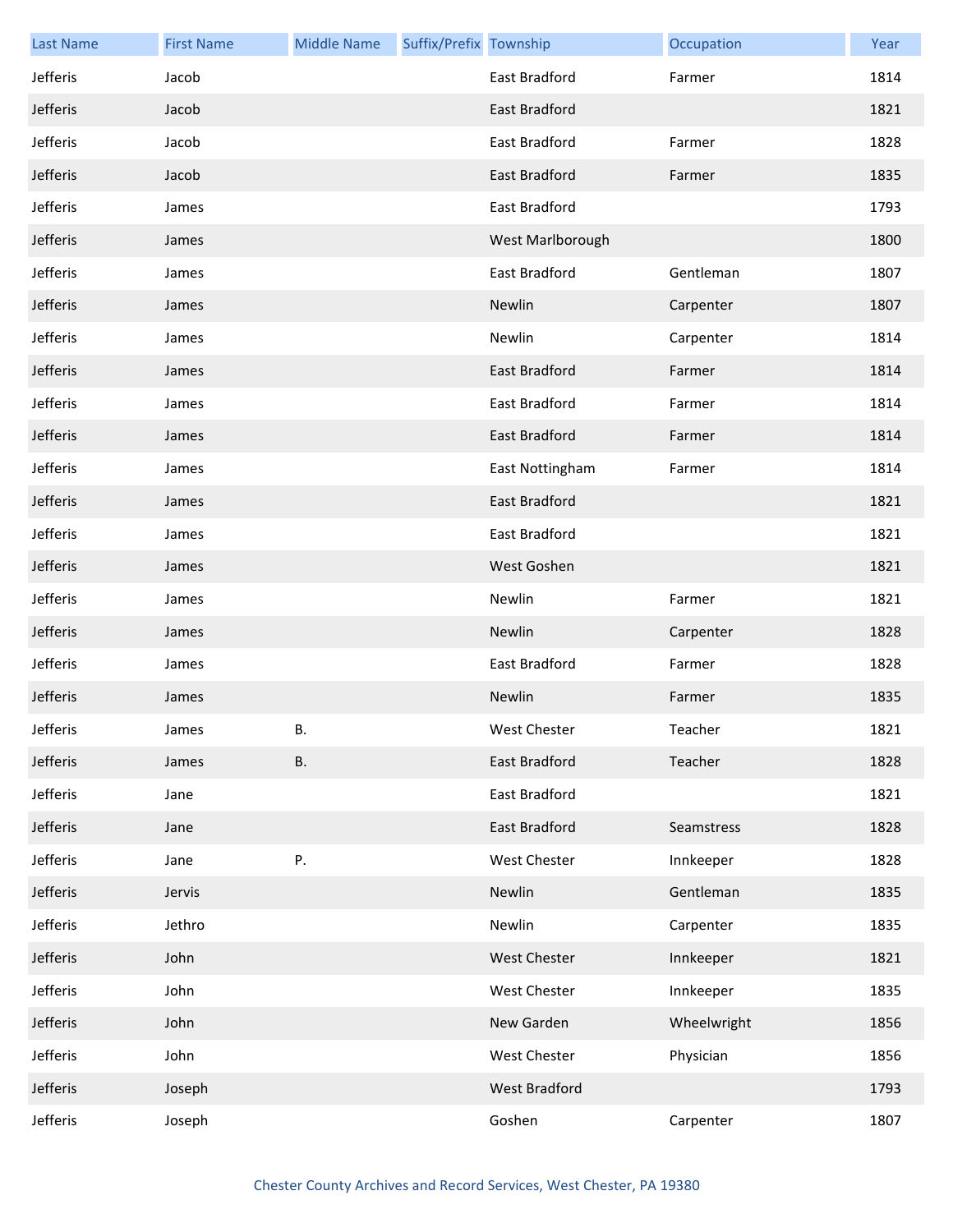| Last Name | First Name | Middle Name | Suffix/Prefix | Township | Occupation | Year |
|---|---|---|---|---|---|---|
| Jefferis | Jacob | | | East Bradford | Farmer | 1814 |
| Jefferis | Jacob | | | East Bradford | | 1821 |
| Jefferis | Jacob | | | East Bradford | Farmer | 1828 |
| Jefferis | Jacob | | | East Bradford | Farmer | 1835 |
| Jefferis | James | | | East Bradford | | 1793 |
| Jefferis | James | | | West Marlborough | | 1800 |
| Jefferis | James | | | East Bradford | Gentleman | 1807 |
| Jefferis | James | | | Newlin | Carpenter | 1807 |
| Jefferis | James | | | Newlin | Carpenter | 1814 |
| Jefferis | James | | | East Bradford | Farmer | 1814 |
| Jefferis | James | | | East Bradford | Farmer | 1814 |
| Jefferis | James | | | East Bradford | Farmer | 1814 |
| Jefferis | James | | | East Nottingham | Farmer | 1814 |
| Jefferis | James | | | East Bradford | | 1821 |
| Jefferis | James | | | East Bradford | | 1821 |
| Jefferis | James | | | West Goshen | | 1821 |
| Jefferis | James | | | Newlin | Farmer | 1821 |
| Jefferis | James | | | Newlin | Carpenter | 1828 |
| Jefferis | James | | | East Bradford | Farmer | 1828 |
| Jefferis | James | | | Newlin | Farmer | 1835 |
| Jefferis | James | B. | | West Chester | Teacher | 1821 |
| Jefferis | James | B. | | East Bradford | Teacher | 1828 |
| Jefferis | Jane | | | East Bradford | | 1821 |
| Jefferis | Jane | | | East Bradford | Seamstress | 1828 |
| Jefferis | Jane | P. | | West Chester | Innkeeper | 1828 |
| Jefferis | Jervis | | | Newlin | Gentleman | 1835 |
| Jefferis | Jethro | | | Newlin | Carpenter | 1835 |
| Jefferis | John | | | West Chester | Innkeeper | 1821 |
| Jefferis | John | | | West Chester | Innkeeper | 1835 |
| Jefferis | John | | | New Garden | Wheelwright | 1856 |
| Jefferis | John | | | West Chester | Physician | 1856 |
| Jefferis | Joseph | | | West Bradford | | 1793 |
| Jefferis | Joseph | | | Goshen | Carpenter | 1807 |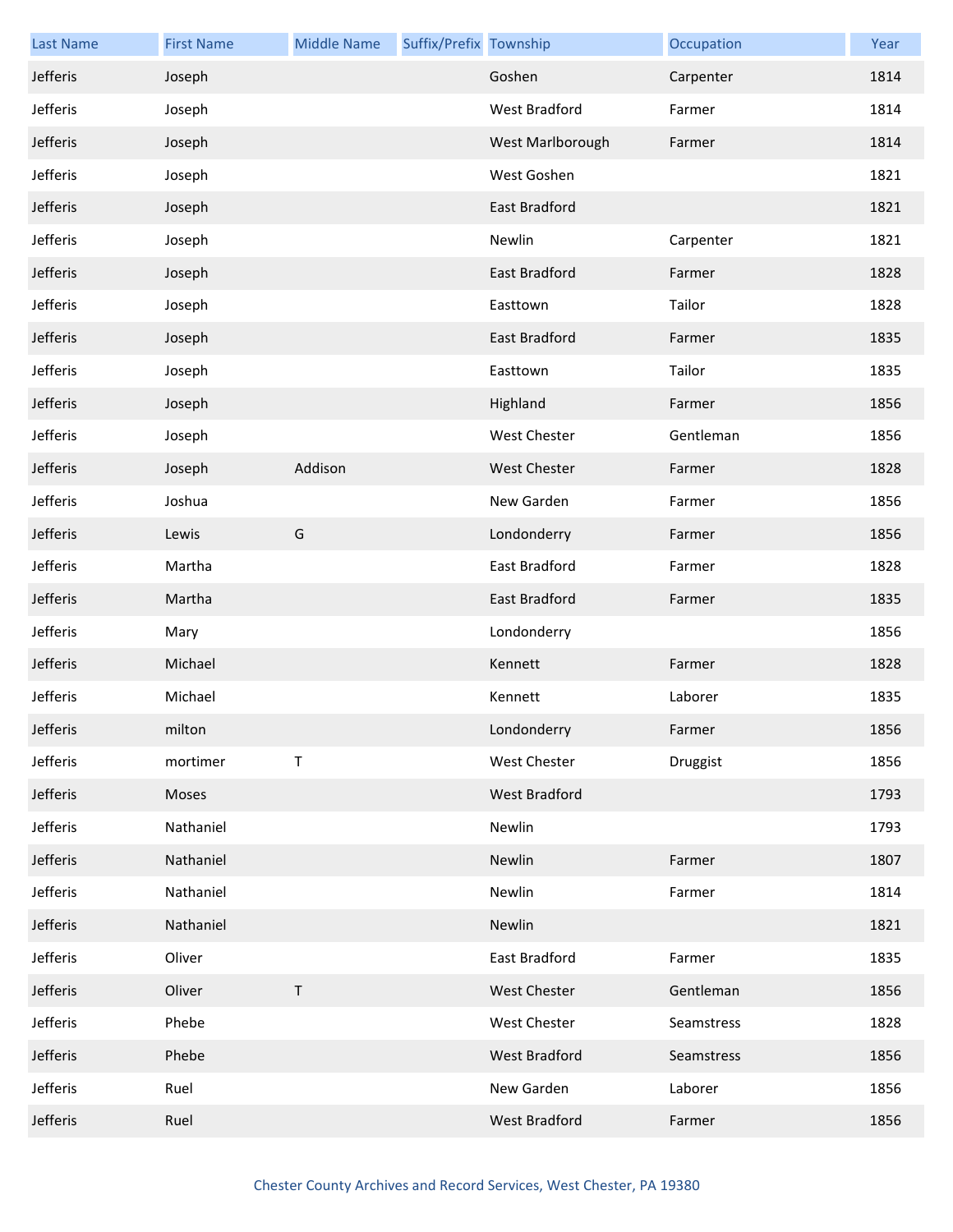| Last Name | First Name | Middle Name | Suffix/Prefix | Township | Occupation | Year |
|---|---|---|---|---|---|---|
| Jefferis | Joseph | | | Goshen | Carpenter | 1814 |
| Jefferis | Joseph | | | West Bradford | Farmer | 1814 |
| Jefferis | Joseph | | | West Marlborough | Farmer | 1814 |
| Jefferis | Joseph | | | West Goshen | | 1821 |
| Jefferis | Joseph | | | East Bradford | | 1821 |
| Jefferis | Joseph | | | Newlin | Carpenter | 1821 |
| Jefferis | Joseph | | | East Bradford | Farmer | 1828 |
| Jefferis | Joseph | | | Easttown | Tailor | 1828 |
| Jefferis | Joseph | | | East Bradford | Farmer | 1835 |
| Jefferis | Joseph | | | Easttown | Tailor | 1835 |
| Jefferis | Joseph | | | Highland | Farmer | 1856 |
| Jefferis | Joseph | | | West Chester | Gentleman | 1856 |
| Jefferis | Joseph | Addison | | West Chester | Farmer | 1828 |
| Jefferis | Joshua | | | New Garden | Farmer | 1856 |
| Jefferis | Lewis | G | | Londonderry | Farmer | 1856 |
| Jefferis | Martha | | | East Bradford | Farmer | 1828 |
| Jefferis | Martha | | | East Bradford | Farmer | 1835 |
| Jefferis | Mary | | | Londonderry | | 1856 |
| Jefferis | Michael | | | Kennett | Farmer | 1828 |
| Jefferis | Michael | | | Kennett | Laborer | 1835 |
| Jefferis | milton | | | Londonderry | Farmer | 1856 |
| Jefferis | mortimer | T | | West Chester | Druggist | 1856 |
| Jefferis | Moses | | | West Bradford | | 1793 |
| Jefferis | Nathaniel | | | Newlin | | 1793 |
| Jefferis | Nathaniel | | | Newlin | Farmer | 1807 |
| Jefferis | Nathaniel | | | Newlin | Farmer | 1814 |
| Jefferis | Nathaniel | | | Newlin | | 1821 |
| Jefferis | Oliver | | | East Bradford | Farmer | 1835 |
| Jefferis | Oliver | T | | West Chester | Gentleman | 1856 |
| Jefferis | Phebe | | | West Chester | Seamstress | 1828 |
| Jefferis | Phebe | | | West Bradford | Seamstress | 1856 |
| Jefferis | Ruel | | | New Garden | Laborer | 1856 |
| Jefferis | Ruel | | | West Bradford | Farmer | 1856 |

Chester County Archives and Record Services, West Chester, PA 19380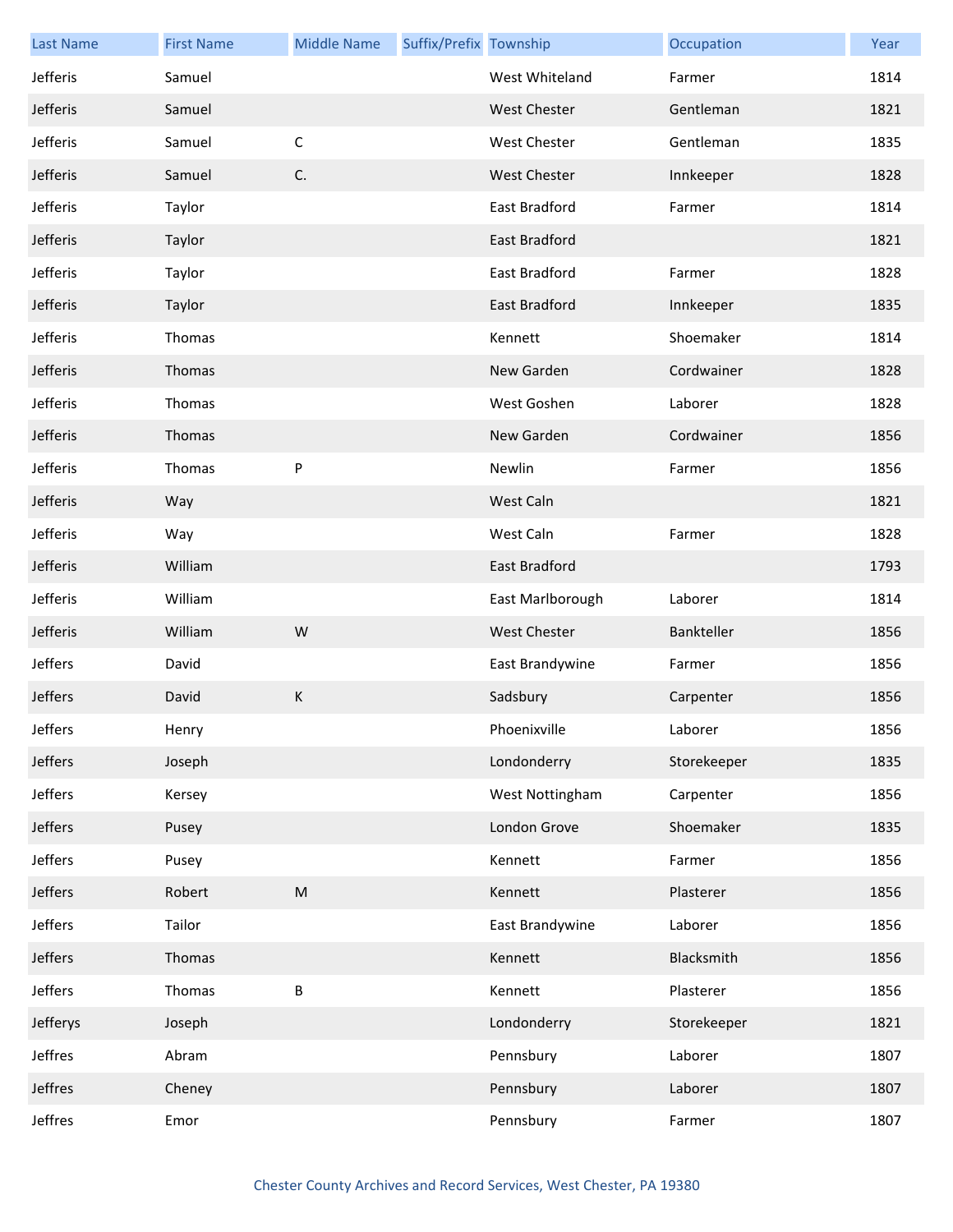| Last Name | First Name | Middle Name | Suffix/Prefix | Township | Occupation | Year |
|---|---|---|---|---|---|---|
| Jefferis | Samuel | | | West Whiteland | Farmer | 1814 |
| Jefferis | Samuel | | | West Chester | Gentleman | 1821 |
| Jefferis | Samuel | C | | West Chester | Gentleman | 1835 |
| Jefferis | Samuel | C. | | West Chester | Innkeeper | 1828 |
| Jefferis | Taylor | | | East Bradford | Farmer | 1814 |
| Jefferis | Taylor | | | East Bradford | | 1821 |
| Jefferis | Taylor | | | East Bradford | Farmer | 1828 |
| Jefferis | Taylor | | | East Bradford | Innkeeper | 1835 |
| Jefferis | Thomas | | | Kennett | Shoemaker | 1814 |
| Jefferis | Thomas | | | New Garden | Cordwainer | 1828 |
| Jefferis | Thomas | | | West Goshen | Laborer | 1828 |
| Jefferis | Thomas | | | New Garden | Cordwainer | 1856 |
| Jefferis | Thomas | P | | Newlin | Farmer | 1856 |
| Jefferis | Way | | | West Caln | | 1821 |
| Jefferis | Way | | | West Caln | Farmer | 1828 |
| Jefferis | William | | | East Bradford | | 1793 |
| Jefferis | William | | | East Marlborough | Laborer | 1814 |
| Jefferis | William | W | | West Chester | Bankteller | 1856 |
| Jeffers | David | | | East Brandywine | Farmer | 1856 |
| Jeffers | David | K | | Sadsbury | Carpenter | 1856 |
| Jeffers | Henry | | | Phoenixville | Laborer | 1856 |
| Jeffers | Joseph | | | Londonderry | Storekeeper | 1835 |
| Jeffers | Kersey | | | West Nottingham | Carpenter | 1856 |
| Jeffers | Pusey | | | London Grove | Shoemaker | 1835 |
| Jeffers | Pusey | | | Kennett | Farmer | 1856 |
| Jeffers | Robert | M | | Kennett | Plasterer | 1856 |
| Jeffers | Tailor | | | East Brandywine | Laborer | 1856 |
| Jeffers | Thomas | | | Kennett | Blacksmith | 1856 |
| Jeffers | Thomas | B | | Kennett | Plasterer | 1856 |
| Jefferys | Joseph | | | Londonderry | Storekeeper | 1821 |
| Jeffres | Abram | | | Pennsbury | Laborer | 1807 |
| Jeffres | Cheney | | | Pennsbury | Laborer | 1807 |
| Jeffres | Emor | | | Pennsbury | Farmer | 1807 |

Chester County Archives and Record Services, West Chester, PA 19380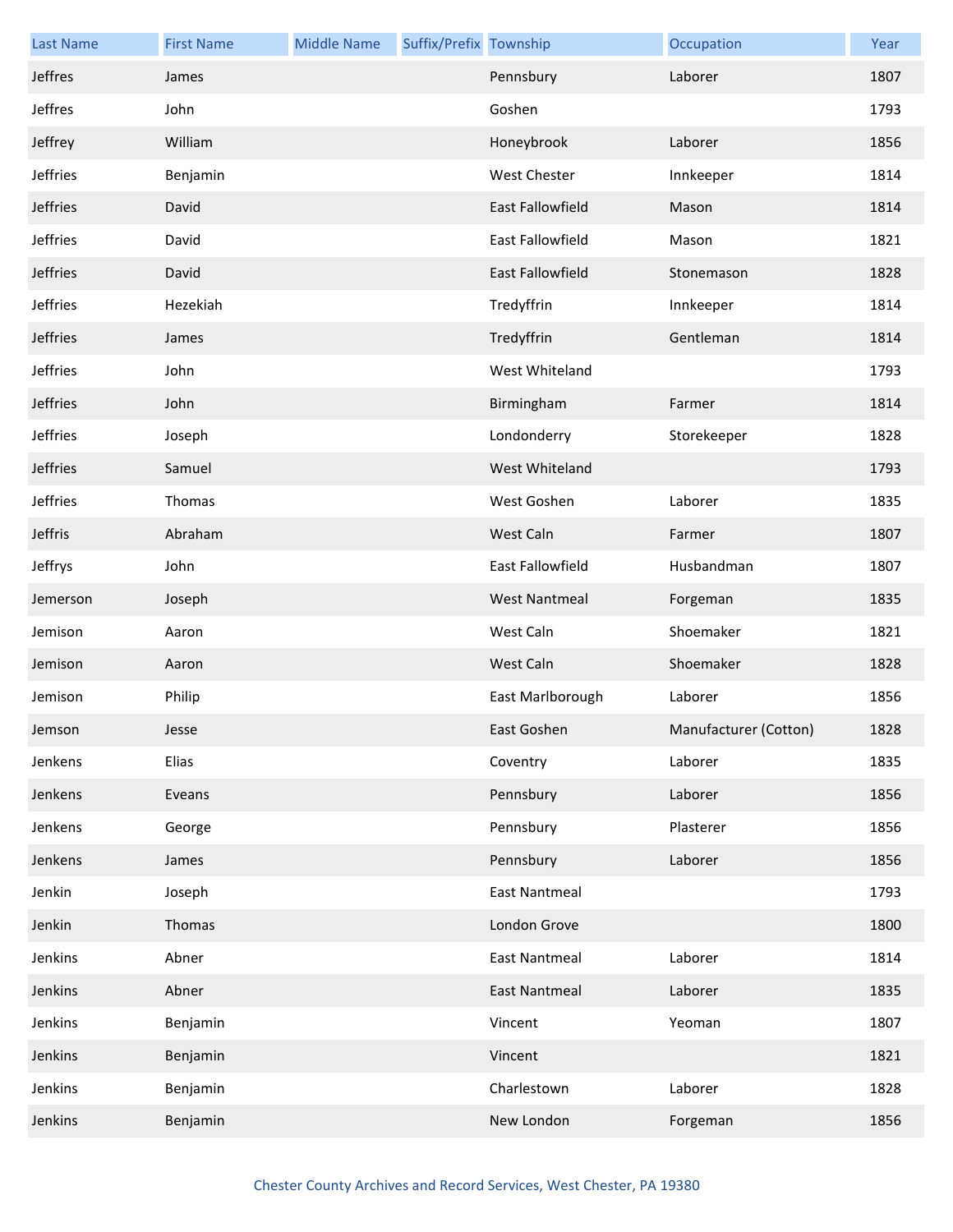| Last Name | First Name | Middle Name | Suffix/Prefix | Township | Occupation | Year |
|---|---|---|---|---|---|---|
| Jeffres | James | | | Pennsbury | Laborer | 1807 |
| Jeffres | John | | | Goshen | | 1793 |
| Jeffrey | William | | | Honeybrook | Laborer | 1856 |
| Jeffries | Benjamin | | | West Chester | Innkeeper | 1814 |
| Jeffries | David | | | East Fallowfield | Mason | 1814 |
| Jeffries | David | | | East Fallowfield | Mason | 1821 |
| Jeffries | David | | | East Fallowfield | Stonemason | 1828 |
| Jeffries | Hezekiah | | | Tredyffrin | Innkeeper | 1814 |
| Jeffries | James | | | Tredyffrin | Gentleman | 1814 |
| Jeffries | John | | | West Whiteland | | 1793 |
| Jeffries | John | | | Birmingham | Farmer | 1814 |
| Jeffries | Joseph | | | Londonderry | Storekeeper | 1828 |
| Jeffries | Samuel | | | West Whiteland | | 1793 |
| Jeffries | Thomas | | | West Goshen | Laborer | 1835 |
| Jeffris | Abraham | | | West Caln | Farmer | 1807 |
| Jeffrys | John | | | East Fallowfield | Husbandman | 1807 |
| Jemerson | Joseph | | | West Nantmeal | Forgeman | 1835 |
| Jemison | Aaron | | | West Caln | Shoemaker | 1821 |
| Jemison | Aaron | | | West Caln | Shoemaker | 1828 |
| Jemison | Philip | | | East Marlborough | Laborer | 1856 |
| Jemson | Jesse | | | East Goshen | Manufacturer (Cotton) | 1828 |
| Jenkens | Elias | | | Coventry | Laborer | 1835 |
| Jenkens | Eveans | | | Pennsbury | Laborer | 1856 |
| Jenkens | George | | | Pennsbury | Plasterer | 1856 |
| Jenkens | James | | | Pennsbury | Laborer | 1856 |
| Jenkin | Joseph | | | East Nantmeal | | 1793 |
| Jenkin | Thomas | | | London Grove | | 1800 |
| Jenkins | Abner | | | East Nantmeal | Laborer | 1814 |
| Jenkins | Abner | | | East Nantmeal | Laborer | 1835 |
| Jenkins | Benjamin | | | Vincent | Yeoman | 1807 |
| Jenkins | Benjamin | | | Vincent | | 1821 |
| Jenkins | Benjamin | | | Charlestown | Laborer | 1828 |
| Jenkins | Benjamin | | | New London | Forgeman | 1856 |

Chester County Archives and Record Services, West Chester, PA 19380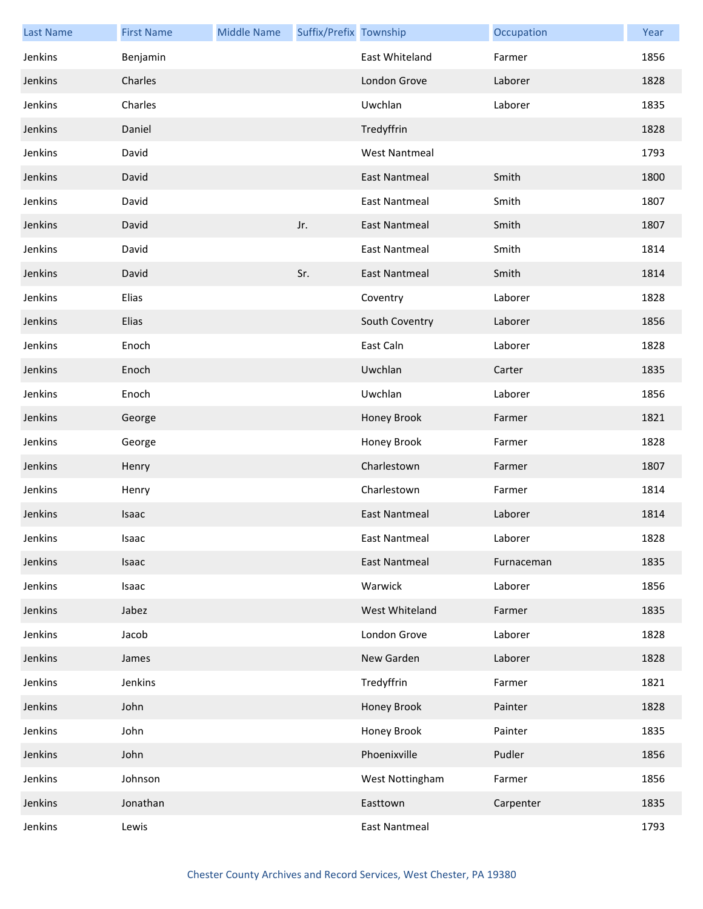| Last Name | First Name | Middle Name | Suffix/Prefix | Township | Occupation | Year |
|---|---|---|---|---|---|---|
| Jenkins | Benjamin | | | East Whiteland | Farmer | 1856 |
| Jenkins | Charles | | | London Grove | Laborer | 1828 |
| Jenkins | Charles | | | Uwchlan | Laborer | 1835 |
| Jenkins | Daniel | | | Tredyffrin | | 1828 |
| Jenkins | David | | | West Nantmeal | | 1793 |
| Jenkins | David | | | East Nantmeal | Smith | 1800 |
| Jenkins | David | | | East Nantmeal | Smith | 1807 |
| Jenkins | David | | Jr. | East Nantmeal | Smith | 1807 |
| Jenkins | David | | | East Nantmeal | Smith | 1814 |
| Jenkins | David | | Sr. | East Nantmeal | Smith | 1814 |
| Jenkins | Elias | | | Coventry | Laborer | 1828 |
| Jenkins | Elias | | | South Coventry | Laborer | 1856 |
| Jenkins | Enoch | | | East Caln | Laborer | 1828 |
| Jenkins | Enoch | | | Uwchlan | Carter | 1835 |
| Jenkins | Enoch | | | Uwchlan | Laborer | 1856 |
| Jenkins | George | | | Honey Brook | Farmer | 1821 |
| Jenkins | George | | | Honey Brook | Farmer | 1828 |
| Jenkins | Henry | | | Charlestown | Farmer | 1807 |
| Jenkins | Henry | | | Charlestown | Farmer | 1814 |
| Jenkins | Isaac | | | East Nantmeal | Laborer | 1814 |
| Jenkins | Isaac | | | East Nantmeal | Laborer | 1828 |
| Jenkins | Isaac | | | East Nantmeal | Furnaceman | 1835 |
| Jenkins | Isaac | | | Warwick | Laborer | 1856 |
| Jenkins | Jabez | | | West Whiteland | Farmer | 1835 |
| Jenkins | Jacob | | | London Grove | Laborer | 1828 |
| Jenkins | James | | | New Garden | Laborer | 1828 |
| Jenkins | Jenkins | | | Tredyffrin | Farmer | 1821 |
| Jenkins | John | | | Honey Brook | Painter | 1828 |
| Jenkins | John | | | Honey Brook | Painter | 1835 |
| Jenkins | John | | | Phoenixville | Pudler | 1856 |
| Jenkins | Johnson | | | West Nottingham | Farmer | 1856 |
| Jenkins | Jonathan | | | Easttown | Carpenter | 1835 |
| Jenkins | Lewis | | | East Nantmeal | | 1793 |

Chester County Archives and Record Services, West Chester, PA 19380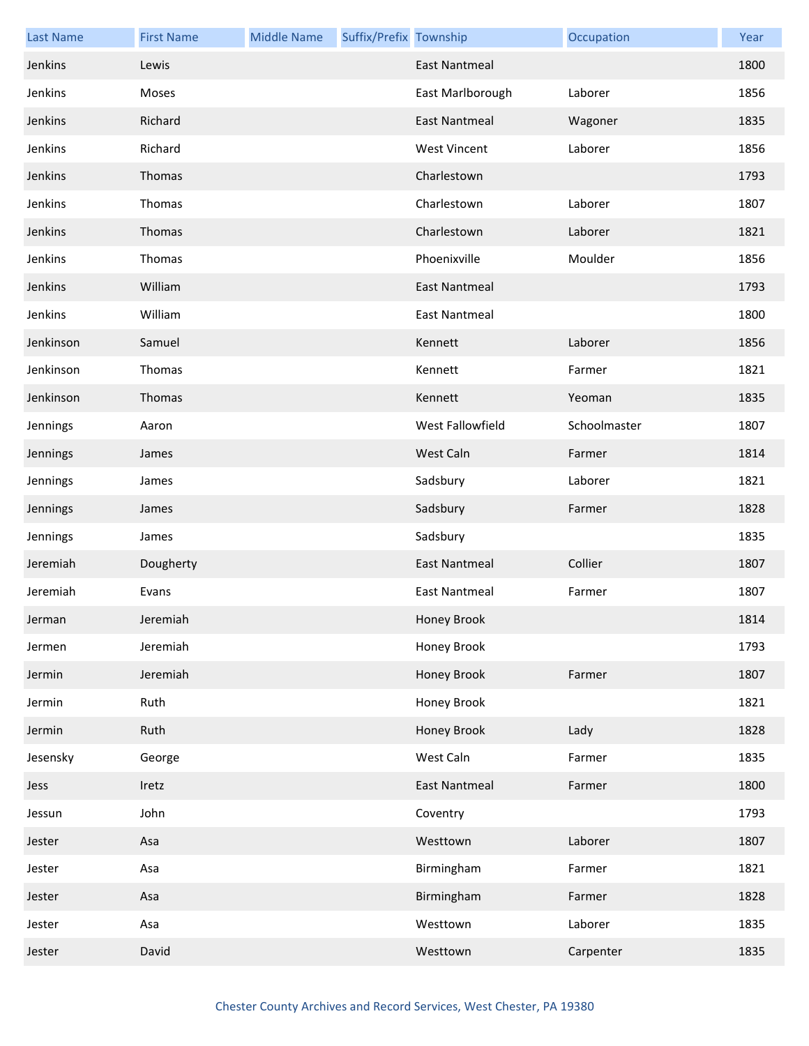| Last Name | First Name | Middle Name | Suffix/Prefix | Township | Occupation | Year |
| --- | --- | --- | --- | --- | --- | --- |
| Jenkins | Lewis | | | East Nantmeal | | 1800 |
| Jenkins | Moses | | | East Marlborough | Laborer | 1856 |
| Jenkins | Richard | | | East Nantmeal | Wagoner | 1835 |
| Jenkins | Richard | | | West Vincent | Laborer | 1856 |
| Jenkins | Thomas | | | Charlestown | | 1793 |
| Jenkins | Thomas | | | Charlestown | Laborer | 1807 |
| Jenkins | Thomas | | | Charlestown | Laborer | 1821 |
| Jenkins | Thomas | | | Phoenixville | Moulder | 1856 |
| Jenkins | William | | | East Nantmeal | | 1793 |
| Jenkins | William | | | East Nantmeal | | 1800 |
| Jenkinson | Samuel | | | Kennett | Laborer | 1856 |
| Jenkinson | Thomas | | | Kennett | Farmer | 1821 |
| Jenkinson | Thomas | | | Kennett | Yeoman | 1835 |
| Jennings | Aaron | | | West Fallowfield | Schoolmaster | 1807 |
| Jennings | James | | | West Caln | Farmer | 1814 |
| Jennings | James | | | Sadsbury | Laborer | 1821 |
| Jennings | James | | | Sadsbury | Farmer | 1828 |
| Jennings | James | | | Sadsbury | | 1835 |
| Jeremiah | Dougherty | | | East Nantmeal | Collier | 1807 |
| Jeremiah | Evans | | | East Nantmeal | Farmer | 1807 |
| Jerman | Jeremiah | | | Honey Brook | | 1814 |
| Jermen | Jeremiah | | | Honey Brook | | 1793 |
| Jermin | Jeremiah | | | Honey Brook | Farmer | 1807 |
| Jermin | Ruth | | | Honey Brook | | 1821 |
| Jermin | Ruth | | | Honey Brook | Lady | 1828 |
| Jesensky | George | | | West Caln | Farmer | 1835 |
| Jess | Iretz | | | East Nantmeal | Farmer | 1800 |
| Jessun | John | | | Coventry | | 1793 |
| Jester | Asa | | | Westtown | Laborer | 1807 |
| Jester | Asa | | | Birmingham | Farmer | 1821 |
| Jester | Asa | | | Birmingham | Farmer | 1828 |
| Jester | Asa | | | Westtown | Laborer | 1835 |
| Jester | David | | | Westtown | Carpenter | 1835 |

Chester County Archives and Record Services, West Chester, PA 19380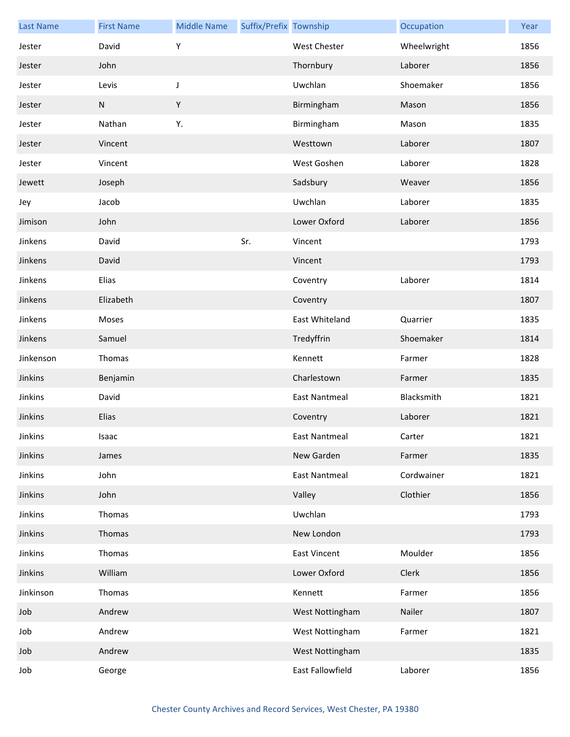| Last Name | First Name | Middle Name | Suffix/Prefix | Township | Occupation | Year |
| --- | --- | --- | --- | --- | --- | --- |
| Jester | David | Y | | West Chester | Wheelwright | 1856 |
| Jester | John | | | Thornbury | Laborer | 1856 |
| Jester | Levis | J | | Uwchlan | Shoemaker | 1856 |
| Jester | N | Y | | Birmingham | Mason | 1856 |
| Jester | Nathan | Y. | | Birmingham | Mason | 1835 |
| Jester | Vincent | | | Westtown | Laborer | 1807 |
| Jester | Vincent | | | West Goshen | Laborer | 1828 |
| Jewett | Joseph | | | Sadsbury | Weaver | 1856 |
| Jey | Jacob | | | Uwchlan | Laborer | 1835 |
| Jimison | John | | | Lower Oxford | Laborer | 1856 |
| Jinkens | David | | Sr. | Vincent | | 1793 |
| Jinkens | David | | | Vincent | | 1793 |
| Jinkens | Elias | | | Coventry | Laborer | 1814 |
| Jinkens | Elizabeth | | | Coventry | | 1807 |
| Jinkens | Moses | | | East Whiteland | Quarrier | 1835 |
| Jinkens | Samuel | | | Tredyffrin | Shoemaker | 1814 |
| Jinkenson | Thomas | | | Kennett | Farmer | 1828 |
| Jinkins | Benjamin | | | Charlestown | Farmer | 1835 |
| Jinkins | David | | | East Nantmeal | Blacksmith | 1821 |
| Jinkins | Elias | | | Coventry | Laborer | 1821 |
| Jinkins | Isaac | | | East Nantmeal | Carter | 1821 |
| Jinkins | James | | | New Garden | Farmer | 1835 |
| Jinkins | John | | | East Nantmeal | Cordwainer | 1821 |
| Jinkins | John | | | Valley | Clothier | 1856 |
| Jinkins | Thomas | | | Uwchlan | | 1793 |
| Jinkins | Thomas | | | New London | | 1793 |
| Jinkins | Thomas | | | East Vincent | Moulder | 1856 |
| Jinkins | William | | | Lower Oxford | Clerk | 1856 |
| Jinkinson | Thomas | | | Kennett | Farmer | 1856 |
| Job | Andrew | | | West Nottingham | Nailer | 1807 |
| Job | Andrew | | | West Nottingham | Farmer | 1821 |
| Job | Andrew | | | West Nottingham | | 1835 |
| Job | George | | | East Fallowfield | Laborer | 1856 |

Chester County Archives and Record Services, West Chester, PA 19380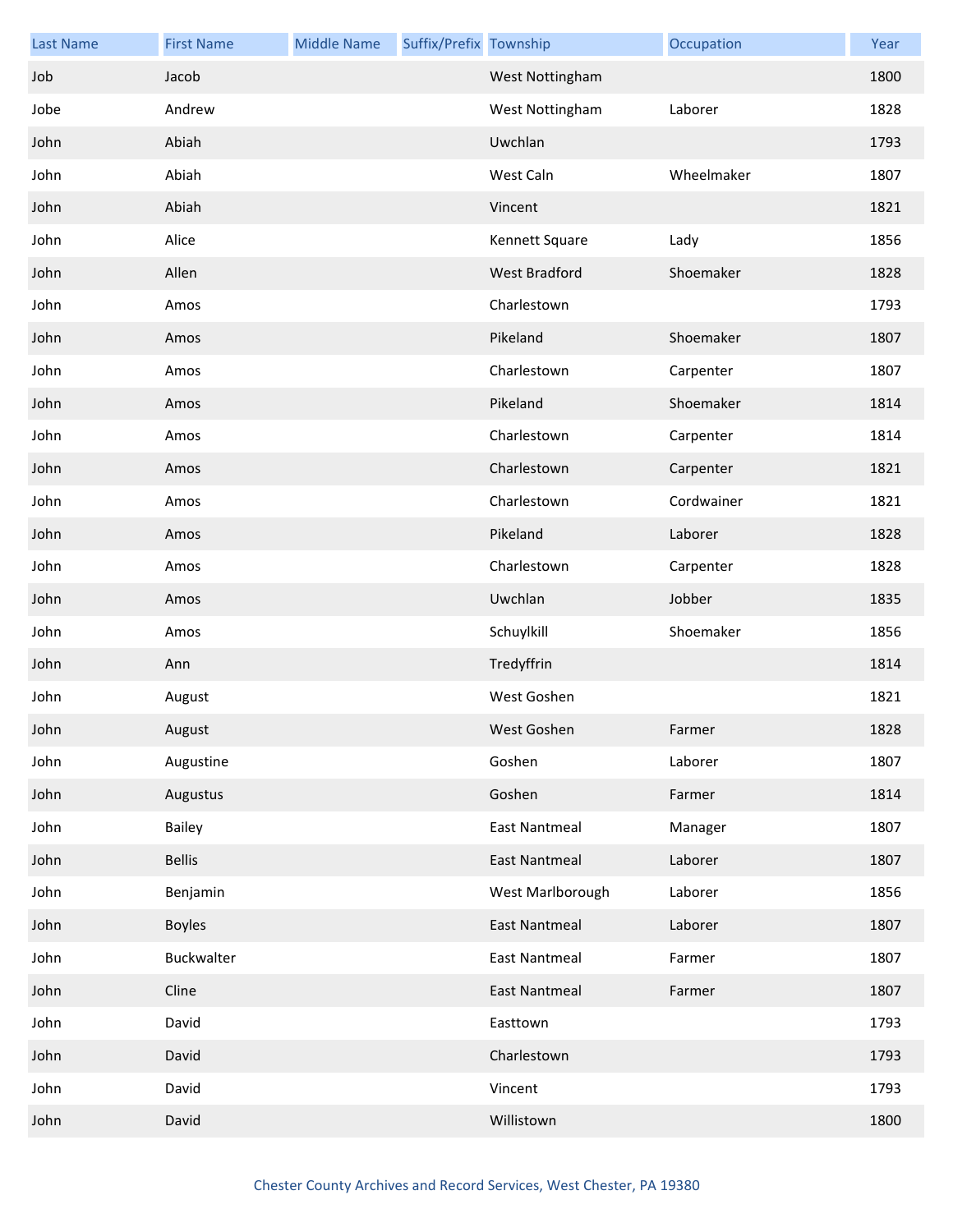| Last Name | First Name | Middle Name | Suffix/Prefix | Township | Occupation | Year |
|---|---|---|---|---|---|---|
| Job | Jacob | | | West Nottingham | | 1800 |
| Jobe | Andrew | | | West Nottingham | Laborer | 1828 |
| John | Abiah | | | Uwchlan | | 1793 |
| John | Abiah | | | West Caln | Wheelmaker | 1807 |
| John | Abiah | | | Vincent | | 1821 |
| John | Alice | | | Kennett Square | Lady | 1856 |
| John | Allen | | | West Bradford | Shoemaker | 1828 |
| John | Amos | | | Charlestown | | 1793 |
| John | Amos | | | Pikeland | Shoemaker | 1807 |
| John | Amos | | | Charlestown | Carpenter | 1807 |
| John | Amos | | | Pikeland | Shoemaker | 1814 |
| John | Amos | | | Charlestown | Carpenter | 1814 |
| John | Amos | | | Charlestown | Carpenter | 1821 |
| John | Amos | | | Charlestown | Cordwainer | 1821 |
| John | Amos | | | Pikeland | Laborer | 1828 |
| John | Amos | | | Charlestown | Carpenter | 1828 |
| John | Amos | | | Uwchlan | Jobber | 1835 |
| John | Amos | | | Schuylkill | Shoemaker | 1856 |
| John | Ann | | | Tredyffrin | | 1814 |
| John | August | | | West Goshen | | 1821 |
| John | August | | | West Goshen | Farmer | 1828 |
| John | Augustine | | | Goshen | Laborer | 1807 |
| John | Augustus | | | Goshen | Farmer | 1814 |
| John | Bailey | | | East Nantmeal | Manager | 1807 |
| John | Bellis | | | East Nantmeal | Laborer | 1807 |
| John | Benjamin | | | West Marlborough | Laborer | 1856 |
| John | Boyles | | | East Nantmeal | Laborer | 1807 |
| John | Buckwalter | | | East Nantmeal | Farmer | 1807 |
| John | Cline | | | East Nantmeal | Farmer | 1807 |
| John | David | | | Easttown | | 1793 |
| John | David | | | Charlestown | | 1793 |
| John | David | | | Vincent | | 1793 |
| John | David | | | Willistown | | 1800 |

Chester County Archives and Record Services, West Chester, PA 19380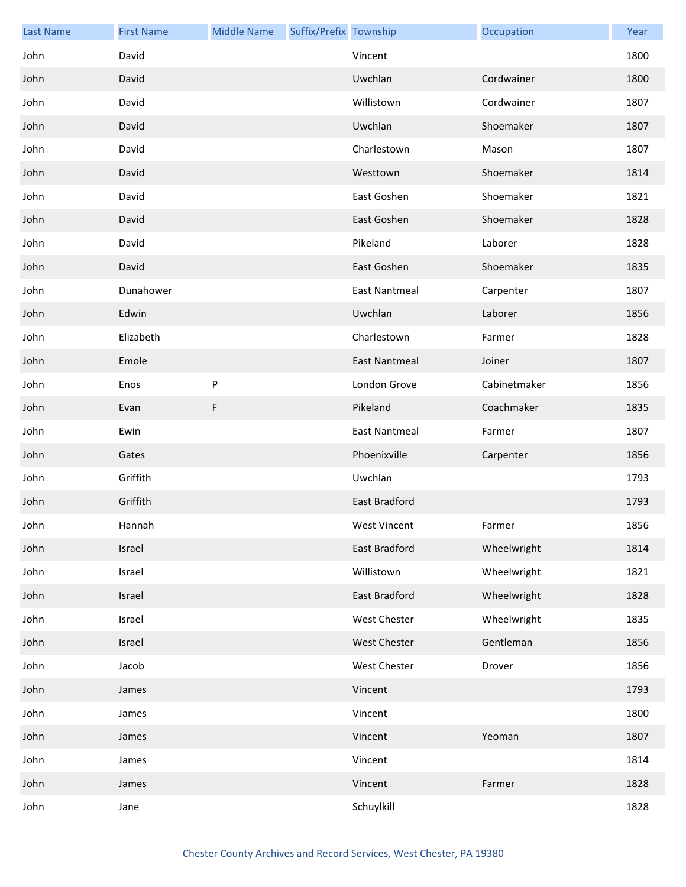| Last Name | First Name | Middle Name | Suffix/Prefix | Township | Occupation | Year |
|---|---|---|---|---|---|---|
| John | David | | | Vincent | | 1800 |
| John | David | | | Uwchlan | Cordwainer | 1800 |
| John | David | | | Willistown | Cordwainer | 1807 |
| John | David | | | Uwchlan | Shoemaker | 1807 |
| John | David | | | Charlestown | Mason | 1807 |
| John | David | | | Westtown | Shoemaker | 1814 |
| John | David | | | East Goshen | Shoemaker | 1821 |
| John | David | | | East Goshen | Shoemaker | 1828 |
| John | David | | | Pikeland | Laborer | 1828 |
| John | David | | | East Goshen | Shoemaker | 1835 |
| John | Dunahower | | | East Nantmeal | Carpenter | 1807 |
| John | Edwin | | | Uwchlan | Laborer | 1856 |
| John | Elizabeth | | | Charlestown | Farmer | 1828 |
| John | Emole | | | East Nantmeal | Joiner | 1807 |
| John | Enos | P | | London Grove | Cabinetmaker | 1856 |
| John | Evan | F | | Pikeland | Coachmaker | 1835 |
| John | Ewin | | | East Nantmeal | Farmer | 1807 |
| John | Gates | | | Phoenixville | Carpenter | 1856 |
| John | Griffith | | | Uwchlan | | 1793 |
| John | Griffith | | | East Bradford | | 1793 |
| John | Hannah | | | West Vincent | Farmer | 1856 |
| John | Israel | | | East Bradford | Wheelwright | 1814 |
| John | Israel | | | Willistown | Wheelwright | 1821 |
| John | Israel | | | East Bradford | Wheelwright | 1828 |
| John | Israel | | | West Chester | Wheelwright | 1835 |
| John | Israel | | | West Chester | Gentleman | 1856 |
| John | Jacob | | | West Chester | Drover | 1856 |
| John | James | | | Vincent | | 1793 |
| John | James | | | Vincent | | 1800 |
| John | James | | | Vincent | Yeoman | 1807 |
| John | James | | | Vincent | | 1814 |
| John | James | | | Vincent | Farmer | 1828 |
| John | Jane | | | Schuylkill | | 1828 |

Chester County Archives and Record Services, West Chester, PA 19380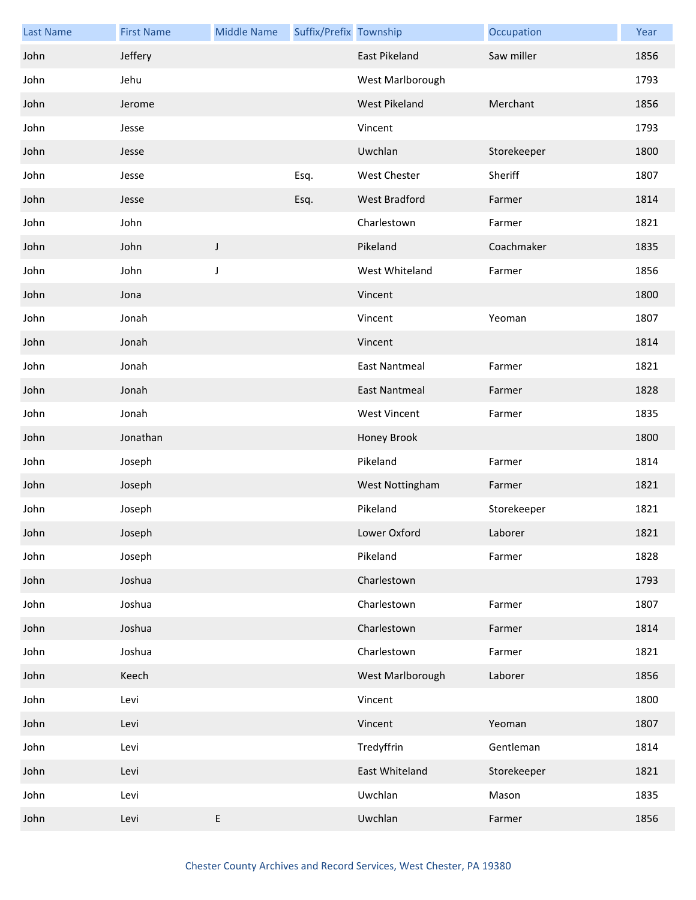| Last Name | First Name | Middle Name | Suffix/Prefix | Township | Occupation | Year |
|---|---|---|---|---|---|---|
| John | Jeffery | | | East Pikeland | Saw miller | 1856 |
| John | Jehu | | | West Marlborough | | 1793 |
| John | Jerome | | | West Pikeland | Merchant | 1856 |
| John | Jesse | | | Vincent | | 1793 |
| John | Jesse | | | Uwchlan | Storekeeper | 1800 |
| John | Jesse | | Esq. | West Chester | Sheriff | 1807 |
| John | Jesse | | Esq. | West Bradford | Farmer | 1814 |
| John | John | | | Charlestown | Farmer | 1821 |
| John | John | J | | Pikeland | Coachmaker | 1835 |
| John | John | J | | West Whiteland | Farmer | 1856 |
| John | Jona | | | Vincent | | 1800 |
| John | Jonah | | | Vincent | Yeoman | 1807 |
| John | Jonah | | | Vincent | | 1814 |
| John | Jonah | | | East Nantmeal | Farmer | 1821 |
| John | Jonah | | | East Nantmeal | Farmer | 1828 |
| John | Jonah | | | West Vincent | Farmer | 1835 |
| John | Jonathan | | | Honey Brook | | 1800 |
| John | Joseph | | | Pikeland | Farmer | 1814 |
| John | Joseph | | | West Nottingham | Farmer | 1821 |
| John | Joseph | | | Pikeland | Storekeeper | 1821 |
| John | Joseph | | | Lower Oxford | Laborer | 1821 |
| John | Joseph | | | Pikeland | Farmer | 1828 |
| John | Joshua | | | Charlestown | | 1793 |
| John | Joshua | | | Charlestown | Farmer | 1807 |
| John | Joshua | | | Charlestown | Farmer | 1814 |
| John | Joshua | | | Charlestown | Farmer | 1821 |
| John | Keech | | | West Marlborough | Laborer | 1856 |
| John | Levi | | | Vincent | | 1800 |
| John | Levi | | | Vincent | Yeoman | 1807 |
| John | Levi | | | Tredyffrin | Gentleman | 1814 |
| John | Levi | | | East Whiteland | Storekeeper | 1821 |
| John | Levi | | | Uwchlan | Mason | 1835 |
| John | Levi | E | | Uwchlan | Farmer | 1856 |

Chester County Archives and Record Services, West Chester, PA 19380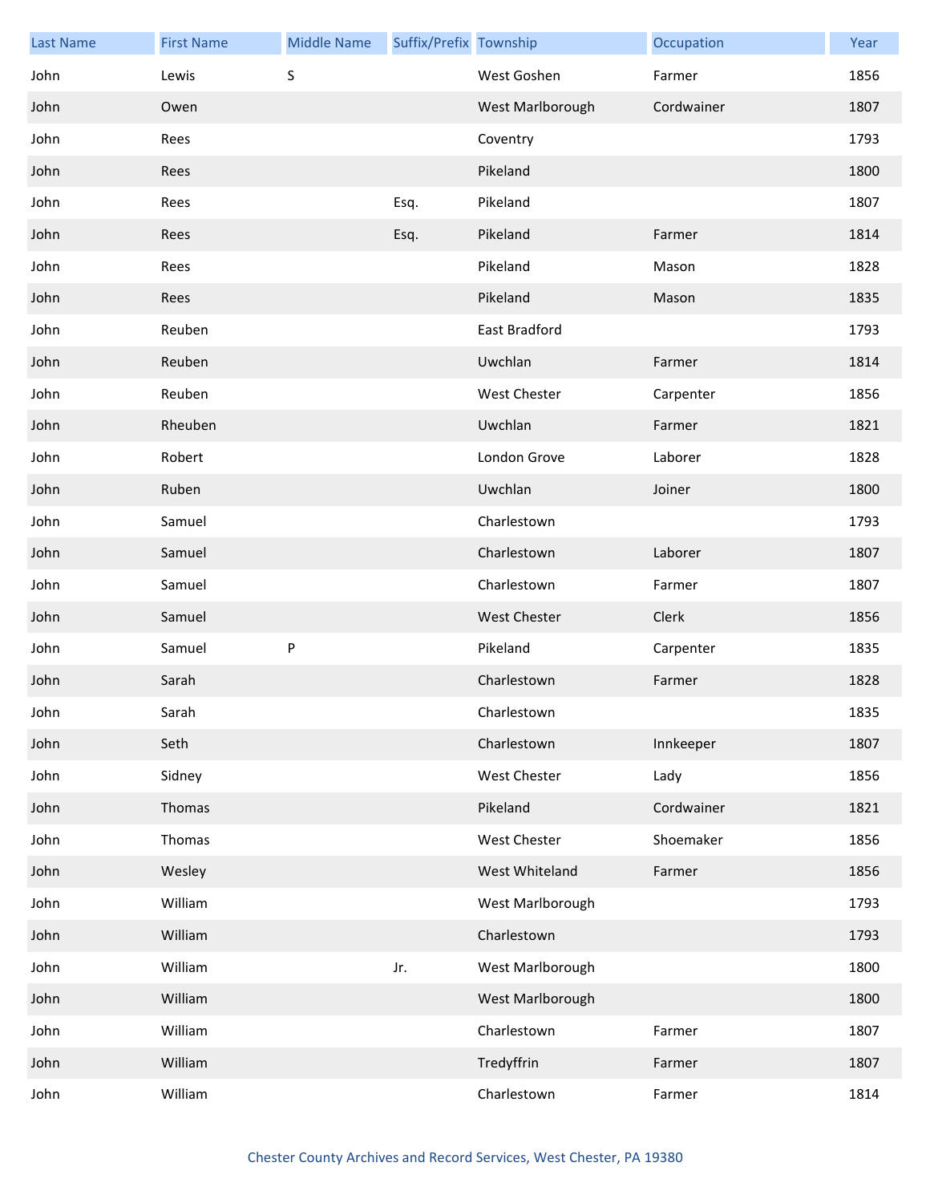| Last Name | First Name | Middle Name | Suffix/Prefix | Township | Occupation | Year |
|---|---|---|---|---|---|---|
| John | Lewis | S | | West Goshen | Farmer | 1856 |
| John | Owen | | | West Marlborough | Cordwainer | 1807 |
| John | Rees | | | Coventry | | 1793 |
| John | Rees | | | Pikeland | | 1800 |
| John | Rees | | Esq. | Pikeland | | 1807 |
| John | Rees | | Esq. | Pikeland | Farmer | 1814 |
| John | Rees | | | Pikeland | Mason | 1828 |
| John | Rees | | | Pikeland | Mason | 1835 |
| John | Reuben | | | East Bradford | | 1793 |
| John | Reuben | | | Uwchlan | Farmer | 1814 |
| John | Reuben | | | West Chester | Carpenter | 1856 |
| John | Rheuben | | | Uwchlan | Farmer | 1821 |
| John | Robert | | | London Grove | Laborer | 1828 |
| John | Ruben | | | Uwchlan | Joiner | 1800 |
| John | Samuel | | | Charlestown | | 1793 |
| John | Samuel | | | Charlestown | Laborer | 1807 |
| John | Samuel | | | Charlestown | Farmer | 1807 |
| John | Samuel | | | West Chester | Clerk | 1856 |
| John | Samuel | P | | Pikeland | Carpenter | 1835 |
| John | Sarah | | | Charlestown | Farmer | 1828 |
| John | Sarah | | | Charlestown | | 1835 |
| John | Seth | | | Charlestown | Innkeeper | 1807 |
| John | Sidney | | | West Chester | Lady | 1856 |
| John | Thomas | | | Pikeland | Cordwainer | 1821 |
| John | Thomas | | | West Chester | Shoemaker | 1856 |
| John | Wesley | | | West Whiteland | Farmer | 1856 |
| John | William | | | West Marlborough | | 1793 |
| John | William | | | Charlestown | | 1793 |
| John | William | | Jr. | West Marlborough | | 1800 |
| John | William | | | West Marlborough | | 1800 |
| John | William | | | Charlestown | Farmer | 1807 |
| John | William | | | Tredyffrin | Farmer | 1807 |
| John | William | | | Charlestown | Farmer | 1814 |

Chester County Archives and Record Services, West Chester, PA 19380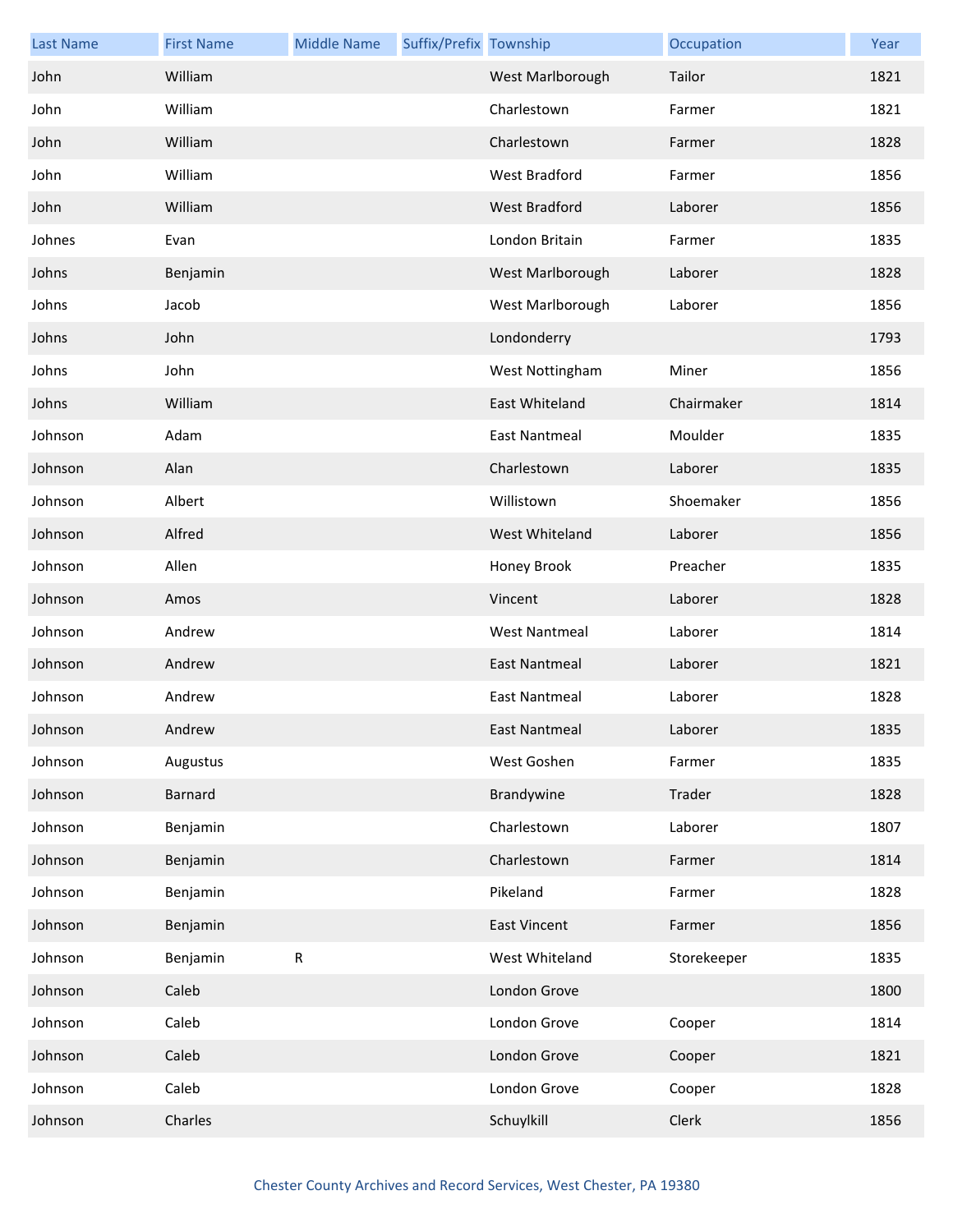| Last Name | First Name | Middle Name | Suffix/Prefix | Township | Occupation | Year |
|---|---|---|---|---|---|---|
| John | William | | | West Marlborough | Tailor | 1821 |
| John | William | | | Charlestown | Farmer | 1821 |
| John | William | | | Charlestown | Farmer | 1828 |
| John | William | | | West Bradford | Farmer | 1856 |
| John | William | | | West Bradford | Laborer | 1856 |
| Johnes | Evan | | | London Britain | Farmer | 1835 |
| Johns | Benjamin | | | West Marlborough | Laborer | 1828 |
| Johns | Jacob | | | West Marlborough | Laborer | 1856 |
| Johns | John | | | Londonderry | | 1793 |
| Johns | John | | | West Nottingham | Miner | 1856 |
| Johns | William | | | East Whiteland | Chairmaker | 1814 |
| Johnson | Adam | | | East Nantmeal | Moulder | 1835 |
| Johnson | Alan | | | Charlestown | Laborer | 1835 |
| Johnson | Albert | | | Willistown | Shoemaker | 1856 |
| Johnson | Alfred | | | West Whiteland | Laborer | 1856 |
| Johnson | Allen | | | Honey Brook | Preacher | 1835 |
| Johnson | Amos | | | Vincent | Laborer | 1828 |
| Johnson | Andrew | | | West Nantmeal | Laborer | 1814 |
| Johnson | Andrew | | | East Nantmeal | Laborer | 1821 |
| Johnson | Andrew | | | East Nantmeal | Laborer | 1828 |
| Johnson | Andrew | | | East Nantmeal | Laborer | 1835 |
| Johnson | Augustus | | | West Goshen | Farmer | 1835 |
| Johnson | Barnard | | | Brandywine | Trader | 1828 |
| Johnson | Benjamin | | | Charlestown | Laborer | 1807 |
| Johnson | Benjamin | | | Charlestown | Farmer | 1814 |
| Johnson | Benjamin | | | Pikeland | Farmer | 1828 |
| Johnson | Benjamin | | | East Vincent | Farmer | 1856 |
| Johnson | Benjamin | R | | West Whiteland | Storekeeper | 1835 |
| Johnson | Caleb | | | London Grove | | 1800 |
| Johnson | Caleb | | | London Grove | Cooper | 1814 |
| Johnson | Caleb | | | London Grove | Cooper | 1821 |
| Johnson | Caleb | | | London Grove | Cooper | 1828 |
| Johnson | Charles | | | Schuylkill | Clerk | 1856 |

Chester County Archives and Record Services, West Chester, PA 19380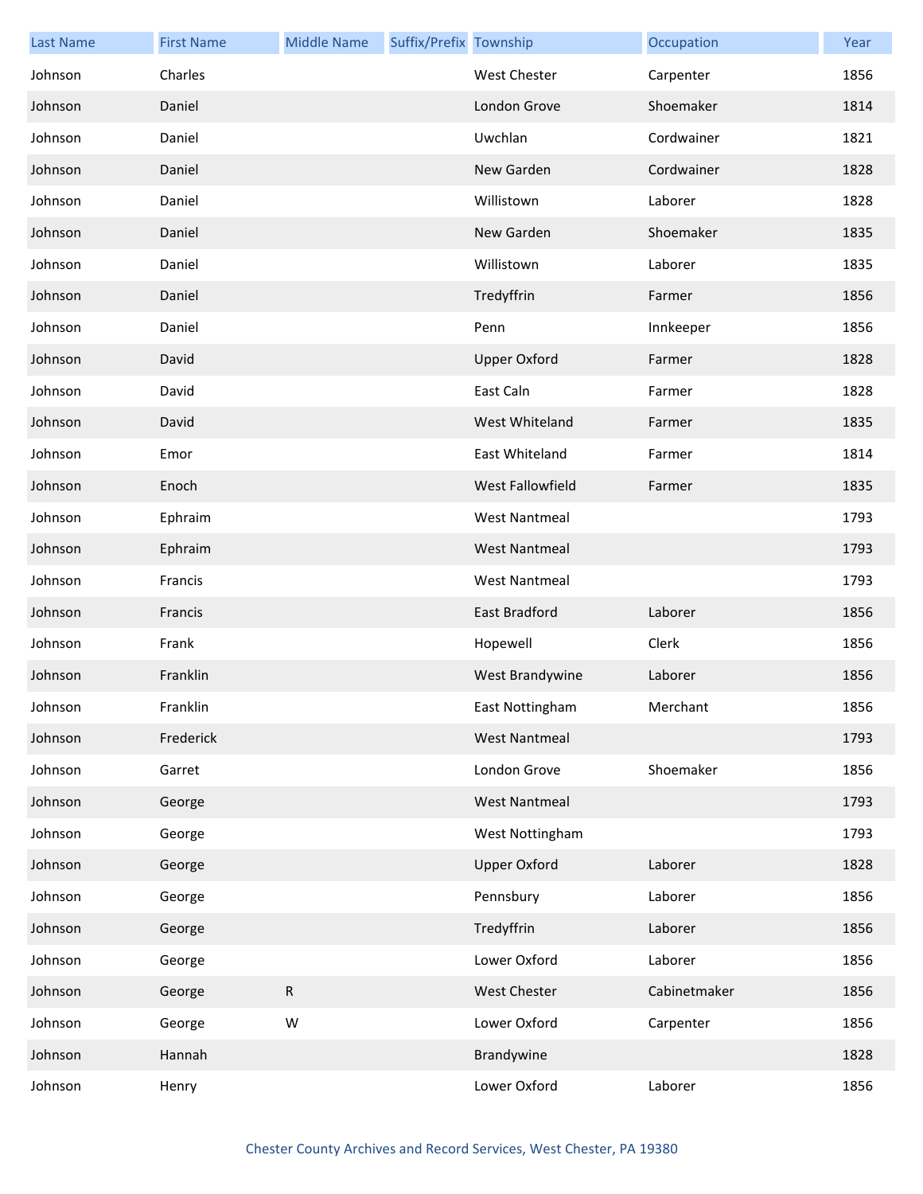| Last Name | First Name | Middle Name | Suffix/Prefix | Township | Occupation | Year |
|---|---|---|---|---|---|---|
| Johnson | Charles | | | West Chester | Carpenter | 1856 |
| Johnson | Daniel | | | London Grove | Shoemaker | 1814 |
| Johnson | Daniel | | | Uwchlan | Cordwainer | 1821 |
| Johnson | Daniel | | | New Garden | Cordwainer | 1828 |
| Johnson | Daniel | | | Willistown | Laborer | 1828 |
| Johnson | Daniel | | | New Garden | Shoemaker | 1835 |
| Johnson | Daniel | | | Willistown | Laborer | 1835 |
| Johnson | Daniel | | | Tredyffrin | Farmer | 1856 |
| Johnson | Daniel | | | Penn | Innkeeper | 1856 |
| Johnson | David | | | Upper Oxford | Farmer | 1828 |
| Johnson | David | | | East Caln | Farmer | 1828 |
| Johnson | David | | | West Whiteland | Farmer | 1835 |
| Johnson | Emor | | | East Whiteland | Farmer | 1814 |
| Johnson | Enoch | | | West Fallowfield | Farmer | 1835 |
| Johnson | Ephraim | | | West Nantmeal | | 1793 |
| Johnson | Ephraim | | | West Nantmeal | | 1793 |
| Johnson | Francis | | | West Nantmeal | | 1793 |
| Johnson | Francis | | | East Bradford | Laborer | 1856 |
| Johnson | Frank | | | Hopewell | Clerk | 1856 |
| Johnson | Franklin | | | West Brandywine | Laborer | 1856 |
| Johnson | Franklin | | | East Nottingham | Merchant | 1856 |
| Johnson | Frederick | | | West Nantmeal | | 1793 |
| Johnson | Garret | | | London Grove | Shoemaker | 1856 |
| Johnson | George | | | West Nantmeal | | 1793 |
| Johnson | George | | | West Nottingham | | 1793 |
| Johnson | George | | | Upper Oxford | Laborer | 1828 |
| Johnson | George | | | Pennsbury | Laborer | 1856 |
| Johnson | George | | | Tredyffrin | Laborer | 1856 |
| Johnson | George | | | Lower Oxford | Laborer | 1856 |
| Johnson | George | R | | West Chester | Cabinetmaker | 1856 |
| Johnson | George | W | | Lower Oxford | Carpenter | 1856 |
| Johnson | Hannah | | | Brandywine | | 1828 |
| Johnson | Henry | | | Lower Oxford | Laborer | 1856 |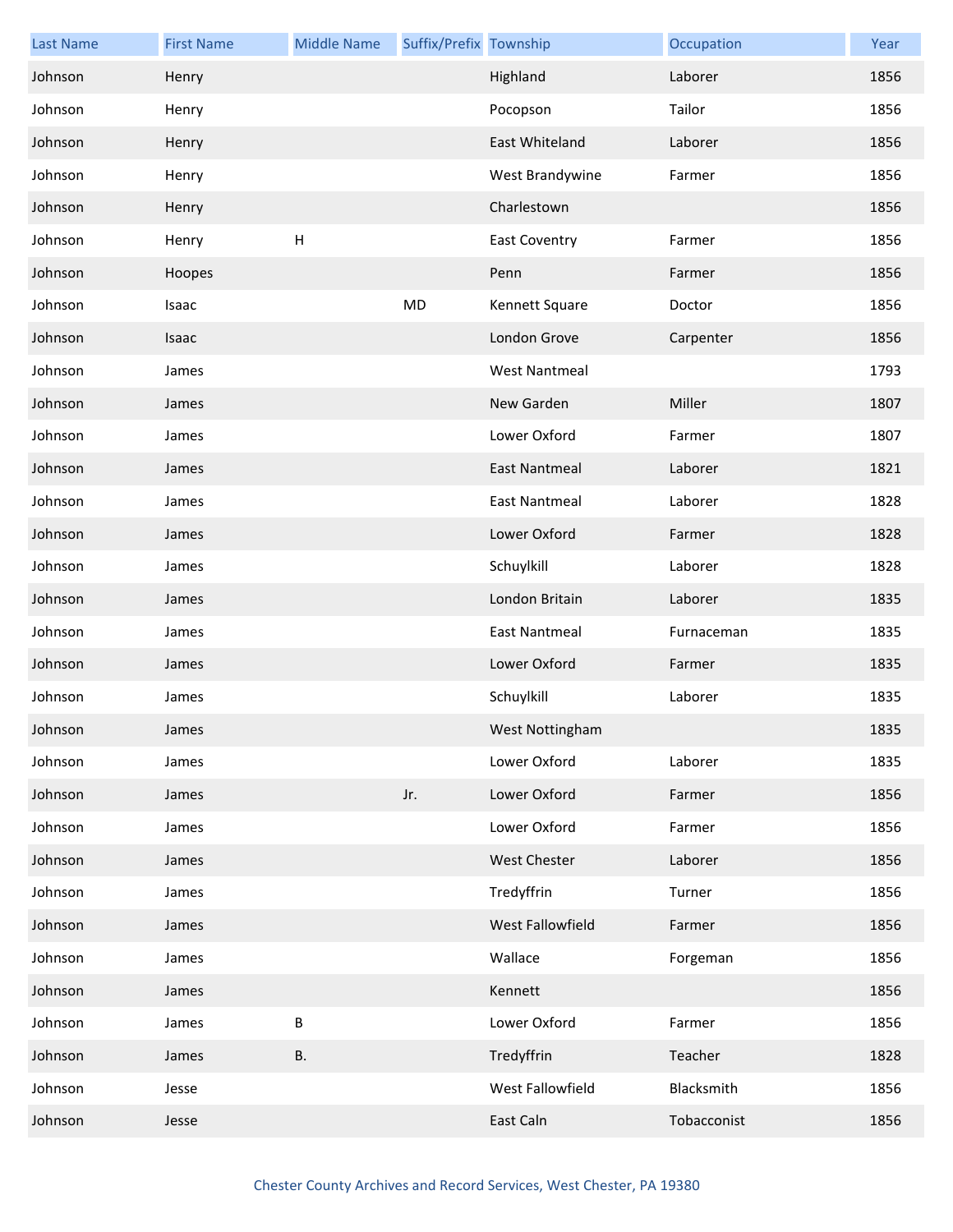| Last Name | First Name | Middle Name | Suffix/Prefix | Township | Occupation | Year |
|---|---|---|---|---|---|---|
| Johnson | Henry | | | Highland | Laborer | 1856 |
| Johnson | Henry | | | Pocopson | Tailor | 1856 |
| Johnson | Henry | | | East Whiteland | Laborer | 1856 |
| Johnson | Henry | | | West Brandywine | Farmer | 1856 |
| Johnson | Henry | | | Charlestown | | 1856 |
| Johnson | Henry | H | | East Coventry | Farmer | 1856 |
| Johnson | Hoopes | | | Penn | Farmer | 1856 |
| Johnson | Isaac | | MD | Kennett Square | Doctor | 1856 |
| Johnson | Isaac | | | London Grove | Carpenter | 1856 |
| Johnson | James | | | West Nantmeal | | 1793 |
| Johnson | James | | | New Garden | Miller | 1807 |
| Johnson | James | | | Lower Oxford | Farmer | 1807 |
| Johnson | James | | | East Nantmeal | Laborer | 1821 |
| Johnson | James | | | East Nantmeal | Laborer | 1828 |
| Johnson | James | | | Lower Oxford | Farmer | 1828 |
| Johnson | James | | | Schuylkill | Laborer | 1828 |
| Johnson | James | | | London Britain | Laborer | 1835 |
| Johnson | James | | | East Nantmeal | Furnaceman | 1835 |
| Johnson | James | | | Lower Oxford | Farmer | 1835 |
| Johnson | James | | | Schuylkill | Laborer | 1835 |
| Johnson | James | | | West Nottingham | | 1835 |
| Johnson | James | | | Lower Oxford | Laborer | 1835 |
| Johnson | James | | Jr. | Lower Oxford | Farmer | 1856 |
| Johnson | James | | | Lower Oxford | Farmer | 1856 |
| Johnson | James | | | West Chester | Laborer | 1856 |
| Johnson | James | | | Tredyffrin | Turner | 1856 |
| Johnson | James | | | West Fallowfield | Farmer | 1856 |
| Johnson | James | | | Wallace | Forgeman | 1856 |
| Johnson | James | | | Kennett | | 1856 |
| Johnson | James | B | | Lower Oxford | Farmer | 1856 |
| Johnson | James | B. | | Tredyffrin | Teacher | 1828 |
| Johnson | Jesse | | | West Fallowfield | Blacksmith | 1856 |
| Johnson | Jesse | | | East Caln | Tobacconist | 1856 |

Chester County Archives and Record Services, West Chester, PA 19380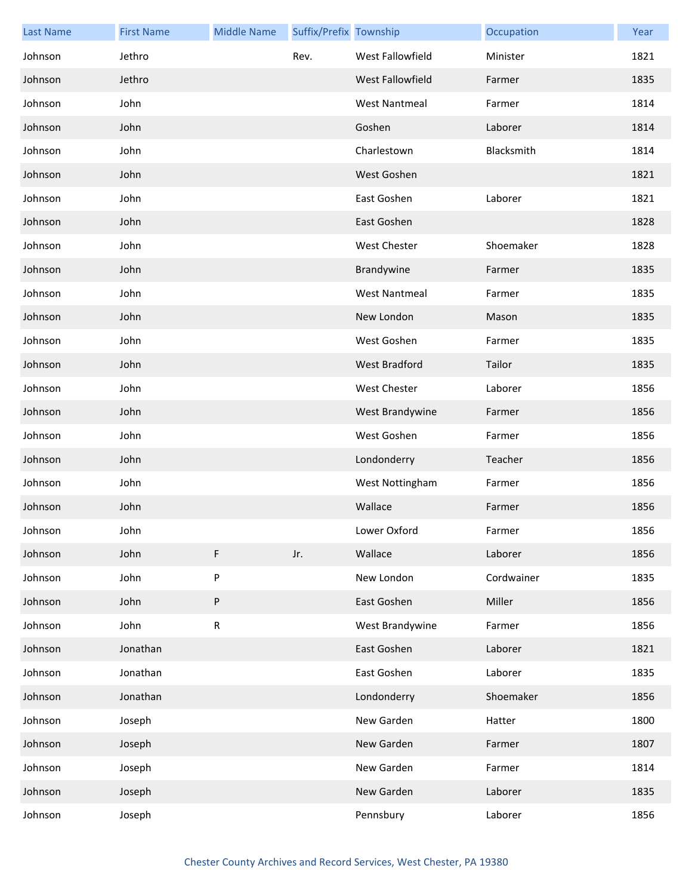| Last Name | First Name | Middle Name | Suffix/Prefix | Township | Occupation | Year |
|---|---|---|---|---|---|---|
| Johnson | Jethro | | Rev. | West Fallowfield | Minister | 1821 |
| Johnson | Jethro | | | West Fallowfield | Farmer | 1835 |
| Johnson | John | | | West Nantmeal | Farmer | 1814 |
| Johnson | John | | | Goshen | Laborer | 1814 |
| Johnson | John | | | Charlestown | Blacksmith | 1814 |
| Johnson | John | | | West Goshen | | 1821 |
| Johnson | John | | | East Goshen | Laborer | 1821 |
| Johnson | John | | | East Goshen | | 1828 |
| Johnson | John | | | West Chester | Shoemaker | 1828 |
| Johnson | John | | | Brandywine | Farmer | 1835 |
| Johnson | John | | | West Nantmeal | Farmer | 1835 |
| Johnson | John | | | New London | Mason | 1835 |
| Johnson | John | | | West Goshen | Farmer | 1835 |
| Johnson | John | | | West Bradford | Tailor | 1835 |
| Johnson | John | | | West Chester | Laborer | 1856 |
| Johnson | John | | | West Brandywine | Farmer | 1856 |
| Johnson | John | | | West Goshen | Farmer | 1856 |
| Johnson | John | | | Londonderry | Teacher | 1856 |
| Johnson | John | | | West Nottingham | Farmer | 1856 |
| Johnson | John | | | Wallace | Farmer | 1856 |
| Johnson | John | | | Lower Oxford | Farmer | 1856 |
| Johnson | John | F | Jr. | Wallace | Laborer | 1856 |
| Johnson | John | P | | New London | Cordwainer | 1835 |
| Johnson | John | P | | East Goshen | Miller | 1856 |
| Johnson | John | R | | West Brandywine | Farmer | 1856 |
| Johnson | Jonathan | | | East Goshen | Laborer | 1821 |
| Johnson | Jonathan | | | East Goshen | Laborer | 1835 |
| Johnson | Jonathan | | | Londonderry | Shoemaker | 1856 |
| Johnson | Joseph | | | New Garden | Hatter | 1800 |
| Johnson | Joseph | | | New Garden | Farmer | 1807 |
| Johnson | Joseph | | | New Garden | Farmer | 1814 |
| Johnson | Joseph | | | New Garden | Laborer | 1835 |
| Johnson | Joseph | | | Pennsbury | Laborer | 1856 |

Chester County Archives and Record Services, West Chester, PA 19380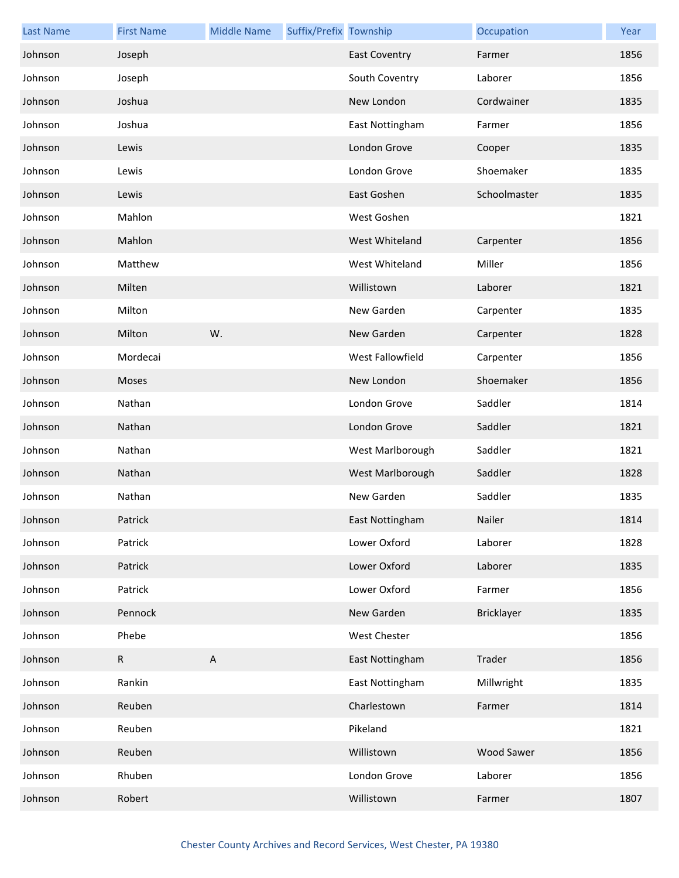| Last Name | First Name | Middle Name | Suffix/Prefix | Township | Occupation | Year |
| --- | --- | --- | --- | --- | --- | --- |
| Johnson | Joseph | | | East Coventry | Farmer | 1856 |
| Johnson | Joseph | | | South Coventry | Laborer | 1856 |
| Johnson | Joshua | | | New London | Cordwainer | 1835 |
| Johnson | Joshua | | | East Nottingham | Farmer | 1856 |
| Johnson | Lewis | | | London Grove | Cooper | 1835 |
| Johnson | Lewis | | | London Grove | Shoemaker | 1835 |
| Johnson | Lewis | | | East Goshen | Schoolmaster | 1835 |
| Johnson | Mahlon | | | West Goshen | | 1821 |
| Johnson | Mahlon | | | West Whiteland | Carpenter | 1856 |
| Johnson | Matthew | | | West Whiteland | Miller | 1856 |
| Johnson | Milten | | | Willistown | Laborer | 1821 |
| Johnson | Milton | | | New Garden | Carpenter | 1835 |
| Johnson | Milton | W. | | New Garden | Carpenter | 1828 |
| Johnson | Mordecai | | | West Fallowfield | Carpenter | 1856 |
| Johnson | Moses | | | New London | Shoemaker | 1856 |
| Johnson | Nathan | | | London Grove | Saddler | 1814 |
| Johnson | Nathan | | | London Grove | Saddler | 1821 |
| Johnson | Nathan | | | West Marlborough | Saddler | 1821 |
| Johnson | Nathan | | | West Marlborough | Saddler | 1828 |
| Johnson | Nathan | | | New Garden | Saddler | 1835 |
| Johnson | Patrick | | | East Nottingham | Nailer | 1814 |
| Johnson | Patrick | | | Lower Oxford | Laborer | 1828 |
| Johnson | Patrick | | | Lower Oxford | Laborer | 1835 |
| Johnson | Patrick | | | Lower Oxford | Farmer | 1856 |
| Johnson | Pennock | | | New Garden | Bricklayer | 1835 |
| Johnson | Phebe | | | West Chester | | 1856 |
| Johnson | R | A | | East Nottingham | Trader | 1856 |
| Johnson | Rankin | | | East Nottingham | Millwright | 1835 |
| Johnson | Reuben | | | Charlestown | Farmer | 1814 |
| Johnson | Reuben | | | Pikeland | | 1821 |
| Johnson | Reuben | | | Willistown | Wood Sawer | 1856 |
| Johnson | Rhuben | | | London Grove | Laborer | 1856 |
| Johnson | Robert | | | Willistown | Farmer | 1807 |

Chester County Archives and Record Services, West Chester, PA 19380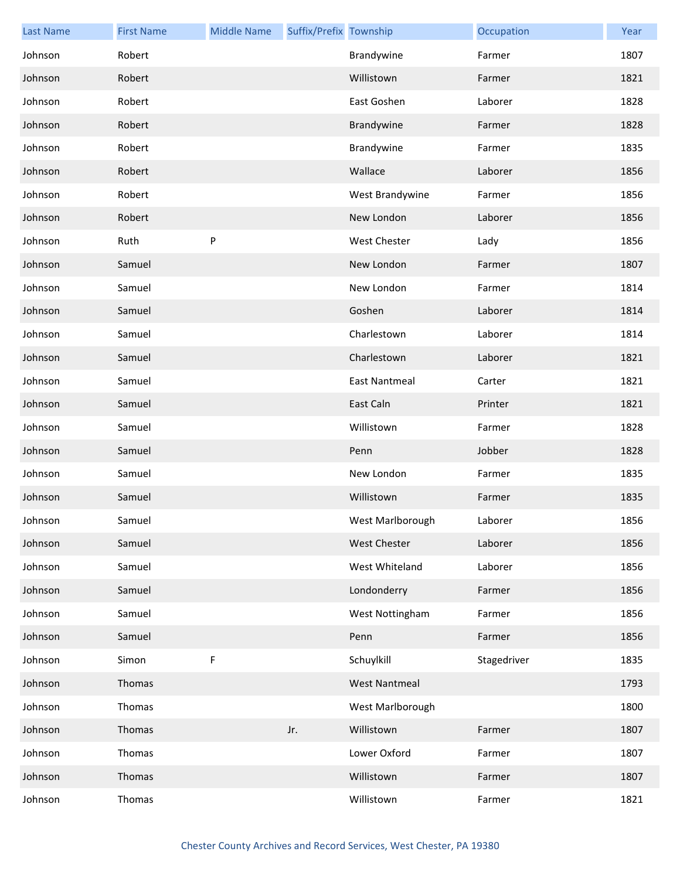| Last Name | First Name | Middle Name | Suffix/Prefix | Township | Occupation | Year |
|---|---|---|---|---|---|---|
| Johnson | Robert | | | Brandywine | Farmer | 1807 |
| Johnson | Robert | | | Willistown | Farmer | 1821 |
| Johnson | Robert | | | East Goshen | Laborer | 1828 |
| Johnson | Robert | | | Brandywine | Farmer | 1828 |
| Johnson | Robert | | | Brandywine | Farmer | 1835 |
| Johnson | Robert | | | Wallace | Laborer | 1856 |
| Johnson | Robert | | | West Brandywine | Farmer | 1856 |
| Johnson | Robert | | | New London | Laborer | 1856 |
| Johnson | Ruth | P | | West Chester | Lady | 1856 |
| Johnson | Samuel | | | New London | Farmer | 1807 |
| Johnson | Samuel | | | New London | Farmer | 1814 |
| Johnson | Samuel | | | Goshen | Laborer | 1814 |
| Johnson | Samuel | | | Charlestown | Laborer | 1814 |
| Johnson | Samuel | | | Charlestown | Laborer | 1821 |
| Johnson | Samuel | | | East Nantmeal | Carter | 1821 |
| Johnson | Samuel | | | East Caln | Printer | 1821 |
| Johnson | Samuel | | | Willistown | Farmer | 1828 |
| Johnson | Samuel | | | Penn | Jobber | 1828 |
| Johnson | Samuel | | | New London | Farmer | 1835 |
| Johnson | Samuel | | | Willistown | Farmer | 1835 |
| Johnson | Samuel | | | West Marlborough | Laborer | 1856 |
| Johnson | Samuel | | | West Chester | Laborer | 1856 |
| Johnson | Samuel | | | West Whiteland | Laborer | 1856 |
| Johnson | Samuel | | | Londonderry | Farmer | 1856 |
| Johnson | Samuel | | | West Nottingham | Farmer | 1856 |
| Johnson | Samuel | | | Penn | Farmer | 1856 |
| Johnson | Simon | F | | Schuylkill | Stagedriver | 1835 |
| Johnson | Thomas | | | West Nantmeal | | 1793 |
| Johnson | Thomas | | | West Marlborough | | 1800 |
| Johnson | Thomas | | Jr. | Willistown | Farmer | 1807 |
| Johnson | Thomas | | | Lower Oxford | Farmer | 1807 |
| Johnson | Thomas | | | Willistown | Farmer | 1807 |
| Johnson | Thomas | | | Willistown | Farmer | 1821 |

Chester County Archives and Record Services, West Chester, PA 19380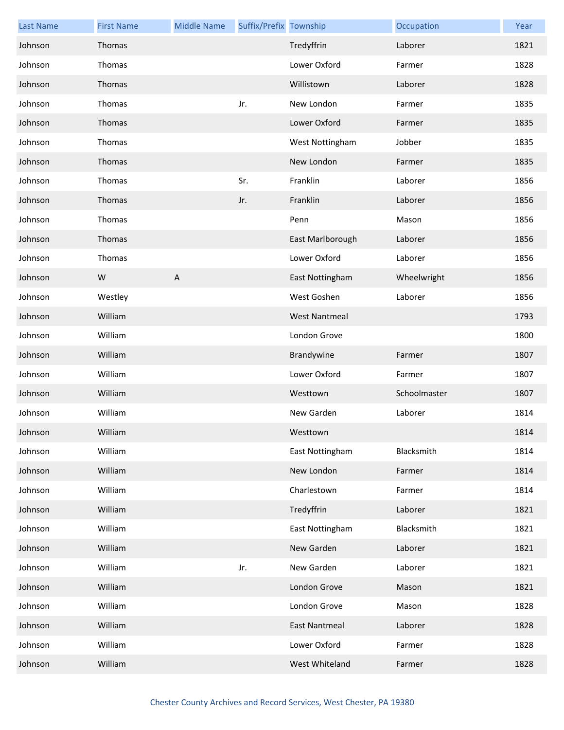| Last Name | First Name | Middle Name | Suffix/Prefix | Township | Occupation | Year |
|---|---|---|---|---|---|---|
| Johnson | Thomas | | | Tredyffrin | Laborer | 1821 |
| Johnson | Thomas | | | Lower Oxford | Farmer | 1828 |
| Johnson | Thomas | | | Willistown | Laborer | 1828 |
| Johnson | Thomas | | Jr. | New London | Farmer | 1835 |
| Johnson | Thomas | | | Lower Oxford | Farmer | 1835 |
| Johnson | Thomas | | | West Nottingham | Jobber | 1835 |
| Johnson | Thomas | | | New London | Farmer | 1835 |
| Johnson | Thomas | | Sr. | Franklin | Laborer | 1856 |
| Johnson | Thomas | | Jr. | Franklin | Laborer | 1856 |
| Johnson | Thomas | | | Penn | Mason | 1856 |
| Johnson | Thomas | | | East Marlborough | Laborer | 1856 |
| Johnson | Thomas | | | Lower Oxford | Laborer | 1856 |
| Johnson | W | A | | East Nottingham | Wheelwright | 1856 |
| Johnson | Westley | | | West Goshen | Laborer | 1856 |
| Johnson | William | | | West Nantmeal | | 1793 |
| Johnson | William | | | London Grove | | 1800 |
| Johnson | William | | | Brandywine | Farmer | 1807 |
| Johnson | William | | | Lower Oxford | Farmer | 1807 |
| Johnson | William | | | Westtown | Schoolmaster | 1807 |
| Johnson | William | | | New Garden | Laborer | 1814 |
| Johnson | William | | | Westtown | | 1814 |
| Johnson | William | | | East Nottingham | Blacksmith | 1814 |
| Johnson | William | | | New London | Farmer | 1814 |
| Johnson | William | | | Charlestown | Farmer | 1814 |
| Johnson | William | | | Tredyffrin | Laborer | 1821 |
| Johnson | William | | | East Nottingham | Blacksmith | 1821 |
| Johnson | William | | | New Garden | Laborer | 1821 |
| Johnson | William | | Jr. | New Garden | Laborer | 1821 |
| Johnson | William | | | London Grove | Mason | 1821 |
| Johnson | William | | | London Grove | Mason | 1828 |
| Johnson | William | | | East Nantmeal | Laborer | 1828 |
| Johnson | William | | | Lower Oxford | Farmer | 1828 |
| Johnson | William | | | West Whiteland | Farmer | 1828 |

Chester County Archives and Record Services, West Chester, PA 19380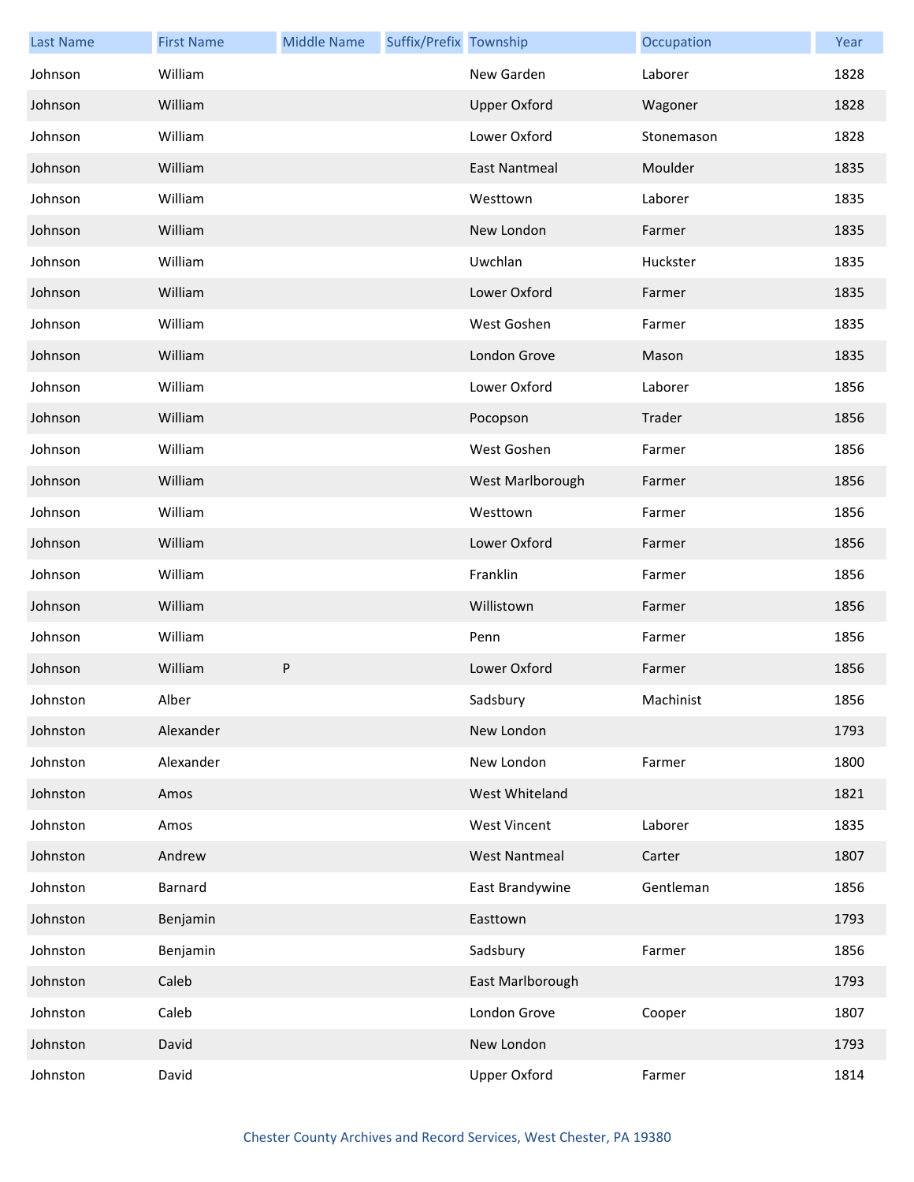| Last Name | First Name | Middle Name | Suffix/Prefix | Township | Occupation | Year |
|---|---|---|---|---|---|---|
| Johnson | William | | | New Garden | Laborer | 1828 |
| Johnson | William | | | Upper Oxford | Wagoner | 1828 |
| Johnson | William | | | Lower Oxford | Stonemason | 1828 |
| Johnson | William | | | East Nantmeal | Moulder | 1835 |
| Johnson | William | | | Westtown | Laborer | 1835 |
| Johnson | William | | | New London | Farmer | 1835 |
| Johnson | William | | | Uwchlan | Huckster | 1835 |
| Johnson | William | | | Lower Oxford | Farmer | 1835 |
| Johnson | William | | | West Goshen | Farmer | 1835 |
| Johnson | William | | | London Grove | Mason | 1835 |
| Johnson | William | | | Lower Oxford | Laborer | 1856 |
| Johnson | William | | | Pocopson | Trader | 1856 |
| Johnson | William | | | West Goshen | Farmer | 1856 |
| Johnson | William | | | West Marlborough | Farmer | 1856 |
| Johnson | William | | | Westtown | Farmer | 1856 |
| Johnson | William | | | Lower Oxford | Farmer | 1856 |
| Johnson | William | | | Franklin | Farmer | 1856 |
| Johnson | William | | | Willistown | Farmer | 1856 |
| Johnson | William | | | Penn | Farmer | 1856 |
| Johnson | William | P | | Lower Oxford | Farmer | 1856 |
| Johnston | Alber | | | Sadsbury | Machinist | 1856 |
| Johnston | Alexander | | | New London | | 1793 |
| Johnston | Alexander | | | New London | Farmer | 1800 |
| Johnston | Amos | | | West Whiteland | | 1821 |
| Johnston | Amos | | | West Vincent | Laborer | 1835 |
| Johnston | Andrew | | | West Nantmeal | Carter | 1807 |
| Johnston | Barnard | | | East Brandywine | Gentleman | 1856 |
| Johnston | Benjamin | | | Easttown | | 1793 |
| Johnston | Benjamin | | | Sadsbury | Farmer | 1856 |
| Johnston | Caleb | | | East Marlborough | | 1793 |
| Johnston | Caleb | | | London Grove | Cooper | 1807 |
| Johnston | David | | | New London | | 1793 |
| Johnston | David | | | Upper Oxford | Farmer | 1814 |

Chester County Archives and Record Services, West Chester, PA 19380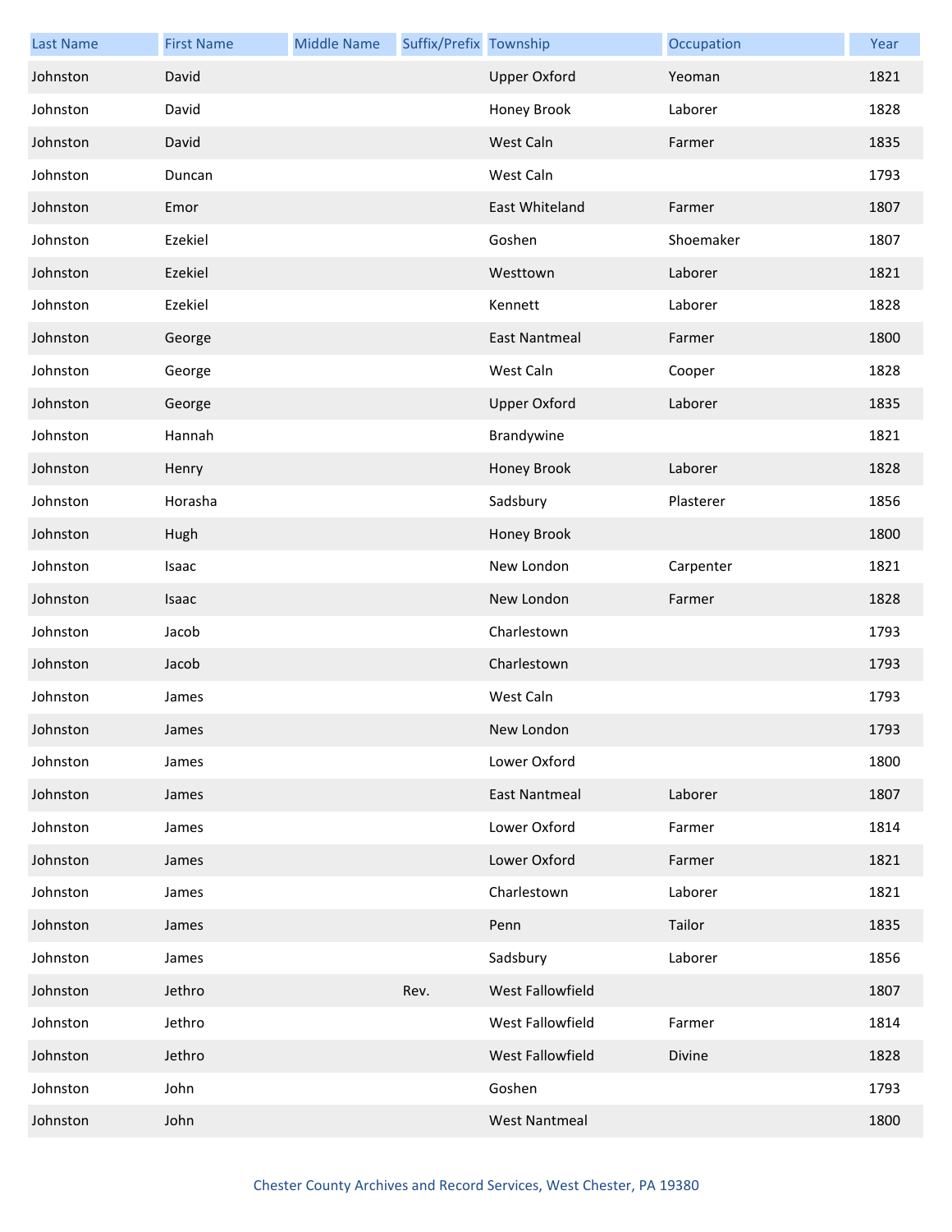| Last Name | First Name | Middle Name | Suffix/Prefix | Township | Occupation | Year |
|---|---|---|---|---|---|---|
| Johnston | David | | | Upper Oxford | Yeoman | 1821 |
| Johnston | David | | | Honey Brook | Laborer | 1828 |
| Johnston | David | | | West Caln | Farmer | 1835 |
| Johnston | Duncan | | | West Caln | | 1793 |
| Johnston | Emor | | | East Whiteland | Farmer | 1807 |
| Johnston | Ezekiel | | | Goshen | Shoemaker | 1807 |
| Johnston | Ezekiel | | | Westtown | Laborer | 1821 |
| Johnston | Ezekiel | | | Kennett | Laborer | 1828 |
| Johnston | George | | | East Nantmeal | Farmer | 1800 |
| Johnston | George | | | West Caln | Cooper | 1828 |
| Johnston | George | | | Upper Oxford | Laborer | 1835 |
| Johnston | Hannah | | | Brandywine | | 1821 |
| Johnston | Henry | | | Honey Brook | Laborer | 1828 |
| Johnston | Horasha | | | Sadsbury | Plasterer | 1856 |
| Johnston | Hugh | | | Honey Brook | | 1800 |
| Johnston | Isaac | | | New London | Carpenter | 1821 |
| Johnston | Isaac | | | New London | Farmer | 1828 |
| Johnston | Jacob | | | Charlestown | | 1793 |
| Johnston | Jacob | | | Charlestown | | 1793 |
| Johnston | James | | | West Caln | | 1793 |
| Johnston | James | | | New London | | 1793 |
| Johnston | James | | | Lower Oxford | | 1800 |
| Johnston | James | | | East Nantmeal | Laborer | 1807 |
| Johnston | James | | | Lower Oxford | Farmer | 1814 |
| Johnston | James | | | Lower Oxford | Farmer | 1821 |
| Johnston | James | | | Charlestown | Laborer | 1821 |
| Johnston | James | | | Penn | Tailor | 1835 |
| Johnston | James | | | Sadsbury | Laborer | 1856 |
| Johnston | Jethro | | Rev. | West Fallowfield | | 1807 |
| Johnston | Jethro | | | West Fallowfield | Farmer | 1814 |
| Johnston | Jethro | | | West Fallowfield | Divine | 1828 |
| Johnston | John | | | Goshen | | 1793 |
| Johnston | John | | | West Nantmeal | | 1800 |

Chester County Archives and Record Services, West Chester, PA 19380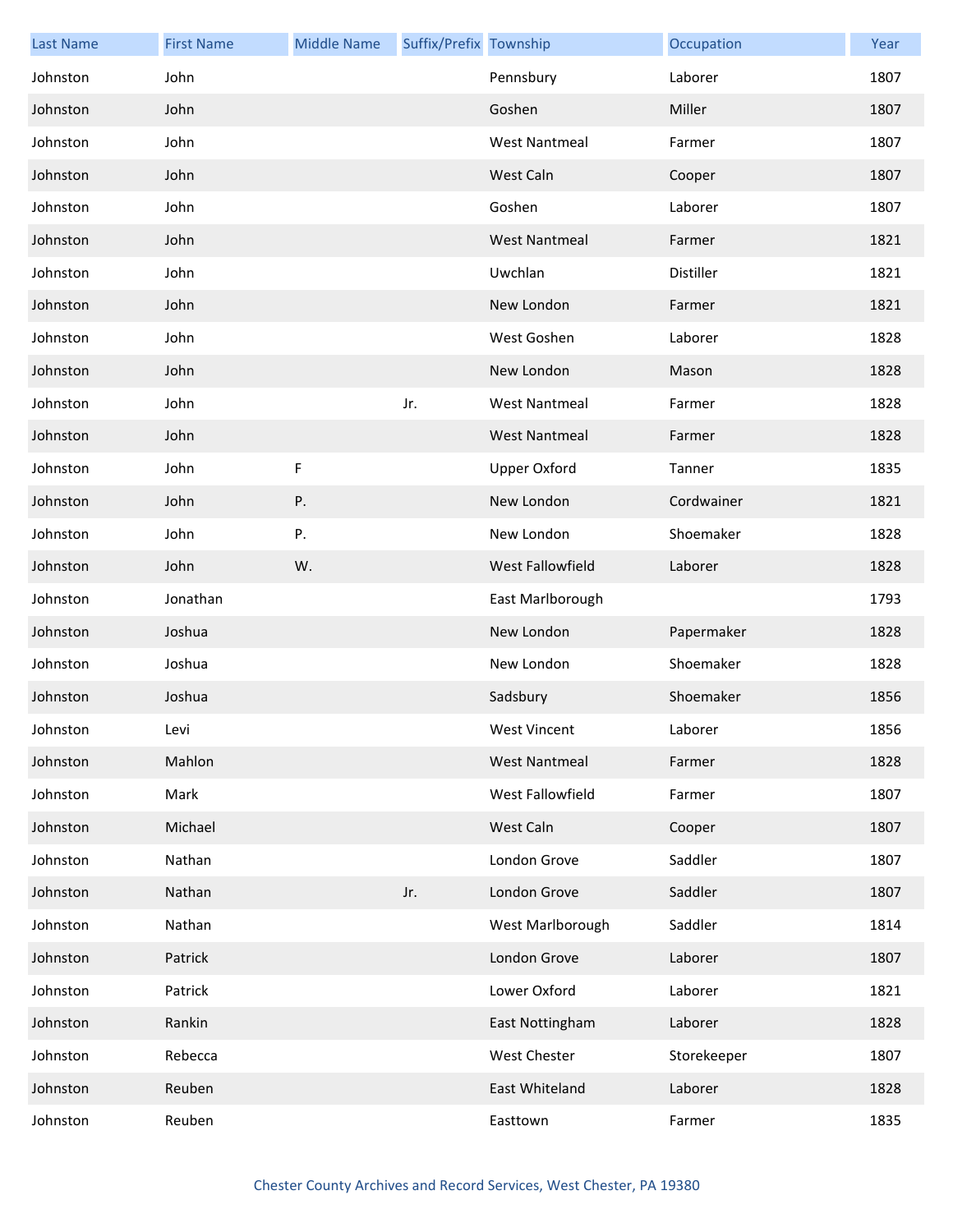| Last Name | First Name | Middle Name | Suffix/Prefix | Township | Occupation | Year |
|---|---|---|---|---|---|---|
| Johnston | John | | | Pennsbury | Laborer | 1807 |
| Johnston | John | | | Goshen | Miller | 1807 |
| Johnston | John | | | West Nantmeal | Farmer | 1807 |
| Johnston | John | | | West Caln | Cooper | 1807 |
| Johnston | John | | | Goshen | Laborer | 1807 |
| Johnston | John | | | West Nantmeal | Farmer | 1821 |
| Johnston | John | | | Uwchlan | Distiller | 1821 |
| Johnston | John | | | New London | Farmer | 1821 |
| Johnston | John | | | West Goshen | Laborer | 1828 |
| Johnston | John | | | New London | Mason | 1828 |
| Johnston | John | | Jr. | West Nantmeal | Farmer | 1828 |
| Johnston | John | | | West Nantmeal | Farmer | 1828 |
| Johnston | John | F | | Upper Oxford | Tanner | 1835 |
| Johnston | John | P. | | New London | Cordwainer | 1821 |
| Johnston | John | P. | | New London | Shoemaker | 1828 |
| Johnston | John | W. | | West Fallowfield | Laborer | 1828 |
| Johnston | Jonathan | | | East Marlborough | | 1793 |
| Johnston | Joshua | | | New London | Papermaker | 1828 |
| Johnston | Joshua | | | New London | Shoemaker | 1828 |
| Johnston | Joshua | | | Sadsbury | Shoemaker | 1856 |
| Johnston | Levi | | | West Vincent | Laborer | 1856 |
| Johnston | Mahlon | | | West Nantmeal | Farmer | 1828 |
| Johnston | Mark | | | West Fallowfield | Farmer | 1807 |
| Johnston | Michael | | | West Caln | Cooper | 1807 |
| Johnston | Nathan | | | London Grove | Saddler | 1807 |
| Johnston | Nathan | | Jr. | London Grove | Saddler | 1807 |
| Johnston | Nathan | | | West Marlborough | Saddler | 1814 |
| Johnston | Patrick | | | London Grove | Laborer | 1807 |
| Johnston | Patrick | | | Lower Oxford | Laborer | 1821 |
| Johnston | Rankin | | | East Nottingham | Laborer | 1828 |
| Johnston | Rebecca | | | West Chester | Storekeeper | 1807 |
| Johnston | Reuben | | | East Whiteland | Laborer | 1828 |
| Johnston | Reuben | | | Easttown | Farmer | 1835 |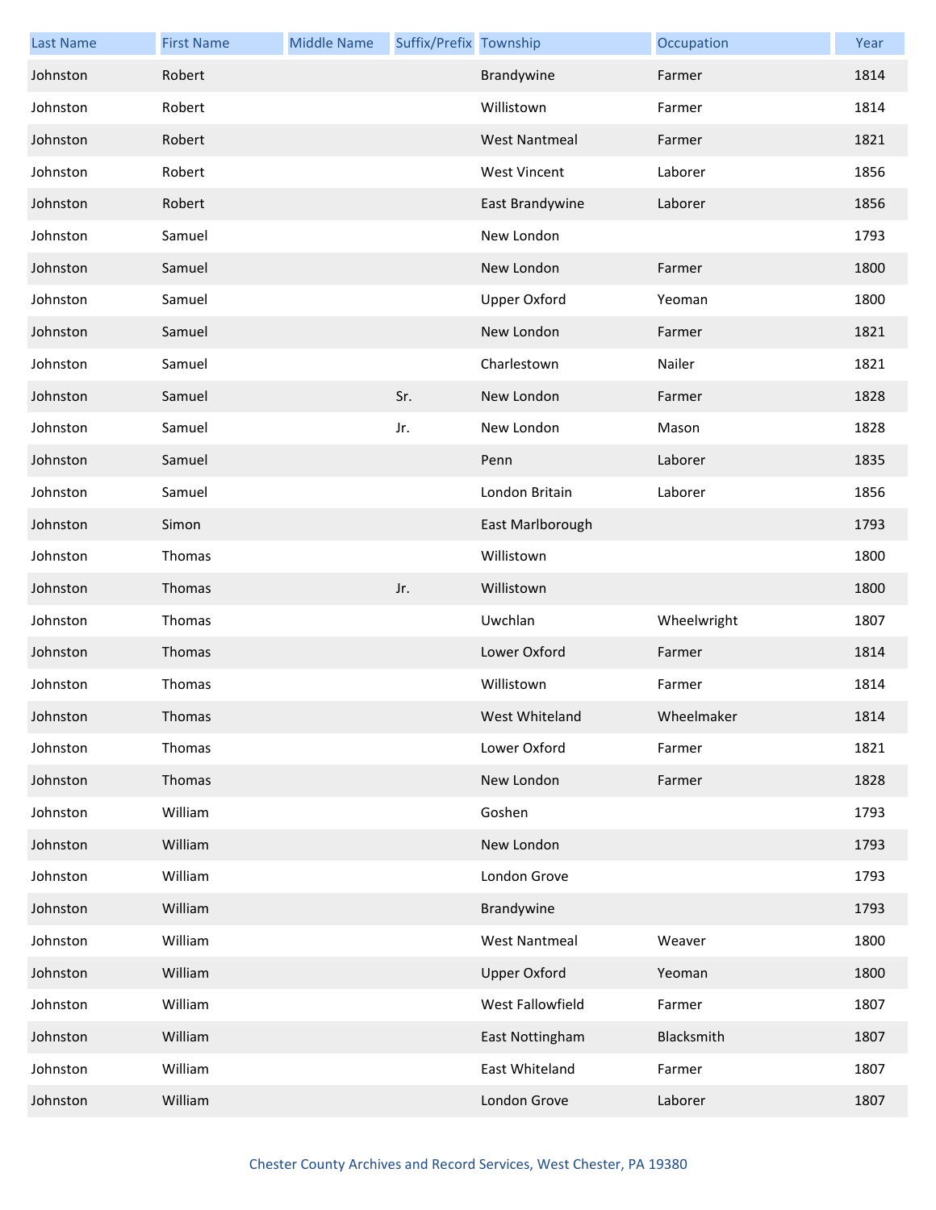| Last Name | First Name | Middle Name | Suffix/Prefix | Township | Occupation | Year |
|---|---|---|---|---|---|---|
| Johnston | Robert | | | Brandywine | Farmer | 1814 |
| Johnston | Robert | | | Willistown | Farmer | 1814 |
| Johnston | Robert | | | West Nantmeal | Farmer | 1821 |
| Johnston | Robert | | | West Vincent | Laborer | 1856 |
| Johnston | Robert | | | East Brandywine | Laborer | 1856 |
| Johnston | Samuel | | | New London | | 1793 |
| Johnston | Samuel | | | New London | Farmer | 1800 |
| Johnston | Samuel | | | Upper Oxford | Yeoman | 1800 |
| Johnston | Samuel | | | New London | Farmer | 1821 |
| Johnston | Samuel | | | Charlestown | Nailer | 1821 |
| Johnston | Samuel | | Sr. | New London | Farmer | 1828 |
| Johnston | Samuel | | Jr. | New London | Mason | 1828 |
| Johnston | Samuel | | | Penn | Laborer | 1835 |
| Johnston | Samuel | | | London Britain | Laborer | 1856 |
| Johnston | Simon | | | East Marlborough | | 1793 |
| Johnston | Thomas | | | Willistown | | 1800 |
| Johnston | Thomas | | Jr. | Willistown | | 1800 |
| Johnston | Thomas | | | Uwchlan | Wheelwright | 1807 |
| Johnston | Thomas | | | Lower Oxford | Farmer | 1814 |
| Johnston | Thomas | | | Willistown | Farmer | 1814 |
| Johnston | Thomas | | | West Whiteland | Wheelmaker | 1814 |
| Johnston | Thomas | | | Lower Oxford | Farmer | 1821 |
| Johnston | Thomas | | | New London | Farmer | 1828 |
| Johnston | William | | | Goshen | | 1793 |
| Johnston | William | | | New London | | 1793 |
| Johnston | William | | | London Grove | | 1793 |
| Johnston | William | | | Brandywine | | 1793 |
| Johnston | William | | | West Nantmeal | Weaver | 1800 |
| Johnston | William | | | Upper Oxford | Yeoman | 1800 |
| Johnston | William | | | West Fallowfield | Farmer | 1807 |
| Johnston | William | | | East Nottingham | Blacksmith | 1807 |
| Johnston | William | | | East Whiteland | Farmer | 1807 |
| Johnston | William | | | London Grove | Laborer | 1807 |

Chester County Archives and Record Services, West Chester, PA 19380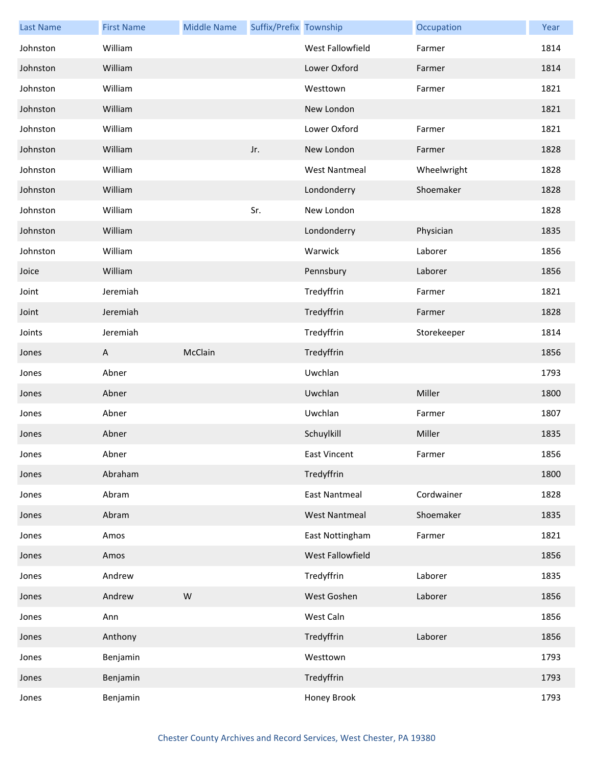| Last Name | First Name | Middle Name | Suffix/Prefix | Township | Occupation | Year |
| --- | --- | --- | --- | --- | --- | --- |
| Johnston | William | | | West Fallowfield | Farmer | 1814 |
| Johnston | William | | | Lower Oxford | Farmer | 1814 |
| Johnston | William | | | Westtown | Farmer | 1821 |
| Johnston | William | | | New London | | 1821 |
| Johnston | William | | | Lower Oxford | Farmer | 1821 |
| Johnston | William | | Jr. | New London | Farmer | 1828 |
| Johnston | William | | | West Nantmeal | Wheelwright | 1828 |
| Johnston | William | | | Londonderry | Shoemaker | 1828 |
| Johnston | William | | Sr. | New London | | 1828 |
| Johnston | William | | | Londonderry | Physician | 1835 |
| Johnston | William | | | Warwick | Laborer | 1856 |
| Joice | William | | | Pennsbury | Laborer | 1856 |
| Joint | Jeremiah | | | Tredyffrin | Farmer | 1821 |
| Joint | Jeremiah | | | Tredyffrin | Farmer | 1828 |
| Joints | Jeremiah | | | Tredyffrin | Storekeeper | 1814 |
| Jones | A | McClain | | Tredyffrin | | 1856 |
| Jones | Abner | | | Uwchlan | | 1793 |
| Jones | Abner | | | Uwchlan | Miller | 1800 |
| Jones | Abner | | | Uwchlan | Farmer | 1807 |
| Jones | Abner | | | Schuylkill | Miller | 1835 |
| Jones | Abner | | | East Vincent | Farmer | 1856 |
| Jones | Abraham | | | Tredyffrin | | 1800 |
| Jones | Abram | | | East Nantmeal | Cordwainer | 1828 |
| Jones | Abram | | | West Nantmeal | Shoemaker | 1835 |
| Jones | Amos | | | East Nottingham | Farmer | 1821 |
| Jones | Amos | | | West Fallowfield | | 1856 |
| Jones | Andrew | | | Tredyffrin | Laborer | 1835 |
| Jones | Andrew | W | | West Goshen | Laborer | 1856 |
| Jones | Ann | | | West Caln | | 1856 |
| Jones | Anthony | | | Tredyffrin | Laborer | 1856 |
| Jones | Benjamin | | | Westtown | | 1793 |
| Jones | Benjamin | | | Tredyffrin | | 1793 |
| Jones | Benjamin | | | Honey Brook | | 1793 |

Chester County Archives and Record Services, West Chester, PA 19380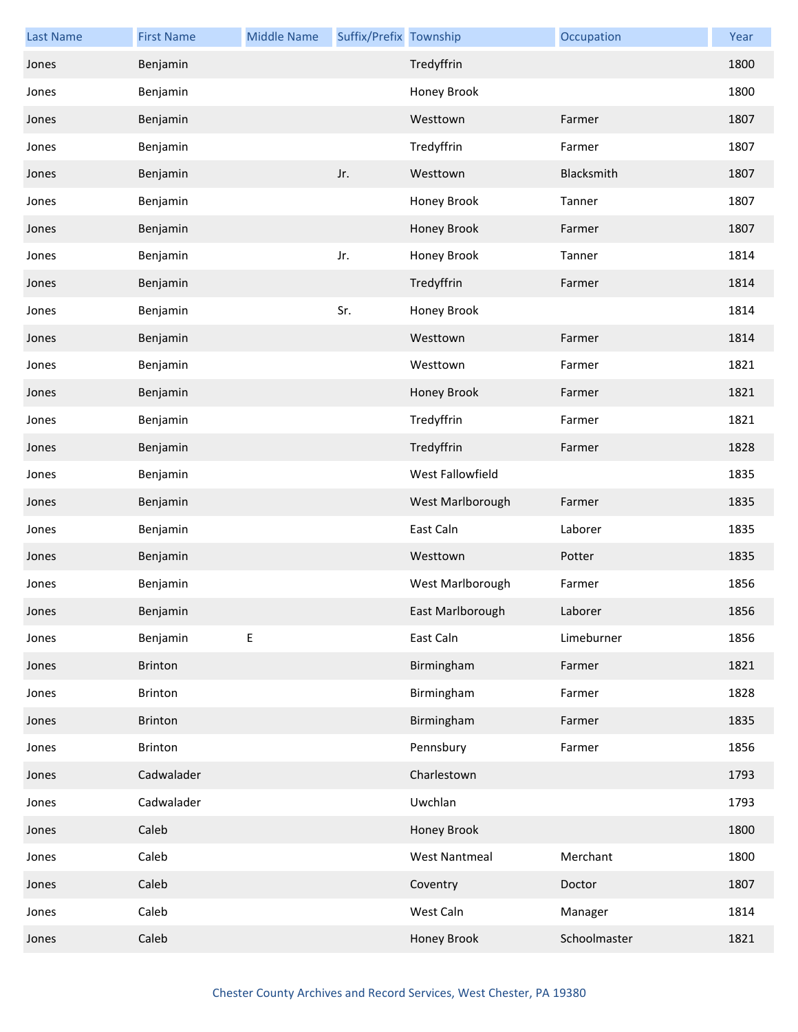| Last Name | First Name | Middle Name | Suffix/Prefix | Township | Occupation | Year |
|---|---|---|---|---|---|---|
| Jones | Benjamin | | | Tredyffrin | | 1800 |
| Jones | Benjamin | | | Honey Brook | | 1800 |
| Jones | Benjamin | | | Westtown | Farmer | 1807 |
| Jones | Benjamin | | | Tredyffrin | Farmer | 1807 |
| Jones | Benjamin | | Jr. | Westtown | Blacksmith | 1807 |
| Jones | Benjamin | | | Honey Brook | Tanner | 1807 |
| Jones | Benjamin | | | Honey Brook | Farmer | 1807 |
| Jones | Benjamin | | Jr. | Honey Brook | Tanner | 1814 |
| Jones | Benjamin | | | Tredyffrin | Farmer | 1814 |
| Jones | Benjamin | | Sr. | Honey Brook | | 1814 |
| Jones | Benjamin | | | Westtown | Farmer | 1814 |
| Jones | Benjamin | | | Westtown | Farmer | 1821 |
| Jones | Benjamin | | | Honey Brook | Farmer | 1821 |
| Jones | Benjamin | | | Tredyffrin | Farmer | 1821 |
| Jones | Benjamin | | | Tredyffrin | Farmer | 1828 |
| Jones | Benjamin | | | West Fallowfield | | 1835 |
| Jones | Benjamin | | | West Marlborough | Farmer | 1835 |
| Jones | Benjamin | | | East Caln | Laborer | 1835 |
| Jones | Benjamin | | | Westtown | Potter | 1835 |
| Jones | Benjamin | | | West Marlborough | Farmer | 1856 |
| Jones | Benjamin | | | East Marlborough | Laborer | 1856 |
| Jones | Benjamin | E | | East Caln | Limeburner | 1856 |
| Jones | Brinton | | | Birmingham | Farmer | 1821 |
| Jones | Brinton | | | Birmingham | Farmer | 1828 |
| Jones | Brinton | | | Birmingham | Farmer | 1835 |
| Jones | Brinton | | | Pennsbury | Farmer | 1856 |
| Jones | Cadwalader | | | Charlestown | | 1793 |
| Jones | Cadwalader | | | Uwchlan | | 1793 |
| Jones | Caleb | | | Honey Brook | | 1800 |
| Jones | Caleb | | | West Nantmeal | Merchant | 1800 |
| Jones | Caleb | | | Coventry | Doctor | 1807 |
| Jones | Caleb | | | West Caln | Manager | 1814 |
| Jones | Caleb | | | Honey Brook | Schoolmaster | 1821 |

Chester County Archives and Record Services, West Chester, PA 19380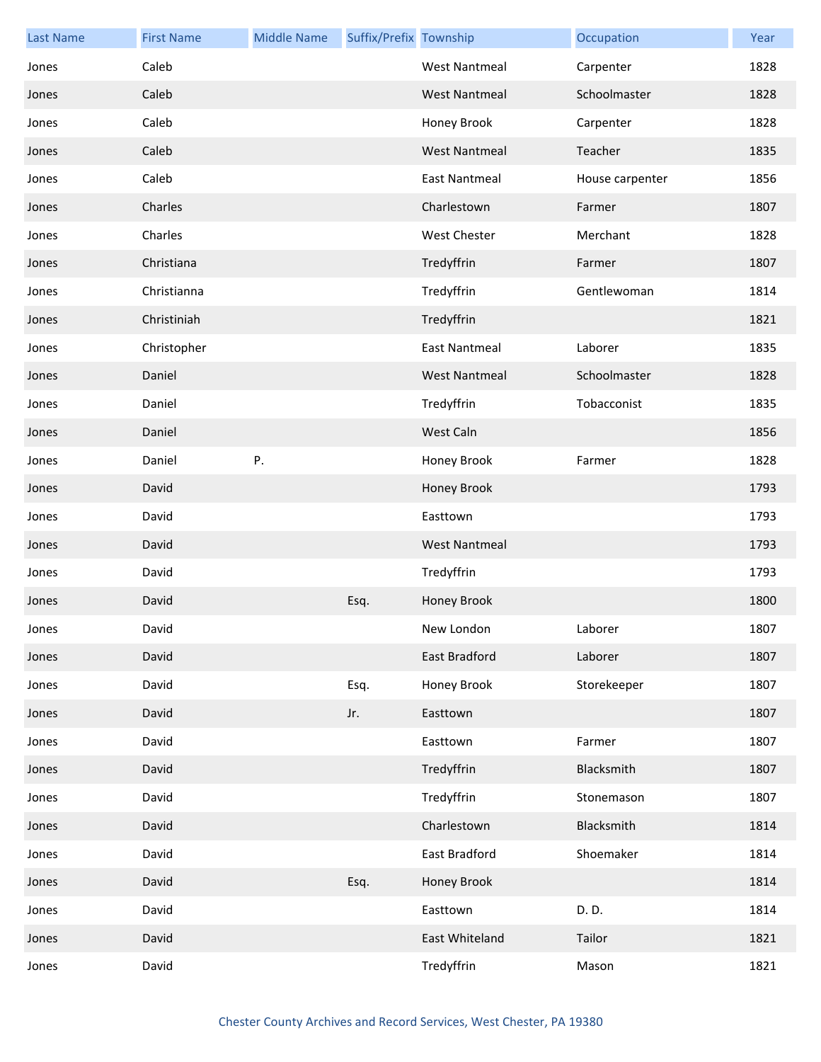| Last Name | First Name | Middle Name | Suffix/Prefix | Township | Occupation | Year |
|---|---|---|---|---|---|---|
| Jones | Caleb | | | West Nantmeal | Carpenter | 1828 |
| Jones | Caleb | | | West Nantmeal | Schoolmaster | 1828 |
| Jones | Caleb | | | Honey Brook | Carpenter | 1828 |
| Jones | Caleb | | | West Nantmeal | Teacher | 1835 |
| Jones | Caleb | | | East Nantmeal | House carpenter | 1856 |
| Jones | Charles | | | Charlestown | Farmer | 1807 |
| Jones | Charles | | | West Chester | Merchant | 1828 |
| Jones | Christiana | | | Tredyffrin | Farmer | 1807 |
| Jones | Christianna | | | Tredyffrin | Gentlewoman | 1814 |
| Jones | Christiniah | | | Tredyffrin | | 1821 |
| Jones | Christopher | | | East Nantmeal | Laborer | 1835 |
| Jones | Daniel | | | West Nantmeal | Schoolmaster | 1828 |
| Jones | Daniel | | | Tredyffrin | Tobacconist | 1835 |
| Jones | Daniel | | | West Caln | | 1856 |
| Jones | Daniel | P. | | Honey Brook | Farmer | 1828 |
| Jones | David | | | Honey Brook | | 1793 |
| Jones | David | | | Easttown | | 1793 |
| Jones | David | | | West Nantmeal | | 1793 |
| Jones | David | | | Tredyffrin | | 1793 |
| Jones | David | | Esq. | Honey Brook | | 1800 |
| Jones | David | | | New London | Laborer | 1807 |
| Jones | David | | | East Bradford | Laborer | 1807 |
| Jones | David | | Esq. | Honey Brook | Storekeeper | 1807 |
| Jones | David | | Jr. | Easttown | | 1807 |
| Jones | David | | | Easttown | Farmer | 1807 |
| Jones | David | | | Tredyffrin | Blacksmith | 1807 |
| Jones | David | | | Tredyffrin | Stonemason | 1807 |
| Jones | David | | | Charlestown | Blacksmith | 1814 |
| Jones | David | | | East Bradford | Shoemaker | 1814 |
| Jones | David | | Esq. | Honey Brook | | 1814 |
| Jones | David | | | Easttown | D. D. | 1814 |
| Jones | David | | | East Whiteland | Tailor | 1821 |
| Jones | David | | | Tredyffrin | Mason | 1821 |

Chester County Archives and Record Services, West Chester, PA 19380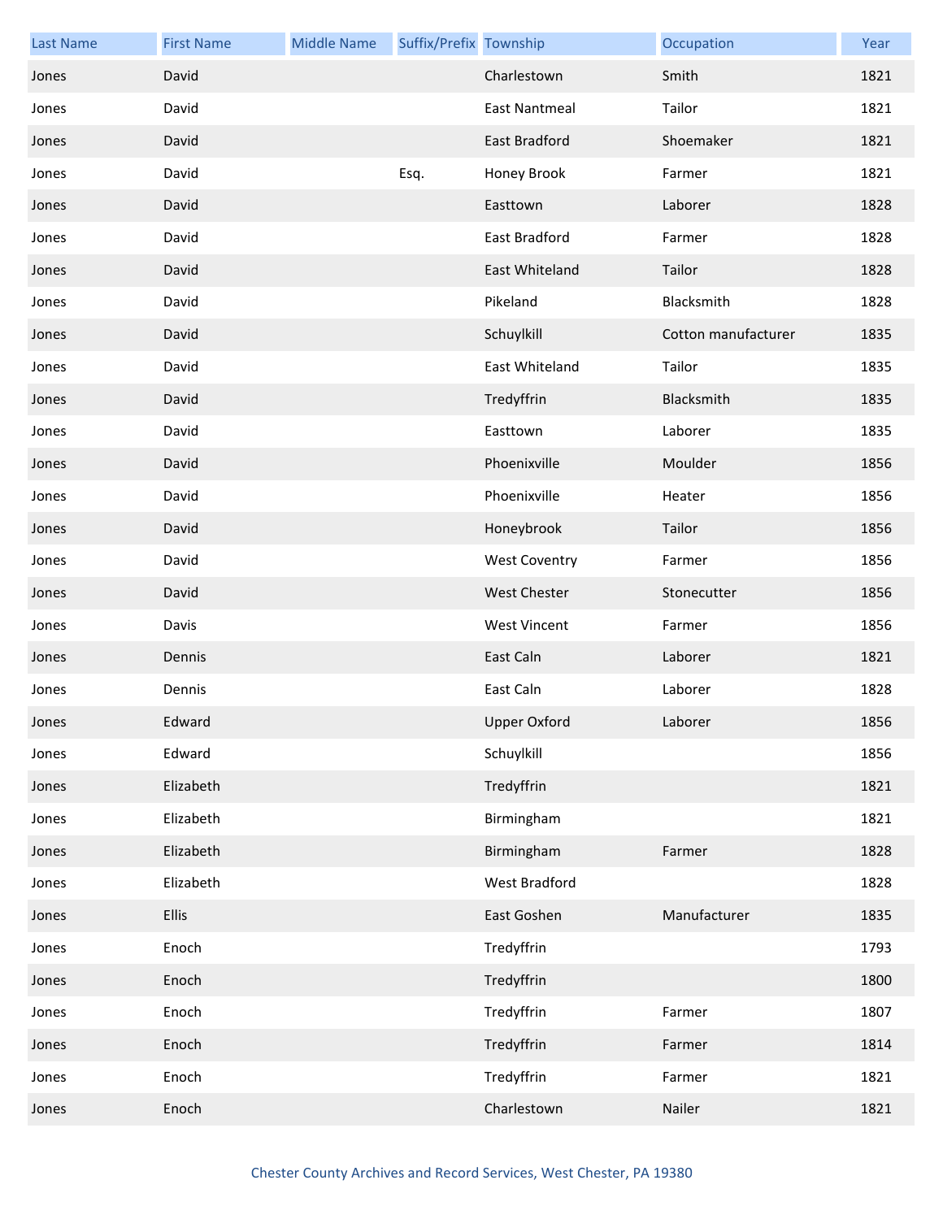| Last Name | First Name | Middle Name | Suffix/Prefix | Township | Occupation | Year |
|---|---|---|---|---|---|---|
| Jones | David | | | Charlestown | Smith | 1821 |
| Jones | David | | | East Nantmeal | Tailor | 1821 |
| Jones | David | | | East Bradford | Shoemaker | 1821 |
| Jones | David | | Esq. | Honey Brook | Farmer | 1821 |
| Jones | David | | | Easttown | Laborer | 1828 |
| Jones | David | | | East Bradford | Farmer | 1828 |
| Jones | David | | | East Whiteland | Tailor | 1828 |
| Jones | David | | | Pikeland | Blacksmith | 1828 |
| Jones | David | | | Schuylkill | Cotton manufacturer | 1835 |
| Jones | David | | | East Whiteland | Tailor | 1835 |
| Jones | David | | | Tredyffrin | Blacksmith | 1835 |
| Jones | David | | | Easttown | Laborer | 1835 |
| Jones | David | | | Phoenixville | Moulder | 1856 |
| Jones | David | | | Phoenixville | Heater | 1856 |
| Jones | David | | | Honeybrook | Tailor | 1856 |
| Jones | David | | | West Coventry | Farmer | 1856 |
| Jones | David | | | West Chester | Stonecutter | 1856 |
| Jones | Davis | | | West Vincent | Farmer | 1856 |
| Jones | Dennis | | | East Caln | Laborer | 1821 |
| Jones | Dennis | | | East Caln | Laborer | 1828 |
| Jones | Edward | | | Upper Oxford | Laborer | 1856 |
| Jones | Edward | | | Schuylkill | | 1856 |
| Jones | Elizabeth | | | Tredyffrin | | 1821 |
| Jones | Elizabeth | | | Birmingham | | 1821 |
| Jones | Elizabeth | | | Birmingham | Farmer | 1828 |
| Jones | Elizabeth | | | West Bradford | | 1828 |
| Jones | Ellis | | | East Goshen | Manufacturer | 1835 |
| Jones | Enoch | | | Tredyffrin | | 1793 |
| Jones | Enoch | | | Tredyffrin | | 1800 |
| Jones | Enoch | | | Tredyffrin | Farmer | 1807 |
| Jones | Enoch | | | Tredyffrin | Farmer | 1814 |
| Jones | Enoch | | | Tredyffrin | Farmer | 1821 |
| Jones | Enoch | | | Charlestown | Nailer | 1821 |

Chester County Archives and Record Services, West Chester, PA 19380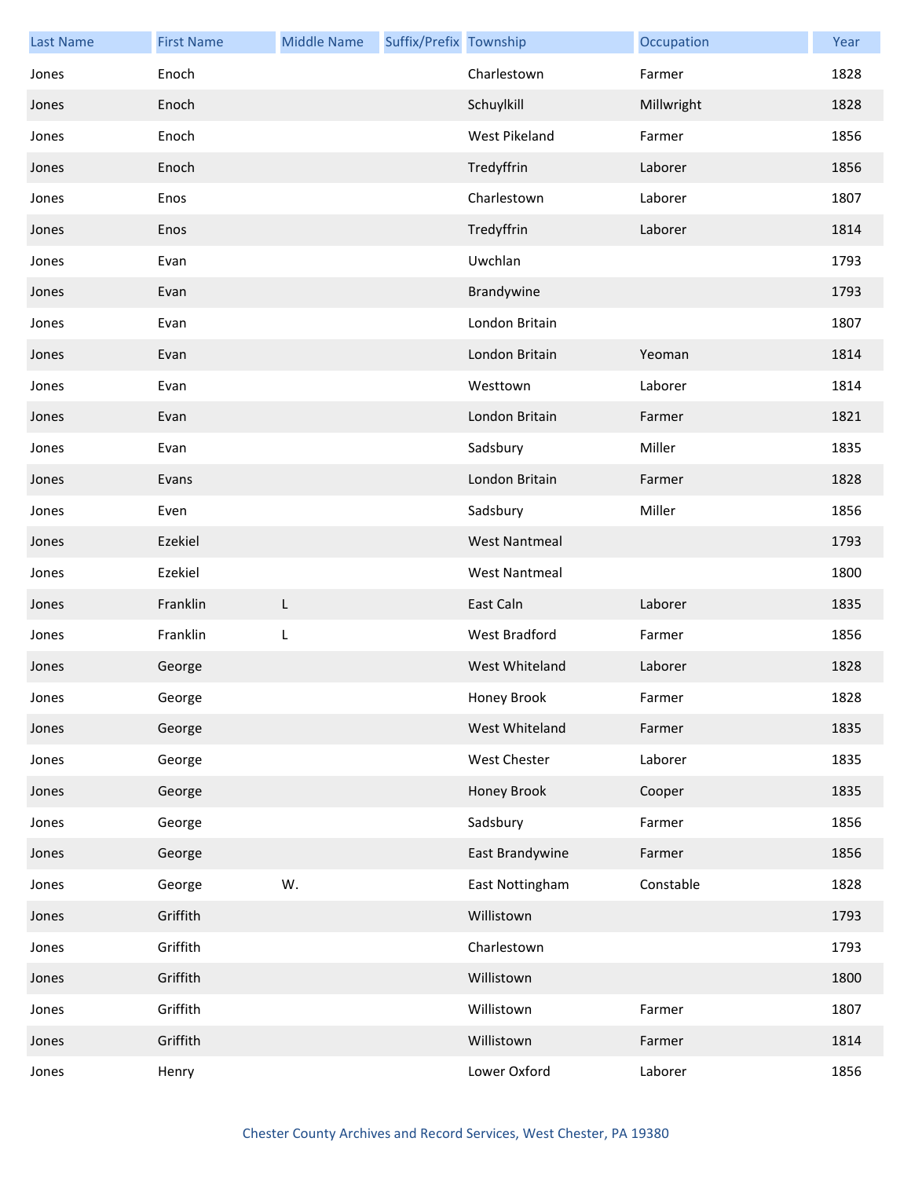| Last Name | First Name | Middle Name | Suffix/Prefix | Township | Occupation | Year |
|---|---|---|---|---|---|---|
| Jones | Enoch | | | Charlestown | Farmer | 1828 |
| Jones | Enoch | | | Schuylkill | Millwright | 1828 |
| Jones | Enoch | | | West Pikeland | Farmer | 1856 |
| Jones | Enoch | | | Tredyffrin | Laborer | 1856 |
| Jones | Enos | | | Charlestown | Laborer | 1807 |
| Jones | Enos | | | Tredyffrin | Laborer | 1814 |
| Jones | Evan | | | Uwchlan | | 1793 |
| Jones | Evan | | | Brandywine | | 1793 |
| Jones | Evan | | | London Britain | | 1807 |
| Jones | Evan | | | London Britain | Yeoman | 1814 |
| Jones | Evan | | | Westtown | Laborer | 1814 |
| Jones | Evan | | | London Britain | Farmer | 1821 |
| Jones | Evan | | | Sadsbury | Miller | 1835 |
| Jones | Evans | | | London Britain | Farmer | 1828 |
| Jones | Even | | | Sadsbury | Miller | 1856 |
| Jones | Ezekiel | | | West Nantmeal | | 1793 |
| Jones | Ezekiel | | | West Nantmeal | | 1800 |
| Jones | Franklin | L | | East Caln | Laborer | 1835 |
| Jones | Franklin | L | | West Bradford | Farmer | 1856 |
| Jones | George | | | West Whiteland | Laborer | 1828 |
| Jones | George | | | Honey Brook | Farmer | 1828 |
| Jones | George | | | West Whiteland | Farmer | 1835 |
| Jones | George | | | West Chester | Laborer | 1835 |
| Jones | George | | | Honey Brook | Cooper | 1835 |
| Jones | George | | | Sadsbury | Farmer | 1856 |
| Jones | George | | | East Brandywine | Farmer | 1856 |
| Jones | George | W. | | East Nottingham | Constable | 1828 |
| Jones | Griffith | | | Willistown | | 1793 |
| Jones | Griffith | | | Charlestown | | 1793 |
| Jones | Griffith | | | Willistown | | 1800 |
| Jones | Griffith | | | Willistown | Farmer | 1807 |
| Jones | Griffith | | | Willistown | Farmer | 1814 |
| Jones | Henry | | | Lower Oxford | Laborer | 1856 |

Chester County Archives and Record Services, West Chester, PA 19380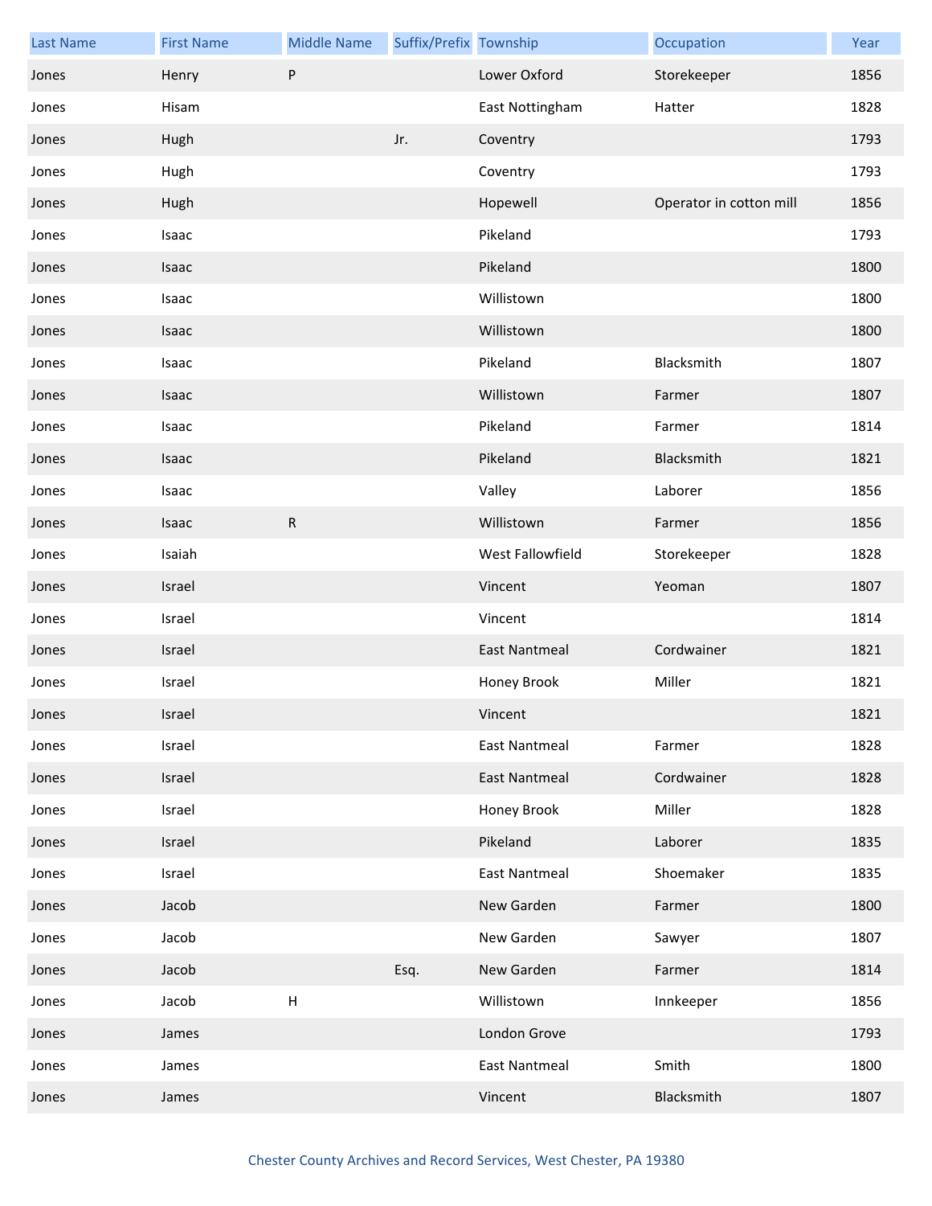| Last Name | First Name | Middle Name | Suffix/Prefix | Township | Occupation | Year |
| --- | --- | --- | --- | --- | --- | --- |
| Jones | Henry | P |  | Lower Oxford | Storekeeper | 1856 |
| Jones | Hisam |  |  | East Nottingham | Hatter | 1828 |
| Jones | Hugh |  | Jr. | Coventry |  | 1793 |
| Jones | Hugh |  |  | Coventry |  | 1793 |
| Jones | Hugh |  |  | Hopewell | Operator in cotton mill | 1856 |
| Jones | Isaac |  |  | Pikeland |  | 1793 |
| Jones | Isaac |  |  | Pikeland |  | 1800 |
| Jones | Isaac |  |  | Willistown |  | 1800 |
| Jones | Isaac |  |  | Willistown |  | 1800 |
| Jones | Isaac |  |  | Pikeland | Blacksmith | 1807 |
| Jones | Isaac |  |  | Willistown | Farmer | 1807 |
| Jones | Isaac |  |  | Pikeland | Farmer | 1814 |
| Jones | Isaac |  |  | Pikeland | Blacksmith | 1821 |
| Jones | Isaac |  |  | Valley | Laborer | 1856 |
| Jones | Isaac | R |  | Willistown | Farmer | 1856 |
| Jones | Isaiah |  |  | West Fallowfield | Storekeeper | 1828 |
| Jones | Israel |  |  | Vincent | Yeoman | 1807 |
| Jones | Israel |  |  | Vincent |  | 1814 |
| Jones | Israel |  |  | East Nantmeal | Cordwainer | 1821 |
| Jones | Israel |  |  | Honey Brook | Miller | 1821 |
| Jones | Israel |  |  | Vincent |  | 1821 |
| Jones | Israel |  |  | East Nantmeal | Farmer | 1828 |
| Jones | Israel |  |  | East Nantmeal | Cordwainer | 1828 |
| Jones | Israel |  |  | Honey Brook | Miller | 1828 |
| Jones | Israel |  |  | Pikeland | Laborer | 1835 |
| Jones | Israel |  |  | East Nantmeal | Shoemaker | 1835 |
| Jones | Jacob |  |  | New Garden | Farmer | 1800 |
| Jones | Jacob |  |  | New Garden | Sawyer | 1807 |
| Jones | Jacob |  | Esq. | New Garden | Farmer | 1814 |
| Jones | Jacob | H |  | Willistown | Innkeeper | 1856 |
| Jones | James |  |  | London Grove |  | 1793 |
| Jones | James |  |  | East Nantmeal | Smith | 1800 |
| Jones | James |  |  | Vincent | Blacksmith | 1807 |

Chester County Archives and Record Services, West Chester, PA 19380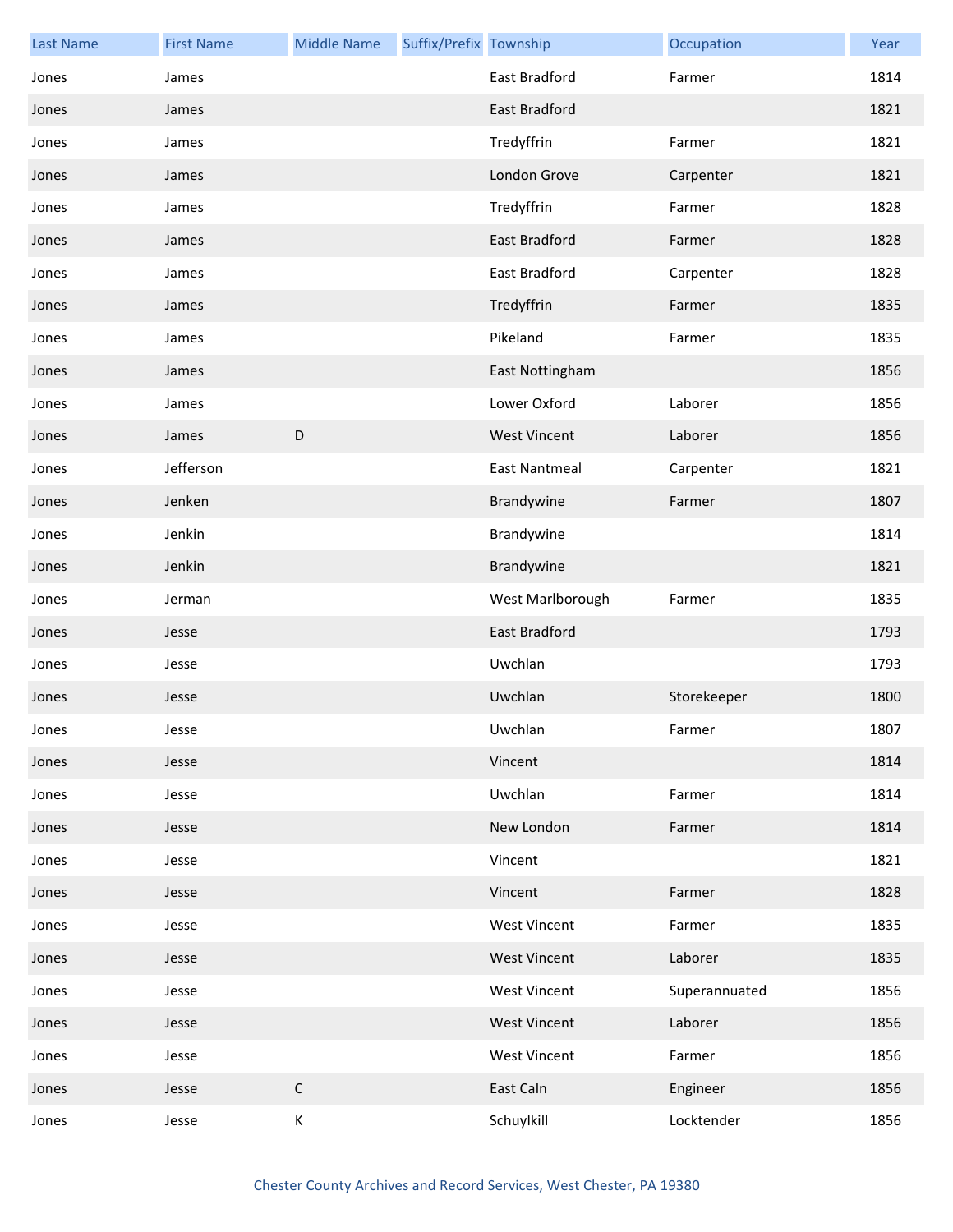| Last Name | First Name | Middle Name | Suffix/Prefix | Township | Occupation | Year |
|---|---|---|---|---|---|---|
| Jones | James | | | East Bradford | Farmer | 1814 |
| Jones | James | | | East Bradford | | 1821 |
| Jones | James | | | Tredyffrin | Farmer | 1821 |
| Jones | James | | | London Grove | Carpenter | 1821 |
| Jones | James | | | Tredyffrin | Farmer | 1828 |
| Jones | James | | | East Bradford | Farmer | 1828 |
| Jones | James | | | East Bradford | Carpenter | 1828 |
| Jones | James | | | Tredyffrin | Farmer | 1835 |
| Jones | James | | | Pikeland | Farmer | 1835 |
| Jones | James | | | East Nottingham | | 1856 |
| Jones | James | | | Lower Oxford | Laborer | 1856 |
| Jones | James | D | | West Vincent | Laborer | 1856 |
| Jones | Jefferson | | | East Nantmeal | Carpenter | 1821 |
| Jones | Jenken | | | Brandywine | Farmer | 1807 |
| Jones | Jenkin | | | Brandywine | | 1814 |
| Jones | Jenkin | | | Brandywine | | 1821 |
| Jones | Jerman | | | West Marlborough | Farmer | 1835 |
| Jones | Jesse | | | East Bradford | | 1793 |
| Jones | Jesse | | | Uwchlan | | 1793 |
| Jones | Jesse | | | Uwchlan | Storekeeper | 1800 |
| Jones | Jesse | | | Uwchlan | Farmer | 1807 |
| Jones | Jesse | | | Vincent | | 1814 |
| Jones | Jesse | | | Uwchlan | Farmer | 1814 |
| Jones | Jesse | | | New London | Farmer | 1814 |
| Jones | Jesse | | | Vincent | | 1821 |
| Jones | Jesse | | | Vincent | Farmer | 1828 |
| Jones | Jesse | | | West Vincent | Farmer | 1835 |
| Jones | Jesse | | | West Vincent | Laborer | 1835 |
| Jones | Jesse | | | West Vincent | Superannuated | 1856 |
| Jones | Jesse | | | West Vincent | Laborer | 1856 |
| Jones | Jesse | | | West Vincent | Farmer | 1856 |
| Jones | Jesse | C | | East Caln | Engineer | 1856 |
| Jones | Jesse | K | | Schuylkill | Locktender | 1856 |

Chester County Archives and Record Services, West Chester, PA 19380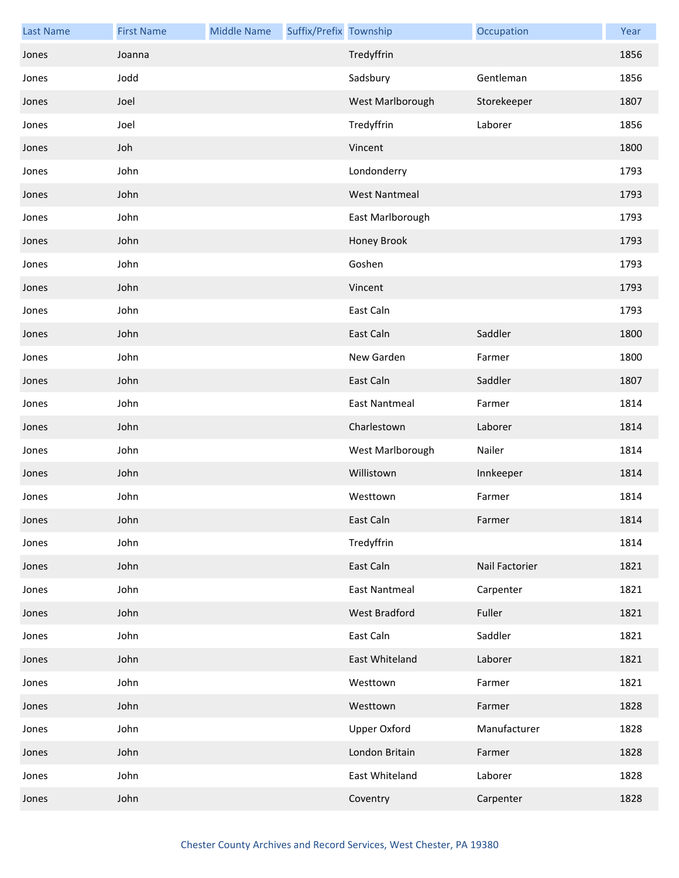| Last Name | First Name | Middle Name | Suffix/Prefix | Township | Occupation | Year |
|---|---|---|---|---|---|---|
| Jones | Joanna | | | Tredyffrin | | 1856 |
| Jones | Jodd | | | Sadsbury | Gentleman | 1856 |
| Jones | Joel | | | West Marlborough | Storekeeper | 1807 |
| Jones | Joel | | | Tredyffrin | Laborer | 1856 |
| Jones | Joh | | | Vincent | | 1800 |
| Jones | John | | | Londonderry | | 1793 |
| Jones | John | | | West Nantmeal | | 1793 |
| Jones | John | | | East Marlborough | | 1793 |
| Jones | John | | | Honey Brook | | 1793 |
| Jones | John | | | Goshen | | 1793 |
| Jones | John | | | Vincent | | 1793 |
| Jones | John | | | East Caln | | 1793 |
| Jones | John | | | East Caln | Saddler | 1800 |
| Jones | John | | | New Garden | Farmer | 1800 |
| Jones | John | | | East Caln | Saddler | 1807 |
| Jones | John | | | East Nantmeal | Farmer | 1814 |
| Jones | John | | | Charlestown | Laborer | 1814 |
| Jones | John | | | West Marlborough | Nailer | 1814 |
| Jones | John | | | Willistown | Innkeeper | 1814 |
| Jones | John | | | Westtown | Farmer | 1814 |
| Jones | John | | | East Caln | Farmer | 1814 |
| Jones | John | | | Tredyffrin | | 1814 |
| Jones | John | | | East Caln | Nail Factorier | 1821 |
| Jones | John | | | East Nantmeal | Carpenter | 1821 |
| Jones | John | | | West Bradford | Fuller | 1821 |
| Jones | John | | | East Caln | Saddler | 1821 |
| Jones | John | | | East Whiteland | Laborer | 1821 |
| Jones | John | | | Westtown | Farmer | 1821 |
| Jones | John | | | Westtown | Farmer | 1828 |
| Jones | John | | | Upper Oxford | Manufacturer | 1828 |
| Jones | John | | | London Britain | Farmer | 1828 |
| Jones | John | | | East Whiteland | Laborer | 1828 |
| Jones | John | | | Coventry | Carpenter | 1828 |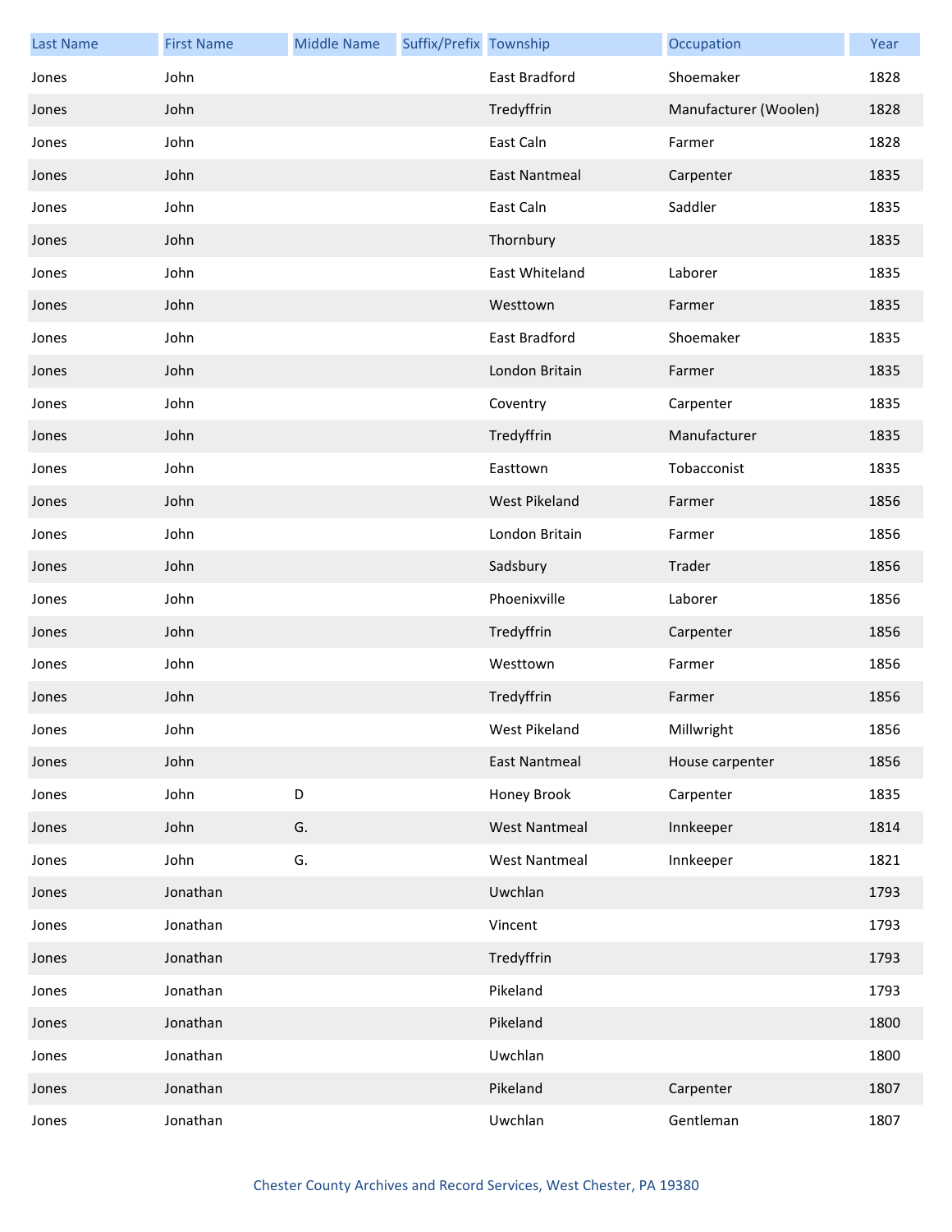| Last Name | First Name | Middle Name | Suffix/Prefix | Township | Occupation | Year |
| --- | --- | --- | --- | --- | --- | --- |
| Jones | John | | | East Bradford | Shoemaker | 1828 |
| Jones | John | | | Tredyffrin | Manufacturer (Woolen) | 1828 |
| Jones | John | | | East Caln | Farmer | 1828 |
| Jones | John | | | East Nantmeal | Carpenter | 1835 |
| Jones | John | | | East Caln | Saddler | 1835 |
| Jones | John | | | Thornbury | | 1835 |
| Jones | John | | | East Whiteland | Laborer | 1835 |
| Jones | John | | | Westtown | Farmer | 1835 |
| Jones | John | | | East Bradford | Shoemaker | 1835 |
| Jones | John | | | London Britain | Farmer | 1835 |
| Jones | John | | | Coventry | Carpenter | 1835 |
| Jones | John | | | Tredyffrin | Manufacturer | 1835 |
| Jones | John | | | Easttown | Tobacconist | 1835 |
| Jones | John | | | West Pikeland | Farmer | 1856 |
| Jones | John | | | London Britain | Farmer | 1856 |
| Jones | John | | | Sadsbury | Trader | 1856 |
| Jones | John | | | Phoenixville | Laborer | 1856 |
| Jones | John | | | Tredyffrin | Carpenter | 1856 |
| Jones | John | | | Westtown | Farmer | 1856 |
| Jones | John | | | Tredyffrin | Farmer | 1856 |
| Jones | John | | | West Pikeland | Millwright | 1856 |
| Jones | John | | | East Nantmeal | House carpenter | 1856 |
| Jones | John | D | | Honey Brook | Carpenter | 1835 |
| Jones | John | G. | | West Nantmeal | Innkeeper | 1814 |
| Jones | John | G. | | West Nantmeal | Innkeeper | 1821 |
| Jones | Jonathan | | | Uwchlan | | 1793 |
| Jones | Jonathan | | | Vincent | | 1793 |
| Jones | Jonathan | | | Tredyffrin | | 1793 |
| Jones | Jonathan | | | Pikeland | | 1793 |
| Jones | Jonathan | | | Pikeland | | 1800 |
| Jones | Jonathan | | | Uwchlan | | 1800 |
| Jones | Jonathan | | | Pikeland | Carpenter | 1807 |
| Jones | Jonathan | | | Uwchlan | Gentleman | 1807 |

Chester County Archives and Record Services, West Chester, PA 19380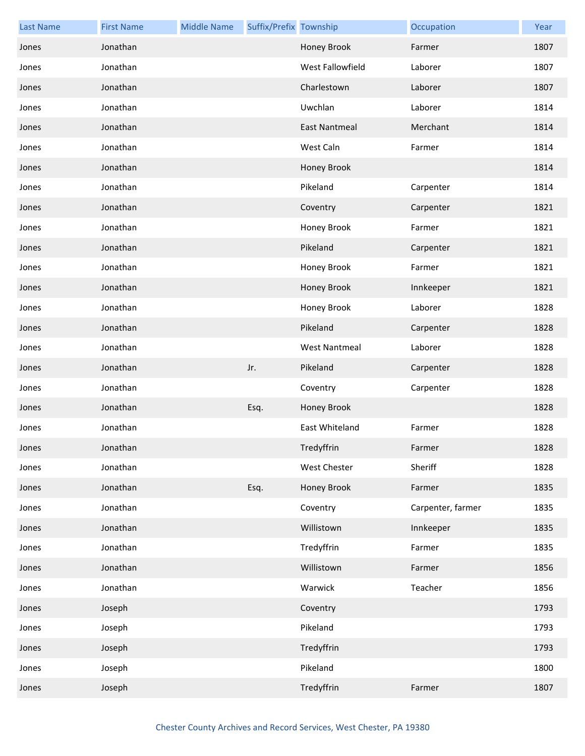| Last Name | First Name | Middle Name | Suffix/Prefix | Township | Occupation | Year |
|---|---|---|---|---|---|---|
| Jones | Jonathan | | | Honey Brook | Farmer | 1807 |
| Jones | Jonathan | | | West Fallowfield | Laborer | 1807 |
| Jones | Jonathan | | | Charlestown | Laborer | 1807 |
| Jones | Jonathan | | | Uwchlan | Laborer | 1814 |
| Jones | Jonathan | | | East Nantmeal | Merchant | 1814 |
| Jones | Jonathan | | | West Caln | Farmer | 1814 |
| Jones | Jonathan | | | Honey Brook | | 1814 |
| Jones | Jonathan | | | Pikeland | Carpenter | 1814 |
| Jones | Jonathan | | | Coventry | Carpenter | 1821 |
| Jones | Jonathan | | | Honey Brook | Farmer | 1821 |
| Jones | Jonathan | | | Pikeland | Carpenter | 1821 |
| Jones | Jonathan | | | Honey Brook | Farmer | 1821 |
| Jones | Jonathan | | | Honey Brook | Innkeeper | 1821 |
| Jones | Jonathan | | | Honey Brook | Laborer | 1828 |
| Jones | Jonathan | | | Pikeland | Carpenter | 1828 |
| Jones | Jonathan | | | West Nantmeal | Laborer | 1828 |
| Jones | Jonathan | | Jr. | Pikeland | Carpenter | 1828 |
| Jones | Jonathan | | | Coventry | Carpenter | 1828 |
| Jones | Jonathan | | Esq. | Honey Brook | | 1828 |
| Jones | Jonathan | | | East Whiteland | Farmer | 1828 |
| Jones | Jonathan | | | Tredyffrin | Farmer | 1828 |
| Jones | Jonathan | | | West Chester | Sheriff | 1828 |
| Jones | Jonathan | | Esq. | Honey Brook | Farmer | 1835 |
| Jones | Jonathan | | | Coventry | Carpenter, farmer | 1835 |
| Jones | Jonathan | | | Willistown | Innkeeper | 1835 |
| Jones | Jonathan | | | Tredyffrin | Farmer | 1835 |
| Jones | Jonathan | | | Willistown | Farmer | 1856 |
| Jones | Jonathan | | | Warwick | Teacher | 1856 |
| Jones | Joseph | | | Coventry | | 1793 |
| Jones | Joseph | | | Pikeland | | 1793 |
| Jones | Joseph | | | Tredyffrin | | 1793 |
| Jones | Joseph | | | Pikeland | | 1800 |
| Jones | Joseph | | | Tredyffrin | Farmer | 1807 |

Chester County Archives and Record Services, West Chester, PA 19380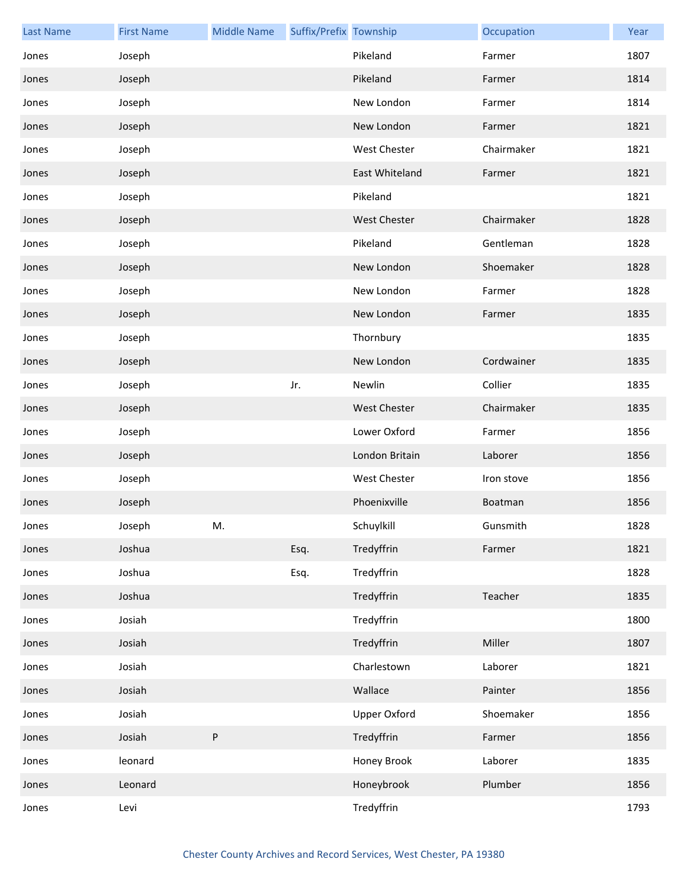| Last Name | First Name | Middle Name | Suffix/Prefix | Township | Occupation | Year |
|---|---|---|---|---|---|---|
| Jones | Joseph | | | Pikeland | Farmer | 1807 |
| Jones | Joseph | | | Pikeland | Farmer | 1814 |
| Jones | Joseph | | | New London | Farmer | 1814 |
| Jones | Joseph | | | New London | Farmer | 1821 |
| Jones | Joseph | | | West Chester | Chairmaker | 1821 |
| Jones | Joseph | | | East Whiteland | Farmer | 1821 |
| Jones | Joseph | | | Pikeland | | 1821 |
| Jones | Joseph | | | West Chester | Chairmaker | 1828 |
| Jones | Joseph | | | Pikeland | Gentleman | 1828 |
| Jones | Joseph | | | New London | Shoemaker | 1828 |
| Jones | Joseph | | | New London | Farmer | 1828 |
| Jones | Joseph | | | New London | Farmer | 1835 |
| Jones | Joseph | | | Thornbury | | 1835 |
| Jones | Joseph | | | New London | Cordwainer | 1835 |
| Jones | Joseph | | Jr. | Newlin | Collier | 1835 |
| Jones | Joseph | | | West Chester | Chairmaker | 1835 |
| Jones | Joseph | | | Lower Oxford | Farmer | 1856 |
| Jones | Joseph | | | London Britain | Laborer | 1856 |
| Jones | Joseph | | | West Chester | Iron stove | 1856 |
| Jones | Joseph | | | Phoenixville | Boatman | 1856 |
| Jones | Joseph | M. | | Schuylkill | Gunsmith | 1828 |
| Jones | Joshua | | Esq. | Tredyffrin | Farmer | 1821 |
| Jones | Joshua | | Esq. | Tredyffrin | | 1828 |
| Jones | Joshua | | | Tredyffrin | Teacher | 1835 |
| Jones | Josiah | | | Tredyffrin | | 1800 |
| Jones | Josiah | | | Tredyffrin | Miller | 1807 |
| Jones | Josiah | | | Charlestown | Laborer | 1821 |
| Jones | Josiah | | | Wallace | Painter | 1856 |
| Jones | Josiah | | | Upper Oxford | Shoemaker | 1856 |
| Jones | Josiah | P | | Tredyffrin | Farmer | 1856 |
| Jones | leonard | | | Honey Brook | Laborer | 1835 |
| Jones | Leonard | | | Honeybrook | Plumber | 1856 |
| Jones | Levi | | | Tredyffrin | | 1793 |

Chester County Archives and Record Services, West Chester, PA 19380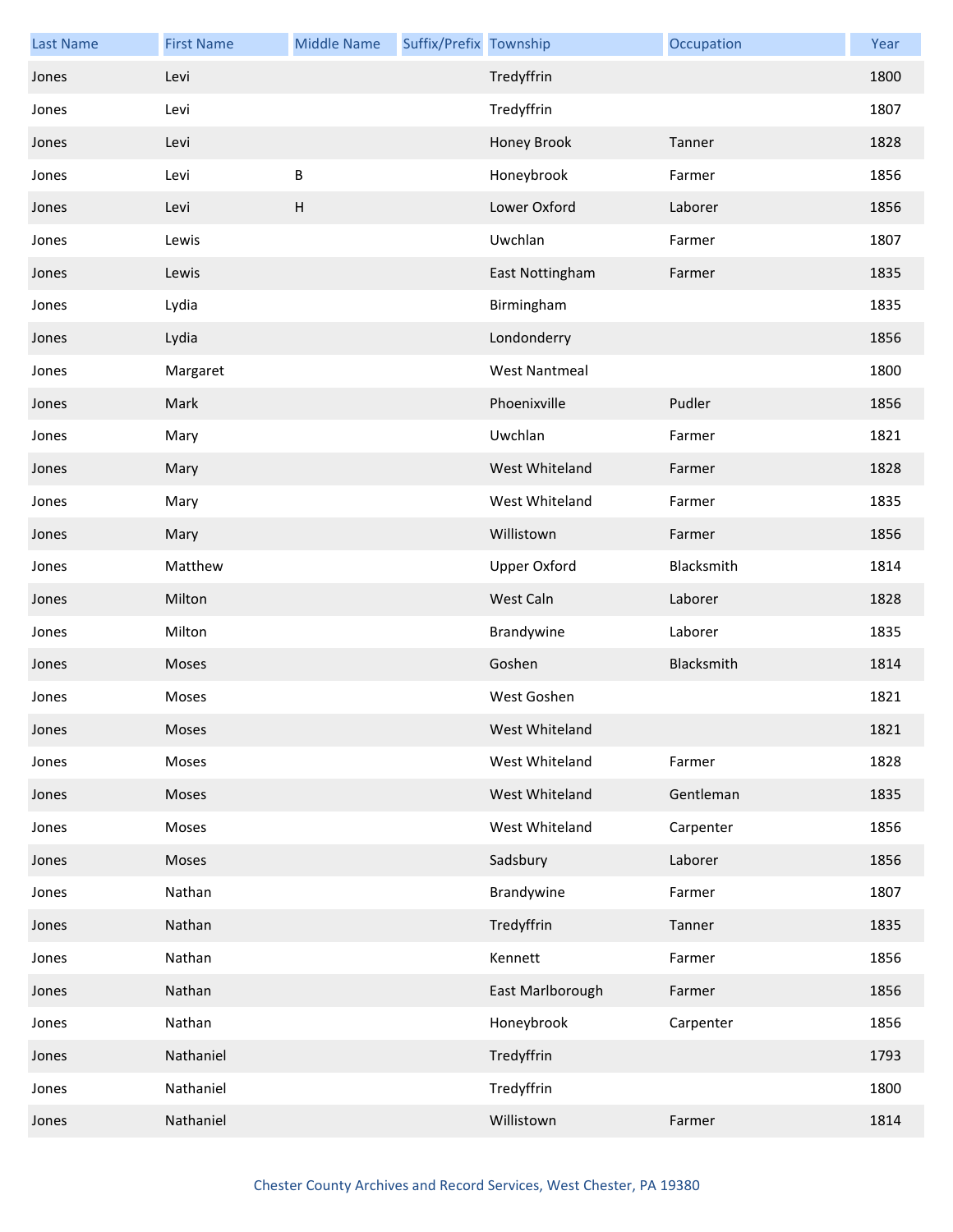| Last Name | First Name | Middle Name | Suffix/Prefix | Township | Occupation | Year |
|---|---|---|---|---|---|---|
| Jones | Levi | | | Tredyffrin | | 1800 |
| Jones | Levi | | | Tredyffrin | | 1807 |
| Jones | Levi | | | Honey Brook | Tanner | 1828 |
| Jones | Levi | B | | Honeybrook | Farmer | 1856 |
| Jones | Levi | H | | Lower Oxford | Laborer | 1856 |
| Jones | Lewis | | | Uwchlan | Farmer | 1807 |
| Jones | Lewis | | | East Nottingham | Farmer | 1835 |
| Jones | Lydia | | | Birmingham | | 1835 |
| Jones | Lydia | | | Londonderry | | 1856 |
| Jones | Margaret | | | West Nantmeal | | 1800 |
| Jones | Mark | | | Phoenixville | Pudler | 1856 |
| Jones | Mary | | | Uwchlan | Farmer | 1821 |
| Jones | Mary | | | West Whiteland | Farmer | 1828 |
| Jones | Mary | | | West Whiteland | Farmer | 1835 |
| Jones | Mary | | | Willistown | Farmer | 1856 |
| Jones | Matthew | | | Upper Oxford | Blacksmith | 1814 |
| Jones | Milton | | | West Caln | Laborer | 1828 |
| Jones | Milton | | | Brandywine | Laborer | 1835 |
| Jones | Moses | | | Goshen | Blacksmith | 1814 |
| Jones | Moses | | | West Goshen | | 1821 |
| Jones | Moses | | | West Whiteland | | 1821 |
| Jones | Moses | | | West Whiteland | Farmer | 1828 |
| Jones | Moses | | | West Whiteland | Gentleman | 1835 |
| Jones | Moses | | | West Whiteland | Carpenter | 1856 |
| Jones | Moses | | | Sadsbury | Laborer | 1856 |
| Jones | Nathan | | | Brandywine | Farmer | 1807 |
| Jones | Nathan | | | Tredyffrin | Tanner | 1835 |
| Jones | Nathan | | | Kennett | Farmer | 1856 |
| Jones | Nathan | | | East Marlborough | Farmer | 1856 |
| Jones | Nathan | | | Honeybrook | Carpenter | 1856 |
| Jones | Nathaniel | | | Tredyffrin | | 1793 |
| Jones | Nathaniel | | | Tredyffrin | | 1800 |
| Jones | Nathaniel | | | Willistown | Farmer | 1814 |

Chester County Archives and Record Services, West Chester, PA 19380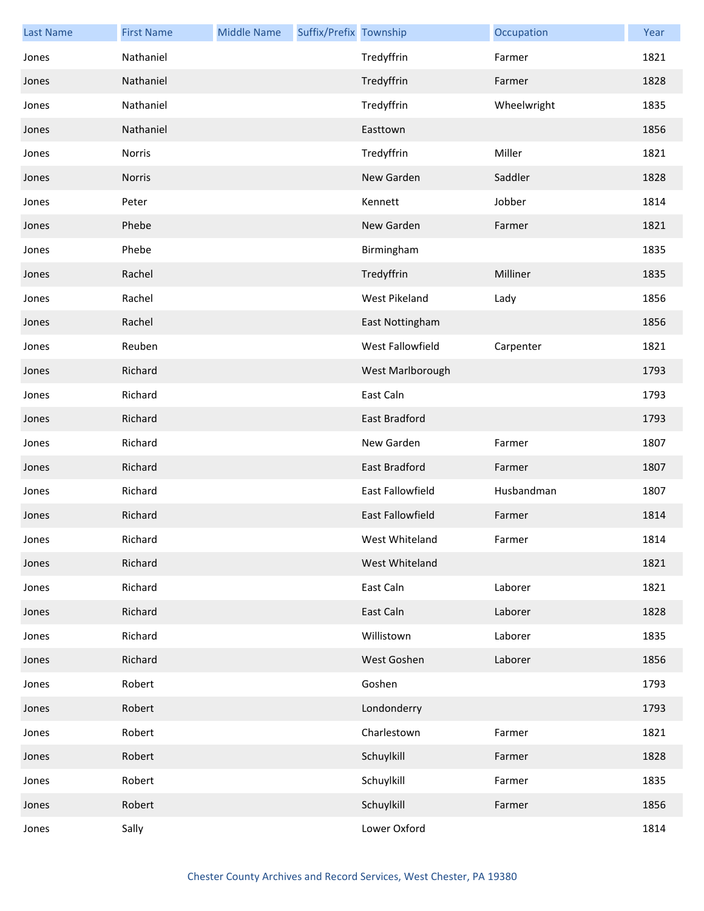| Last Name | First Name | Middle Name | Suffix/Prefix | Township | Occupation | Year |
| --- | --- | --- | --- | --- | --- | --- |
| Jones | Nathaniel | | | Tredyffrin | Farmer | 1821 |
| Jones | Nathaniel | | | Tredyffrin | Farmer | 1828 |
| Jones | Nathaniel | | | Tredyffrin | Wheelwright | 1835 |
| Jones | Nathaniel | | | Easttown | | 1856 |
| Jones | Norris | | | Tredyffrin | Miller | 1821 |
| Jones | Norris | | | New Garden | Saddler | 1828 |
| Jones | Peter | | | Kennett | Jobber | 1814 |
| Jones | Phebe | | | New Garden | Farmer | 1821 |
| Jones | Phebe | | | Birmingham | | 1835 |
| Jones | Rachel | | | Tredyffrin | Milliner | 1835 |
| Jones | Rachel | | | West Pikeland | Lady | 1856 |
| Jones | Rachel | | | East Nottingham | | 1856 |
| Jones | Reuben | | | West Fallowfield | Carpenter | 1821 |
| Jones | Richard | | | West Marlborough | | 1793 |
| Jones | Richard | | | East Caln | | 1793 |
| Jones | Richard | | | East Bradford | | 1793 |
| Jones | Richard | | | New Garden | Farmer | 1807 |
| Jones | Richard | | | East Bradford | Farmer | 1807 |
| Jones | Richard | | | East Fallowfield | Husbandman | 1807 |
| Jones | Richard | | | East Fallowfield | Farmer | 1814 |
| Jones | Richard | | | West Whiteland | Farmer | 1814 |
| Jones | Richard | | | West Whiteland | | 1821 |
| Jones | Richard | | | East Caln | Laborer | 1821 |
| Jones | Richard | | | East Caln | Laborer | 1828 |
| Jones | Richard | | | Willistown | Laborer | 1835 |
| Jones | Richard | | | West Goshen | Laborer | 1856 |
| Jones | Robert | | | Goshen | | 1793 |
| Jones | Robert | | | Londonderry | | 1793 |
| Jones | Robert | | | Charlestown | Farmer | 1821 |
| Jones | Robert | | | Schuylkill | Farmer | 1828 |
| Jones | Robert | | | Schuylkill | Farmer | 1835 |
| Jones | Robert | | | Schuylkill | Farmer | 1856 |
| Jones | Sally | | | Lower Oxford | | 1814 |

Chester County Archives and Record Services, West Chester, PA 19380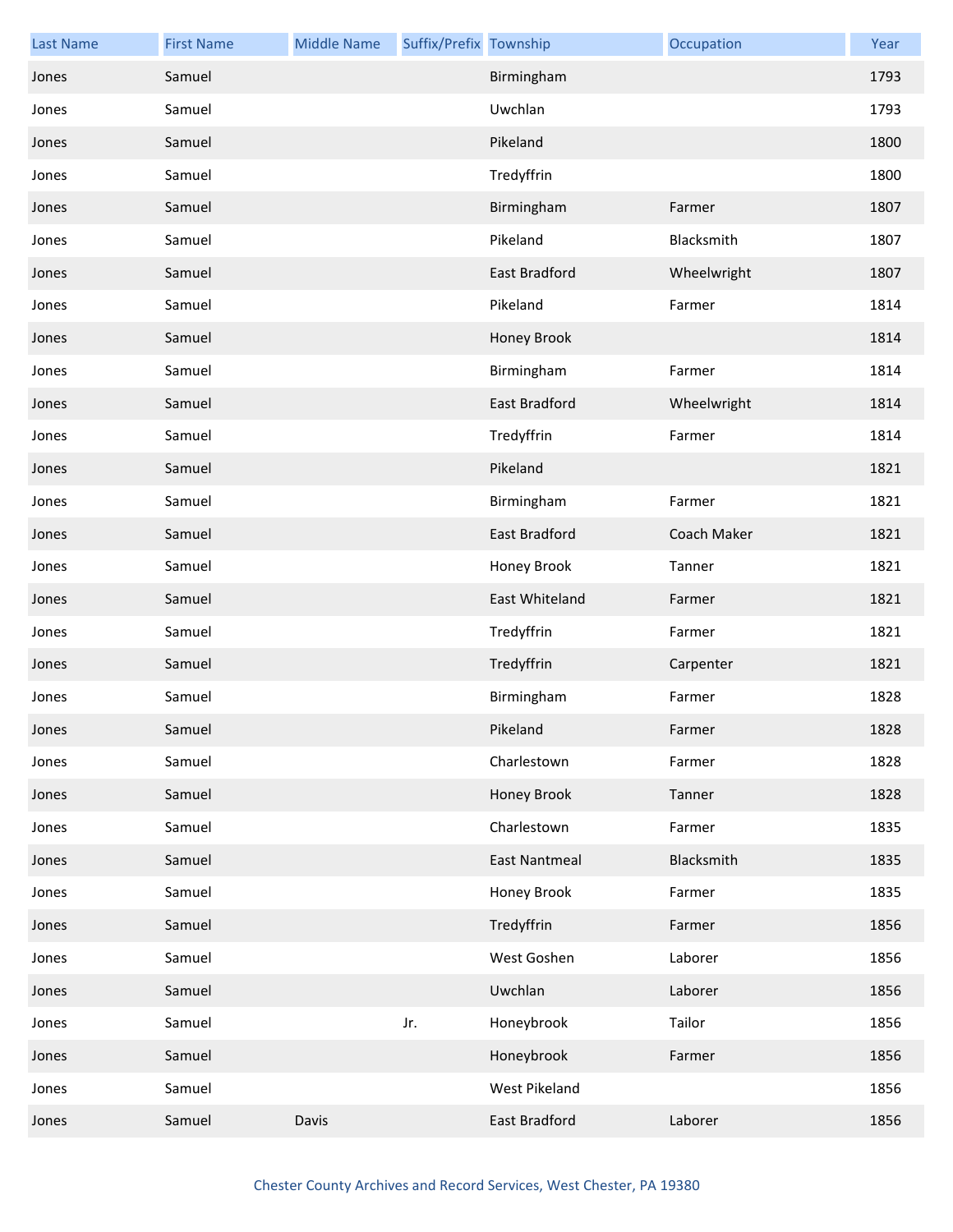| Last Name | First Name | Middle Name | Suffix/Prefix | Township | Occupation | Year |
|---|---|---|---|---|---|---|
| Jones | Samuel | | | Birmingham | | 1793 |
| Jones | Samuel | | | Uwchlan | | 1793 |
| Jones | Samuel | | | Pikeland | | 1800 |
| Jones | Samuel | | | Tredyffrin | | 1800 |
| Jones | Samuel | | | Birmingham | Farmer | 1807 |
| Jones | Samuel | | | Pikeland | Blacksmith | 1807 |
| Jones | Samuel | | | East Bradford | Wheelwright | 1807 |
| Jones | Samuel | | | Pikeland | Farmer | 1814 |
| Jones | Samuel | | | Honey Brook | | 1814 |
| Jones | Samuel | | | Birmingham | Farmer | 1814 |
| Jones | Samuel | | | East Bradford | Wheelwright | 1814 |
| Jones | Samuel | | | Tredyffrin | Farmer | 1814 |
| Jones | Samuel | | | Pikeland | | 1821 |
| Jones | Samuel | | | Birmingham | Farmer | 1821 |
| Jones | Samuel | | | East Bradford | Coach Maker | 1821 |
| Jones | Samuel | | | Honey Brook | Tanner | 1821 |
| Jones | Samuel | | | East Whiteland | Farmer | 1821 |
| Jones | Samuel | | | Tredyffrin | Farmer | 1821 |
| Jones | Samuel | | | Tredyffrin | Carpenter | 1821 |
| Jones | Samuel | | | Birmingham | Farmer | 1828 |
| Jones | Samuel | | | Pikeland | Farmer | 1828 |
| Jones | Samuel | | | Charlestown | Farmer | 1828 |
| Jones | Samuel | | | Honey Brook | Tanner | 1828 |
| Jones | Samuel | | | Charlestown | Farmer | 1835 |
| Jones | Samuel | | | East Nantmeal | Blacksmith | 1835 |
| Jones | Samuel | | | Honey Brook | Farmer | 1835 |
| Jones | Samuel | | | Tredyffrin | Farmer | 1856 |
| Jones | Samuel | | | West Goshen | Laborer | 1856 |
| Jones | Samuel | | | Uwchlan | Laborer | 1856 |
| Jones | Samuel | | Jr. | Honeybrook | Tailor | 1856 |
| Jones | Samuel | | | Honeybrook | Farmer | 1856 |
| Jones | Samuel | | | West Pikeland | | 1856 |
| Jones | Samuel | Davis | | East Bradford | Laborer | 1856 |

Chester County Archives and Record Services, West Chester, PA 19380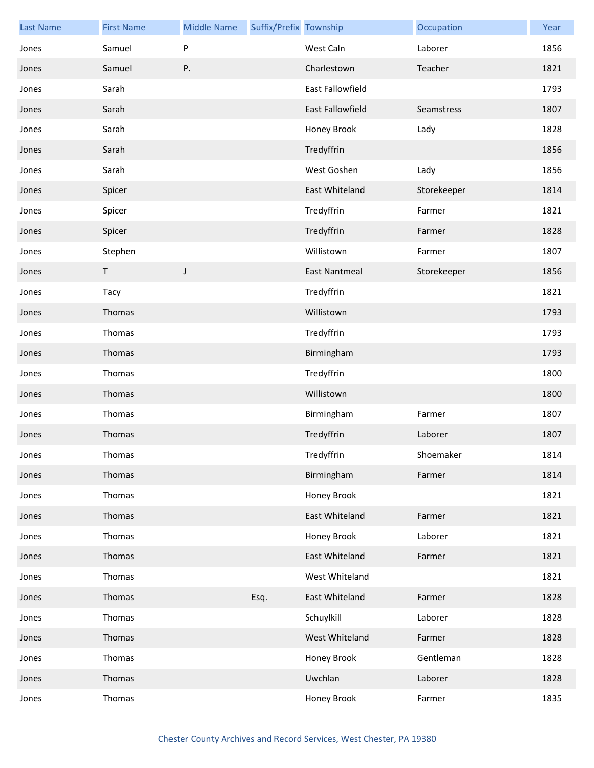| Last Name | First Name | Middle Name | Suffix/Prefix | Township | Occupation | Year |
|---|---|---|---|---|---|---|
| Jones | Samuel | P | | West Caln | Laborer | 1856 |
| Jones | Samuel | P. | | Charlestown | Teacher | 1821 |
| Jones | Sarah | | | East Fallowfield | | 1793 |
| Jones | Sarah | | | East Fallowfield | Seamstress | 1807 |
| Jones | Sarah | | | Honey Brook | Lady | 1828 |
| Jones | Sarah | | | Tredyffrin | | 1856 |
| Jones | Sarah | | | West Goshen | Lady | 1856 |
| Jones | Spicer | | | East Whiteland | Storekeeper | 1814 |
| Jones | Spicer | | | Tredyffrin | Farmer | 1821 |
| Jones | Spicer | | | Tredyffrin | Farmer | 1828 |
| Jones | Stephen | | | Willistown | Farmer | 1807 |
| Jones | T | J | | East Nantmeal | Storekeeper | 1856 |
| Jones | Tacy | | | Tredyffrin | | 1821 |
| Jones | Thomas | | | Willistown | | 1793 |
| Jones | Thomas | | | Tredyffrin | | 1793 |
| Jones | Thomas | | | Birmingham | | 1793 |
| Jones | Thomas | | | Tredyffrin | | 1800 |
| Jones | Thomas | | | Willistown | | 1800 |
| Jones | Thomas | | | Birmingham | Farmer | 1807 |
| Jones | Thomas | | | Tredyffrin | Laborer | 1807 |
| Jones | Thomas | | | Tredyffrin | Shoemaker | 1814 |
| Jones | Thomas | | | Birmingham | Farmer | 1814 |
| Jones | Thomas | | | Honey Brook | | 1821 |
| Jones | Thomas | | | East Whiteland | Farmer | 1821 |
| Jones | Thomas | | | Honey Brook | Laborer | 1821 |
| Jones | Thomas | | | East Whiteland | Farmer | 1821 |
| Jones | Thomas | | | West Whiteland | | 1821 |
| Jones | Thomas | | Esq. | East Whiteland | Farmer | 1828 |
| Jones | Thomas | | | Schuylkill | Laborer | 1828 |
| Jones | Thomas | | | West Whiteland | Farmer | 1828 |
| Jones | Thomas | | | Honey Brook | Gentleman | 1828 |
| Jones | Thomas | | | Uwchlan | Laborer | 1828 |
| Jones | Thomas | | | Honey Brook | Farmer | 1835 |

Chester County Archives and Record Services, West Chester, PA 19380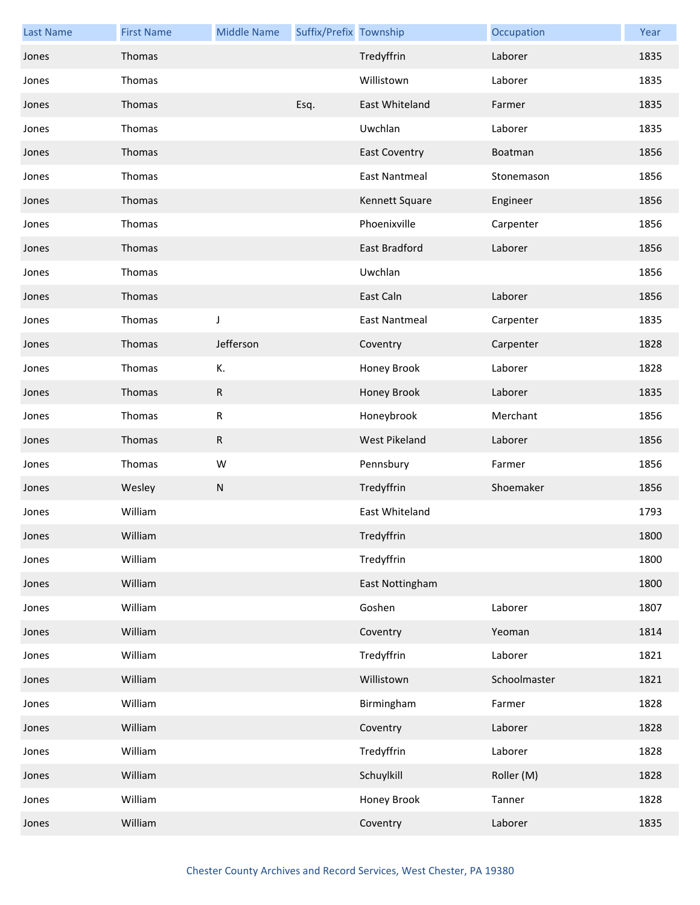| Last Name | First Name | Middle Name | Suffix/Prefix | Township | Occupation | Year |
|---|---|---|---|---|---|---|
| Jones | Thomas | | | Tredyffrin | Laborer | 1835 |
| Jones | Thomas | | | Willistown | Laborer | 1835 |
| Jones | Thomas | | Esq. | East Whiteland | Farmer | 1835 |
| Jones | Thomas | | | Uwchlan | Laborer | 1835 |
| Jones | Thomas | | | East Coventry | Boatman | 1856 |
| Jones | Thomas | | | East Nantmeal | Stonemason | 1856 |
| Jones | Thomas | | | Kennett Square | Engineer | 1856 |
| Jones | Thomas | | | Phoenixville | Carpenter | 1856 |
| Jones | Thomas | | | East Bradford | Laborer | 1856 |
| Jones | Thomas | | | Uwchlan | | 1856 |
| Jones | Thomas | | | East Caln | Laborer | 1856 |
| Jones | Thomas | J | | East Nantmeal | Carpenter | 1835 |
| Jones | Thomas | Jefferson | | Coventry | Carpenter | 1828 |
| Jones | Thomas | K. | | Honey Brook | Laborer | 1828 |
| Jones | Thomas | R | | Honey Brook | Laborer | 1835 |
| Jones | Thomas | R | | Honeybrook | Merchant | 1856 |
| Jones | Thomas | R | | West Pikeland | Laborer | 1856 |
| Jones | Thomas | W | | Pennsbury | Farmer | 1856 |
| Jones | Wesley | N | | Tredyffrin | Shoemaker | 1856 |
| Jones | William | | | East Whiteland | | 1793 |
| Jones | William | | | Tredyffrin | | 1800 |
| Jones | William | | | Tredyffrin | | 1800 |
| Jones | William | | | East Nottingham | | 1800 |
| Jones | William | | | Goshen | Laborer | 1807 |
| Jones | William | | | Coventry | Yeoman | 1814 |
| Jones | William | | | Tredyffrin | Laborer | 1821 |
| Jones | William | | | Willistown | Schoolmaster | 1821 |
| Jones | William | | | Birmingham | Farmer | 1828 |
| Jones | William | | | Coventry | Laborer | 1828 |
| Jones | William | | | Tredyffrin | Laborer | 1828 |
| Jones | William | | | Schuylkill | Roller (M) | 1828 |
| Jones | William | | | Honey Brook | Tanner | 1828 |
| Jones | William | | | Coventry | Laborer | 1835 |

Chester County Archives and Record Services, West Chester, PA 19380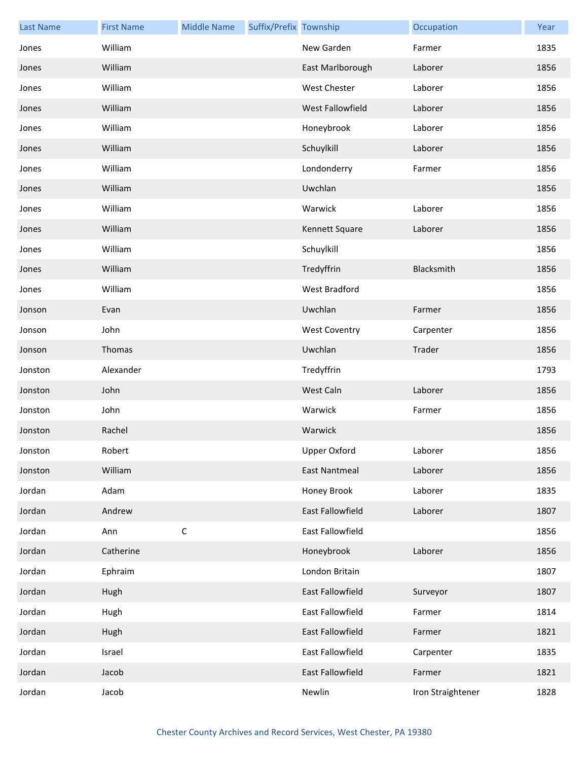| Last Name | First Name | Middle Name | Suffix/Prefix | Township | Occupation | Year |
|---|---|---|---|---|---|---|
| Jones | William | | | New Garden | Farmer | 1835 |
| Jones | William | | | East Marlborough | Laborer | 1856 |
| Jones | William | | | West Chester | Laborer | 1856 |
| Jones | William | | | West Fallowfield | Laborer | 1856 |
| Jones | William | | | Honeybrook | Laborer | 1856 |
| Jones | William | | | Schuylkill | Laborer | 1856 |
| Jones | William | | | Londonderry | Farmer | 1856 |
| Jones | William | | | Uwchlan | | 1856 |
| Jones | William | | | Warwick | Laborer | 1856 |
| Jones | William | | | Kennett Square | Laborer | 1856 |
| Jones | William | | | Schuylkill | | 1856 |
| Jones | William | | | Tredyffrin | Blacksmith | 1856 |
| Jones | William | | | West Bradford | | 1856 |
| Jonson | Evan | | | Uwchlan | Farmer | 1856 |
| Jonson | John | | | West Coventry | Carpenter | 1856 |
| Jonson | Thomas | | | Uwchlan | Trader | 1856 |
| Jonston | Alexander | | | Tredyffrin | | 1793 |
| Jonston | John | | | West Caln | Laborer | 1856 |
| Jonston | John | | | Warwick | Farmer | 1856 |
| Jonston | Rachel | | | Warwick | | 1856 |
| Jonston | Robert | | | Upper Oxford | Laborer | 1856 |
| Jonston | William | | | East Nantmeal | Laborer | 1856 |
| Jordan | Adam | | | Honey Brook | Laborer | 1835 |
| Jordan | Andrew | | | East Fallowfield | Laborer | 1807 |
| Jordan | Ann | C | | East Fallowfield | | 1856 |
| Jordan | Catherine | | | Honeybrook | Laborer | 1856 |
| Jordan | Ephraim | | | London Britain | | 1807 |
| Jordan | Hugh | | | East Fallowfield | Surveyor | 1807 |
| Jordan | Hugh | | | East Fallowfield | Farmer | 1814 |
| Jordan | Hugh | | | East Fallowfield | Farmer | 1821 |
| Jordan | Israel | | | East Fallowfield | Carpenter | 1835 |
| Jordan | Jacob | | | East Fallowfield | Farmer | 1821 |
| Jordan | Jacob | | | Newlin | Iron Straightener | 1828 |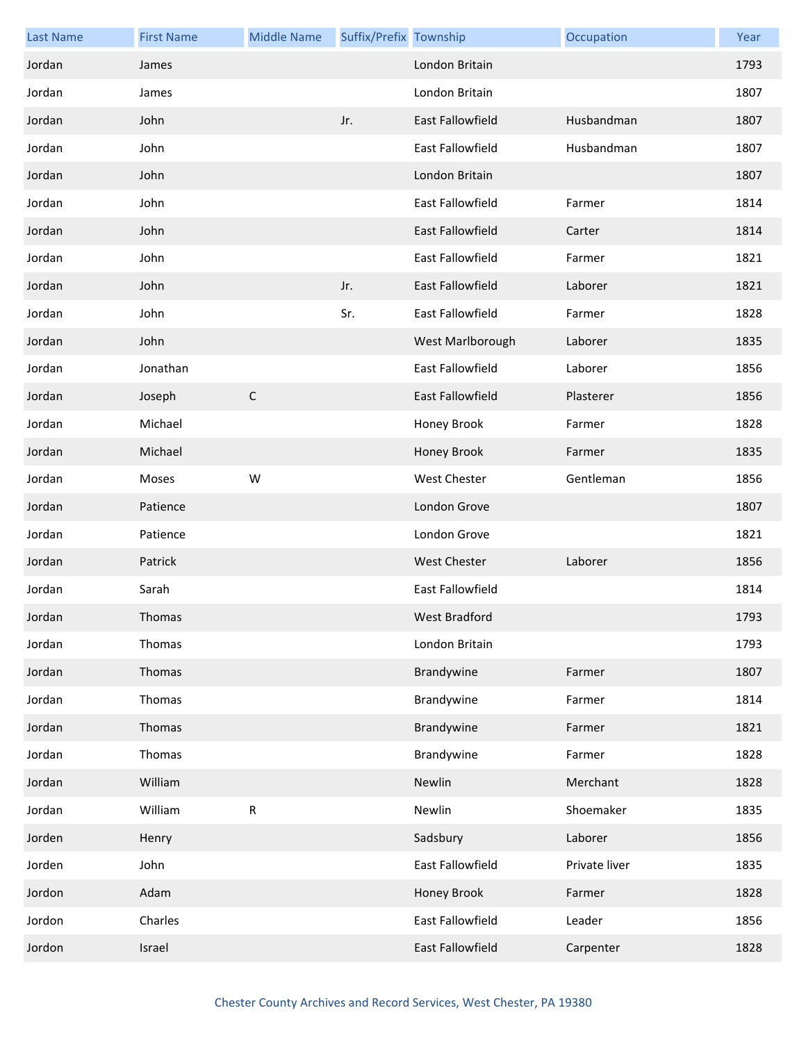| Last Name | First Name | Middle Name | Suffix/Prefix | Township | Occupation | Year |
|---|---|---|---|---|---|---|
| Jordan | James | | | London Britain | | 1793 |
| Jordan | James | | | London Britain | | 1807 |
| Jordan | John | | Jr. | East Fallowfield | Husbandman | 1807 |
| Jordan | John | | | East Fallowfield | Husbandman | 1807 |
| Jordan | John | | | London Britain | | 1807 |
| Jordan | John | | | East Fallowfield | Farmer | 1814 |
| Jordan | John | | | East Fallowfield | Carter | 1814 |
| Jordan | John | | | East Fallowfield | Farmer | 1821 |
| Jordan | John | | Jr. | East Fallowfield | Laborer | 1821 |
| Jordan | John | | Sr. | East Fallowfield | Farmer | 1828 |
| Jordan | John | | | West Marlborough | Laborer | 1835 |
| Jordan | Jonathan | | | East Fallowfield | Laborer | 1856 |
| Jordan | Joseph | C | | East Fallowfield | Plasterer | 1856 |
| Jordan | Michael | | | Honey Brook | Farmer | 1828 |
| Jordan | Michael | | | Honey Brook | Farmer | 1835 |
| Jordan | Moses | W | | West Chester | Gentleman | 1856 |
| Jordan | Patience | | | London Grove | | 1807 |
| Jordan | Patience | | | London Grove | | 1821 |
| Jordan | Patrick | | | West Chester | Laborer | 1856 |
| Jordan | Sarah | | | East Fallowfield | | 1814 |
| Jordan | Thomas | | | West Bradford | | 1793 |
| Jordan | Thomas | | | London Britain | | 1793 |
| Jordan | Thomas | | | Brandywine | Farmer | 1807 |
| Jordan | Thomas | | | Brandywine | Farmer | 1814 |
| Jordan | Thomas | | | Brandywine | Farmer | 1821 |
| Jordan | Thomas | | | Brandywine | Farmer | 1828 |
| Jordan | William | | | Newlin | Merchant | 1828 |
| Jordan | William | R | | Newlin | Shoemaker | 1835 |
| Jorden | Henry | | | Sadsbury | Laborer | 1856 |
| Jorden | John | | | East Fallowfield | Private liver | 1835 |
| Jordon | Adam | | | Honey Brook | Farmer | 1828 |
| Jordon | Charles | | | East Fallowfield | Leader | 1856 |
| Jordon | Israel | | | East Fallowfield | Carpenter | 1828 |

Chester County Archives and Record Services, West Chester, PA 19380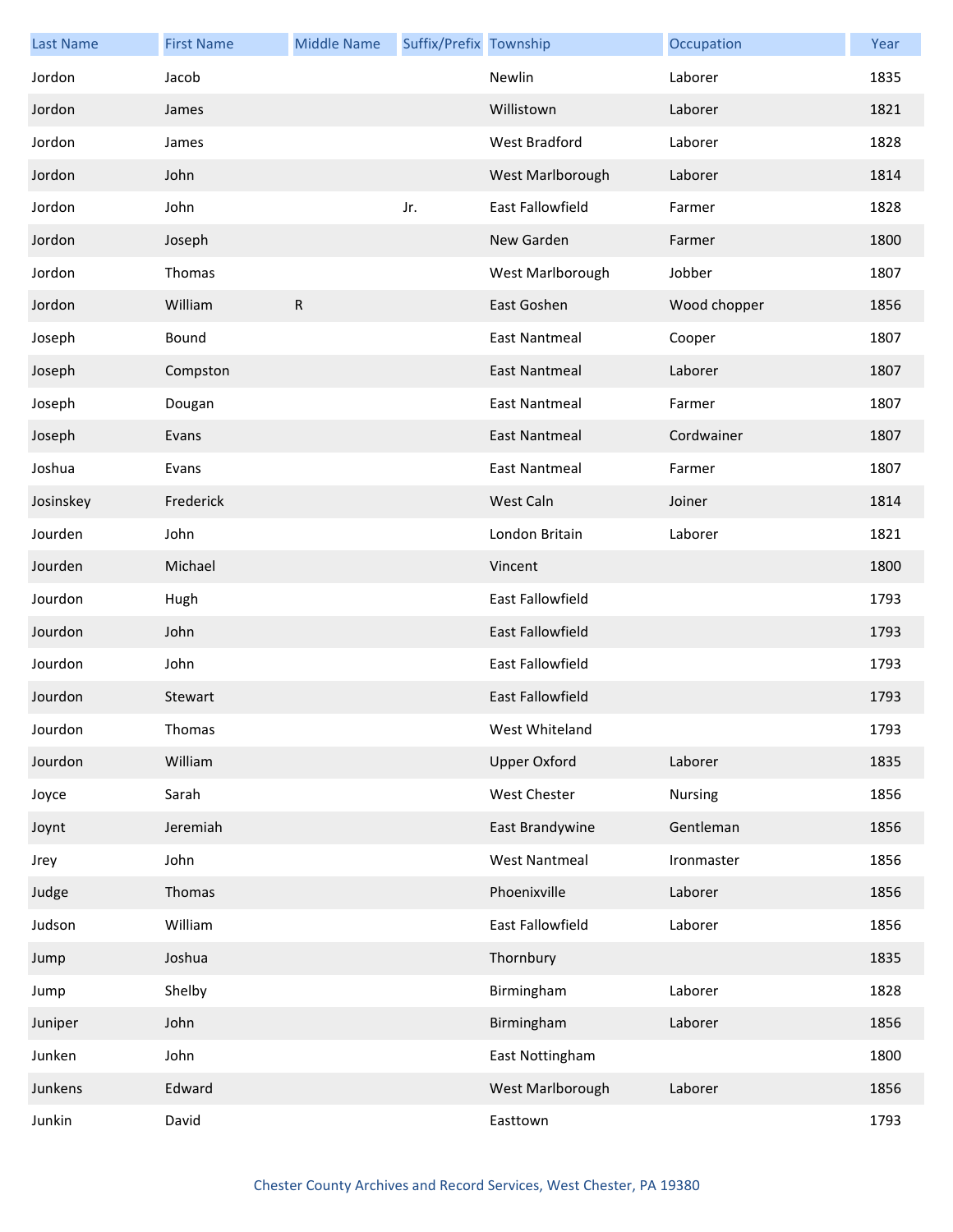| Last Name | First Name | Middle Name | Suffix/Prefix | Township | Occupation | Year |
| --- | --- | --- | --- | --- | --- | --- |
| Jordon | Jacob | | | Newlin | Laborer | 1835 |
| Jordon | James | | | Willistown | Laborer | 1821 |
| Jordon | James | | | West Bradford | Laborer | 1828 |
| Jordon | John | | | West Marlborough | Laborer | 1814 |
| Jordon | John | | Jr. | East Fallowfield | Farmer | 1828 |
| Jordon | Joseph | | | New Garden | Farmer | 1800 |
| Jordon | Thomas | | | West Marlborough | Jobber | 1807 |
| Jordon | William | R | | East Goshen | Wood chopper | 1856 |
| Joseph | Bound | | | East Nantmeal | Cooper | 1807 |
| Joseph | Compston | | | East Nantmeal | Laborer | 1807 |
| Joseph | Dougan | | | East Nantmeal | Farmer | 1807 |
| Joseph | Evans | | | East Nantmeal | Cordwainer | 1807 |
| Joshua | Evans | | | East Nantmeal | Farmer | 1807 |
| Josinskey | Frederick | | | West Caln | Joiner | 1814 |
| Jourden | John | | | London Britain | Laborer | 1821 |
| Jourden | Michael | | | Vincent | | 1800 |
| Jourdon | Hugh | | | East Fallowfield | | 1793 |
| Jourdon | John | | | East Fallowfield | | 1793 |
| Jourdon | John | | | East Fallowfield | | 1793 |
| Jourdon | Stewart | | | East Fallowfield | | 1793 |
| Jourdon | Thomas | | | West Whiteland | | 1793 |
| Jourdon | William | | | Upper Oxford | Laborer | 1835 |
| Joyce | Sarah | | | West Chester | Nursing | 1856 |
| Joynt | Jeremiah | | | East Brandywine | Gentleman | 1856 |
| Jrey | John | | | West Nantmeal | Ironmaster | 1856 |
| Judge | Thomas | | | Phoenixville | Laborer | 1856 |
| Judson | William | | | East Fallowfield | Laborer | 1856 |
| Jump | Joshua | | | Thornbury | | 1835 |
| Jump | Shelby | | | Birmingham | Laborer | 1828 |
| Juniper | John | | | Birmingham | Laborer | 1856 |
| Junken | John | | | East Nottingham | | 1800 |
| Junkens | Edward | | | West Marlborough | Laborer | 1856 |
| Junkin | David | | | Easttown | | 1793 |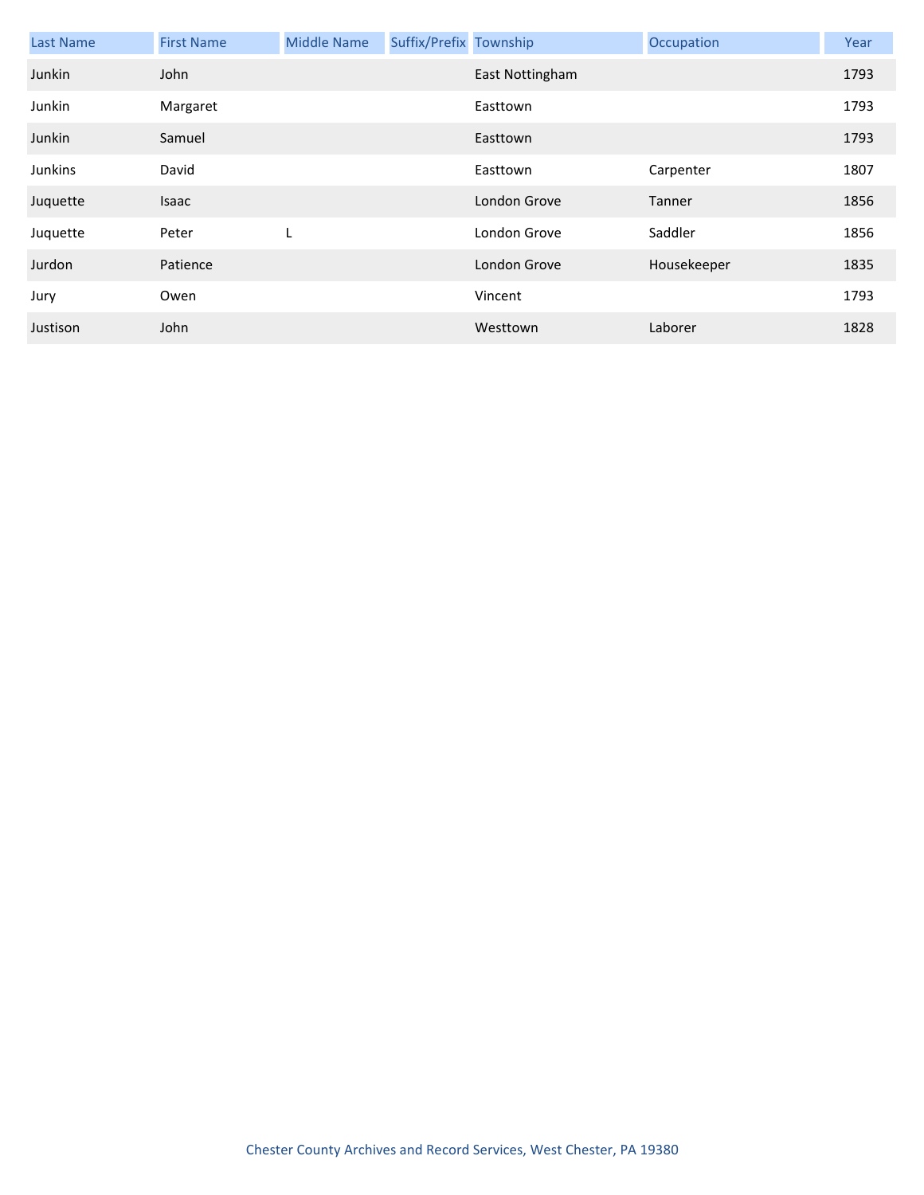| Last Name | First Name | Middle Name | Suffix/Prefix | Township | Occupation | Year |
|---|---|---|---|---|---|---|
| Junkin | John | | | East Nottingham | | 1793 |
| Junkin | Margaret | | | Easttown | | 1793 |
| Junkin | Samuel | | | Easttown | | 1793 |
| Junkins | David | | | Easttown | Carpenter | 1807 |
| Juquette | Isaac | | | London Grove | Tanner | 1856 |
| Juquette | Peter | L | | London Grove | Saddler | 1856 |
| Jurdon | Patience | | | London Grove | Housekeeper | 1835 |
| Jury | Owen | | | Vincent | | 1793 |
| Justison | John | | | Westtown | Laborer | 1828 |